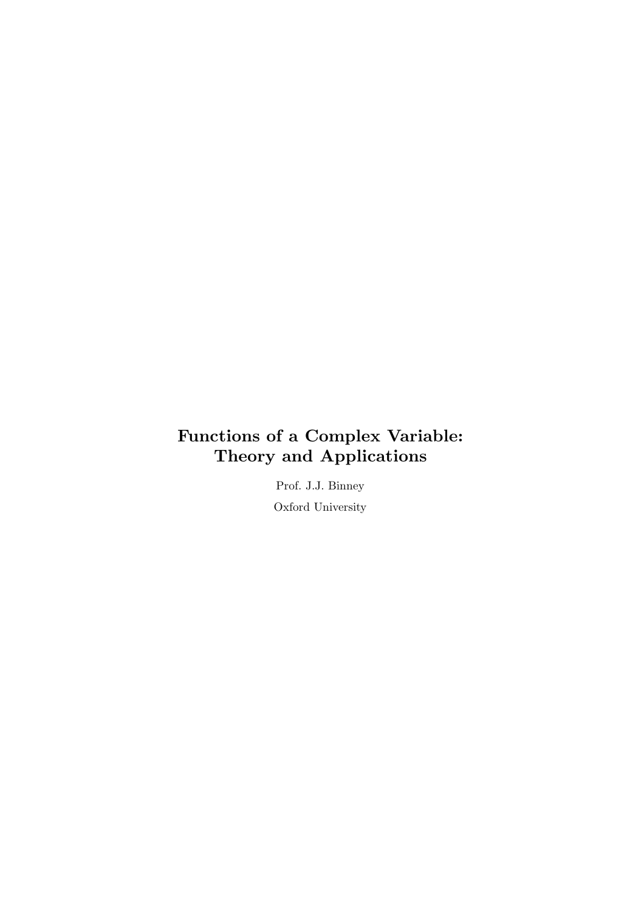# Functions of a Complex Variable: Theory and Applications

Prof. J.J. Binney

Oxford University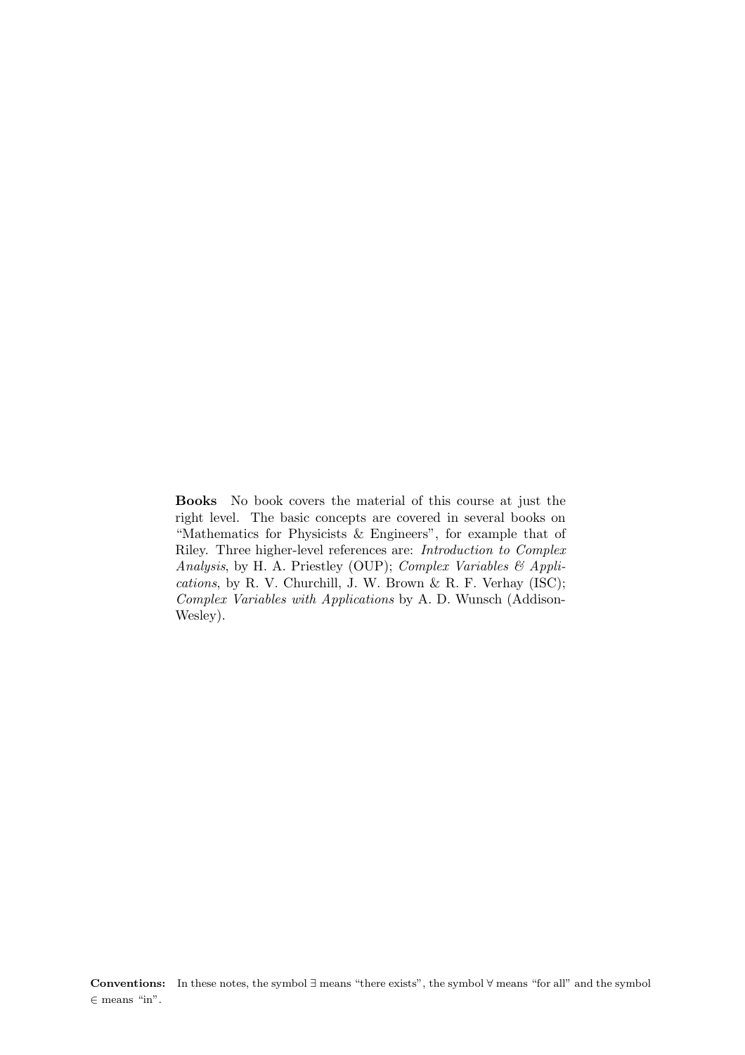**Books** No book covers the material of this course at just the right level. The basic concepts are covered in several books on "Mathematics for Physicists & Engineers", for example that of Riley. Three higher-level references are: *Introduction to Complex Analysis*, by H. A. Priestley (OUP); *Complex Variables & Applications*, by R. V. Churchill, J. W. Brown & R. F. Verhay (ISC); *Complex Variables with Applications* by A. D. Wunsch (Addison-Wesley).

**Conventions:** In these notes, the symbol $\exists$ means "there exists", the symbol $\forall$ means "for all" and the symbol $\in$ means "in".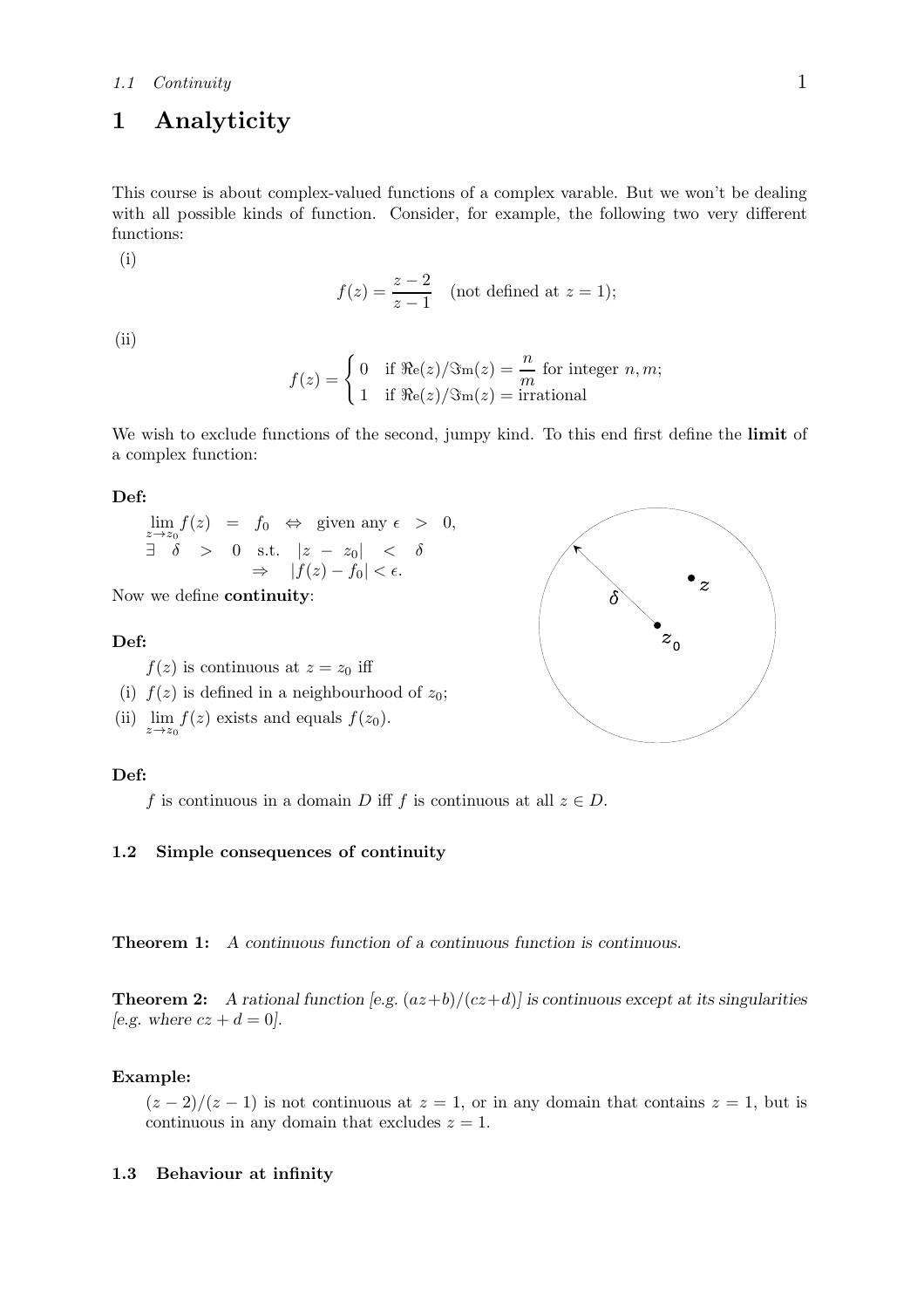# 1 Analyticity

This course is about complex-valued functions of a complex varable. But we won't be dealing with all possible kinds of function. Consider, for example, the following two very different functions:

(i)

$$f(z) = \frac{z-2}{z-1} \quad \text{(not defined at } z = 1\text{);}$$

(ii)

$$f(z) = \begin{cases} 0 & \text{if } \Re\mathrm{e}(z)/\Im\mathrm{m}(z) = \dfrac{n}{m} \text{ for integer } n, m; \\ 1 & \text{if } \Re\mathrm{e}(z)/\Im\mathrm{m}(z) = \text{irrational} \end{cases}$$

We wish to exclude functions of the second, jumpy kind. To this end first define the **limit** of a complex function:

**Def:**

$\lim_{z \to z_0} f(z) = f_0 \Leftrightarrow$ given any $\epsilon > 0$, $\exists\ \delta > 0$ s.t. $|z - z_0| < \delta \Rightarrow |f(z) - f_0| < \epsilon$.

Now we define **continuity**:

**Def:**

$f(z)$ is continuous at $z = z_0$ iff

(i) $f(z)$ is defined in a neighbourhood of $z_0$;

(ii) $\lim_{z \to z_0} f(z)$ exists and equals $f(z_0)$.

**Def:**

$f$ is continuous in a domain $D$ iff $f$ is continuous at all $z \in D$.

### 1.2 Simple consequences of continuity

**Theorem 1:** *A continuous function of a continuous function is continuous.*

**Theorem 2:** *A rational function [e.g. $(az+b)/(cz+d)$] is continuous except at its singularities [e.g. where $cz + d = 0$].*

**Example:**

$(z-2)/(z-1)$ is not continuous at $z = 1$, or in any domain that contains $z = 1$, but is continuous in any domain that excludes $z = 1$.

### 1.3 Behaviour at infinity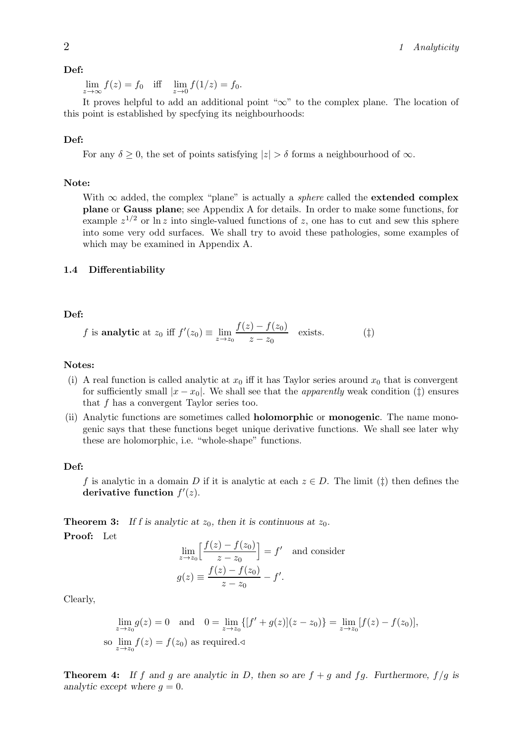**Def:**

$\lim_{z\to\infty} f(z) = f_0$ iff $\lim_{z\to 0} f(1/z) = f_0$.

It proves helpful to add an additional point "$\infty$" to the complex plane. The location of this point is established by specfying its neighbourhoods:

**Def:**

For any $\delta \geq 0$, the set of points satisfying $|z| > \delta$ forms a neighbourhood of $\infty$.

**Note:**

With $\infty$ added, the complex "plane" is actually a *sphere* called the **extended complex plane** or **Gauss plane**; see Appendix A for details. In order to make some functions, for example $z^{1/2}$ or $\ln z$ into single-valued functions of $z$, one has to cut and sew this sphere into some very odd surfaces. We shall try to avoid these pathologies, some examples of which may be examined in Appendix A.

### 1.4 Differentiability

**Def:**

$$f \text{ is } \textbf{analytic} \text{ at } z_0 \text{ iff } f'(z_0) \equiv \lim_{z\to z_0} \frac{f(z)-f(z_0)}{z-z_0} \quad \text{exists.} \qquad (\ddagger)$$

**Notes:**

(i) A real function is called analytic at $x_0$ iff it has Taylor series around $x_0$ that is convergent for sufficiently small $|x - x_0|$. We shall see that the *apparently* weak condition ($\ddagger$) ensures that $f$ has a convergent Taylor series too.

(ii) Analytic functions are sometimes called **holomorphic** or **monogenic**. The name monogenic says that these functions beget unique derivative functions. We shall see later why these are holomorphic, i.e. "whole-shape" functions.

**Def:**

$f$ is analytic in a domain $D$ if it is analytic at each $z \in D$. The limit ($\ddagger$) then defines the **derivative function** $f'(z)$.

**Theorem 3:** *If f is analytic at $z_0$, then it is continuous at $z_0$.*

**Proof:** Let

$$\lim_{z\to z_0}\Big[\frac{f(z)-f(z_0)}{z-z_0}\Big] = f' \quad \text{and consider}$$

$$g(z) \equiv \frac{f(z)-f(z_0)}{z-z_0} - f'.$$

Clearly,

$$\lim_{z\to z_0} g(z) = 0 \quad \text{and} \quad 0 = \lim_{z\to z_0}\{[f' + g(z)](z-z_0)\} = \lim_{z\to z_0}[f(z) - f(z_0)],$$

so $\lim_{z\to z_0} f(z) = f(z_0)$ as required.$\triangleleft$

**Theorem 4:** *If $f$ and $g$ are analytic in $D$, then so are $f+g$ and $fg$. Furthermore, $f/g$ is analytic except where $g = 0$.*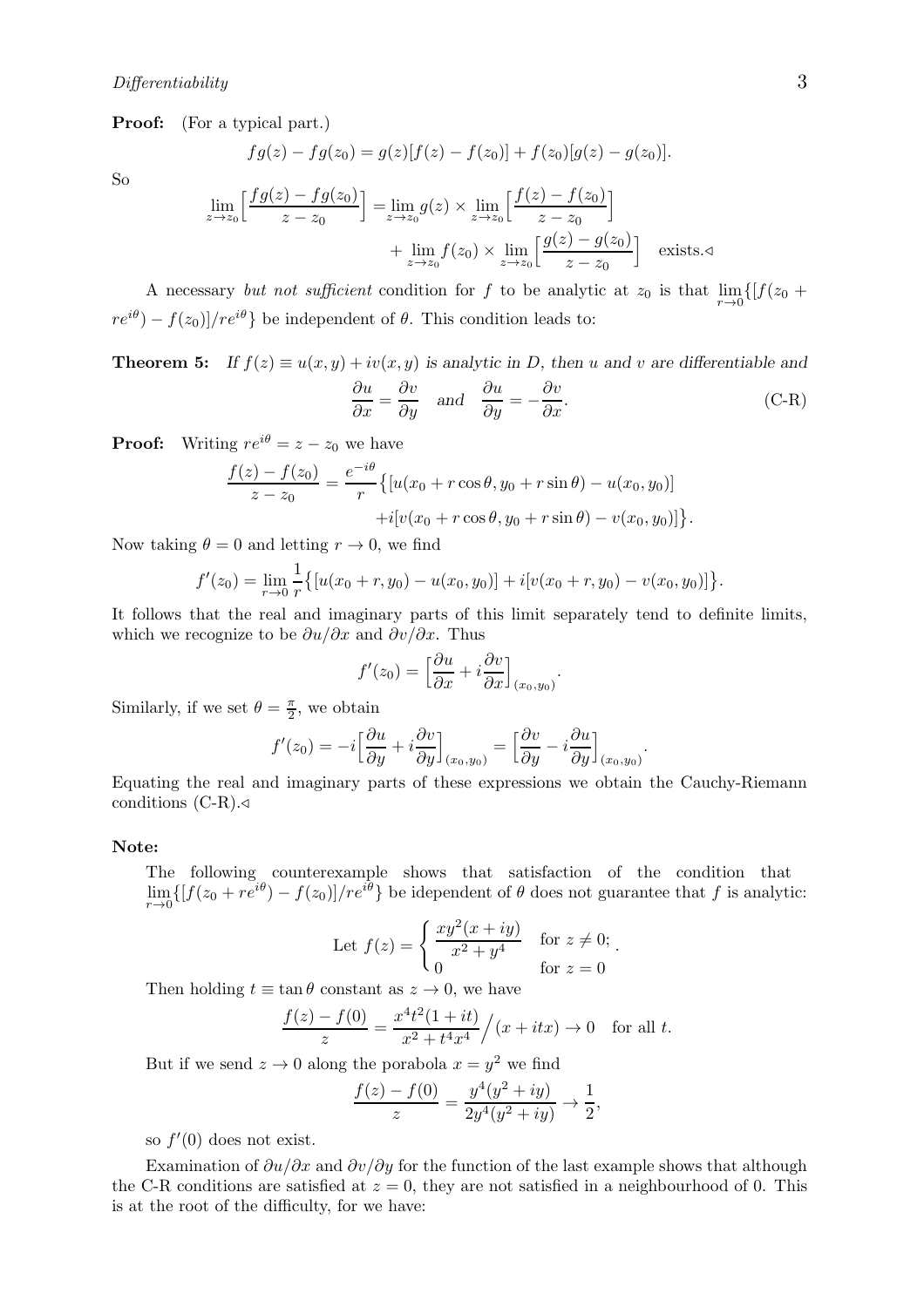**Proof:** (For a typical part.)

$$fg(z) - fg(z_0) = g(z)[f(z) - f(z_0)] + f(z_0)[g(z) - g(z_0)].$$

So

$$\lim_{z\to z_0}\Big[\frac{fg(z) - fg(z_0)}{z - z_0}\Big] = \lim_{z\to z_0} g(z) \times \lim_{z\to z_0}\Big[\frac{f(z) - f(z_0)}{z - z_0}\Big] + \lim_{z\to z_0} f(z_0) \times \lim_{z\to z_0}\Big[\frac{g(z) - g(z_0)}{z - z_0}\Big] \quad \text{exists.}\triangleleft$$

A necessary *but not sufficient* condition for $f$ to be analytic at $z_0$ is that $\lim_{r\to 0}\{[f(z_0 + re^{i\theta}) - f(z_0)]/re^{i\theta}\}$ be independent of $\theta$. This condition leads to:

**Theorem 5:** *If $f(z) \equiv u(x, y) + iv(x, y)$ is analytic in $D$, then $u$ and $v$ are differentiable and*

$$\frac{\partial u}{\partial x} = \frac{\partial v}{\partial y} \quad \text{and} \quad \frac{\partial u}{\partial y} = -\frac{\partial v}{\partial x}. \tag{C-R}$$

**Proof:** Writing $re^{i\theta} = z - z_0$ we have

$$\frac{f(z) - f(z_0)}{z - z_0} = \frac{e^{-i\theta}}{r}\big\{[u(x_0 + r\cos\theta, y_0 + r\sin\theta) - u(x_0, y_0)] + i[v(x_0 + r\cos\theta, y_0 + r\sin\theta) - v(x_0, y_0)]\big\}.$$

Now taking $\theta = 0$ and letting $r \to 0$, we find

$$f'(z_0) = \lim_{r\to 0}\frac{1}{r}\big\{[u(x_0 + r, y_0) - u(x_0, y_0)] + i[v(x_0 + r, y_0) - v(x_0, y_0)]\big\}.$$

It follows that the real and imaginary parts of this limit separately tend to definite limits, which we recognize to be $\partial u/\partial x$ and $\partial v/\partial x$. Thus

$$f'(z_0) = \Big[\frac{\partial u}{\partial x} + i\frac{\partial v}{\partial x}\Big]_{(x_0, y_0)}.$$

Similarly, if we set $\theta = \frac{\pi}{2}$, we obtain

$$f'(z_0) = -i\Big[\frac{\partial u}{\partial y} + i\frac{\partial v}{\partial y}\Big]_{(x_0, y_0)} = \Big[\frac{\partial v}{\partial y} - i\frac{\partial u}{\partial y}\Big]_{(x_0, y_0)}.$$

Equating the real and imaginary parts of these expressions we obtain the Cauchy-Riemann conditions (C-R).$\triangleleft$

**Note:**

The following counterexample shows that satisfaction of the condition that $\lim_{r\to 0}\{[f(z_0 + re^{i\theta}) - f(z_0)]/re^{i\theta}\}$ be idependent of $\theta$ does not guarantee that $f$ is analytic:

$$\text{Let } f(z) = \begin{cases} \dfrac{xy^2(x + iy)}{x^2 + y^4} & \text{for } z \neq 0; \\ 0 & \text{for } z = 0 \end{cases}.$$

Then holding $t \equiv \tan\theta$ constant as $z \to 0$, we have

$$\frac{f(z) - f(0)}{z} = \frac{x^4t^2(1 + it)}{x^2 + t^4x^4}\Big/(x + itx) \to 0 \quad \text{for all } t.$$

But if we send $z \to 0$ along the porabola $x = y^2$ we find

$$\frac{f(z) - f(0)}{z} = \frac{y^4(y^2 + iy)}{2y^4(y^2 + iy)} \to \frac{1}{2},$$

so $f'(0)$ does not exist.

Examination of $\partial u/\partial x$ and $\partial v/\partial y$ for the function of the last example shows that although the C-R conditions are satisfied at $z = 0$, they are not satisfied in a neighbourhood of 0. This is at the root of the difficulty, for we have: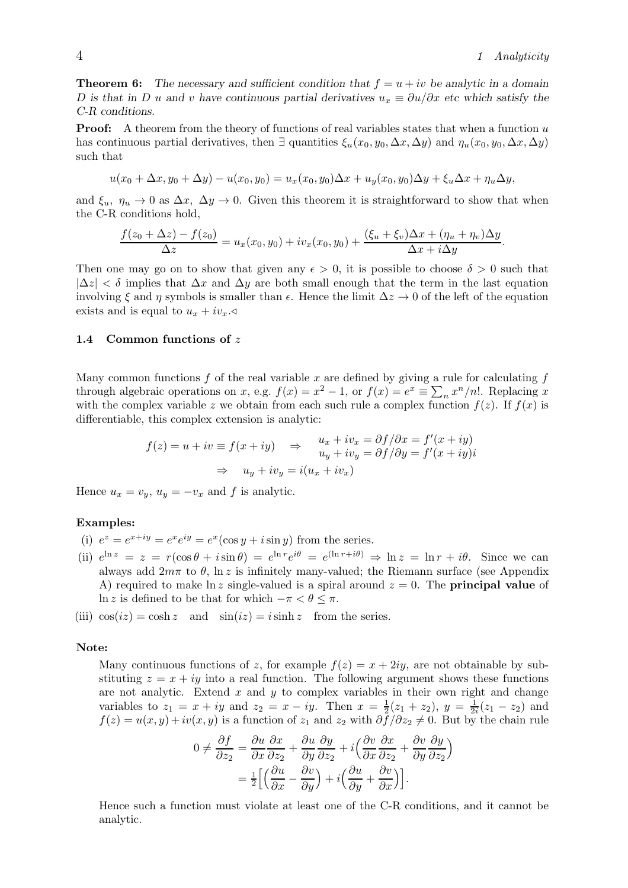**Theorem 6:** *The necessary and sufficient condition that $f = u + iv$ be analytic in a domain $D$ is that in $D$ $u$ and $v$ have continuous partial derivatives $u_x \equiv \partial u/\partial x$ etc which satisfy the C-R conditions.*

**Proof:** A theorem from the theory of functions of real variables states that when a function $u$ has continuous partial derivatives, then $\exists$ quantities $\xi_u(x_0, y_0, \Delta x, \Delta y)$ and $\eta_u(x_0, y_0, \Delta x, \Delta y)$ such that

$$u(x_0 + \Delta x, y_0 + \Delta y) - u(x_0, y_0) = u_x(x_0, y_0)\Delta x + u_y(x_0, y_0)\Delta y + \xi_u \Delta x + \eta_u \Delta y,$$

and $\xi_u$, $\eta_u \to 0$ as $\Delta x$, $\Delta y \to 0$. Given this theorem it is straightforward to show that when the C-R conditions hold,

$$\frac{f(z_0 + \Delta z) - f(z_0)}{\Delta z} = u_x(x_0, y_0) + iv_x(x_0, y_0) + \frac{(\xi_u + \xi_v)\Delta x + (\eta_u + \eta_v)\Delta y}{\Delta x + i\Delta y}.$$

Then one may go on to show that given any $\epsilon > 0$, it is possible to choose $\delta > 0$ such that $|\Delta z| < \delta$ implies that $\Delta x$ and $\Delta y$ are both small enough that the term in the last equation involving $\xi$ and $\eta$ symbols is smaller than $\epsilon$. Hence the limit $\Delta z \to 0$ of the left of the equation exists and is equal to $u_x + iv_x$.$\lhd$

### 1.4 Common functions of $z$

Many common functions $f$ of the real variable $x$ are defined by giving a rule for calculating $f$ through algebraic operations on $x$, e.g. $f(x) = x^2 - 1$, or $f(x) = e^x \equiv \sum_n x^n/n!$. Replacing $x$ with the complex variable $z$ we obtain from each such rule a complex function $f(z)$. If $f(x)$ is differentiable, this complex extension is analytic:

$$f(z) = u + iv \equiv f(x + iy) \quad \Rightarrow \quad \begin{array}{l} u_x + iv_x = \partial f/\partial x = f'(x + iy) \\ u_y + iv_y = \partial f/\partial y = f'(x + iy)i \end{array}$$

$$\Rightarrow \quad u_y + iv_y = i(u_x + iv_x)$$

Hence $u_x = v_y$, $u_y = -v_x$ and $f$ is analytic.

**Examples:**

(i) $e^z = e^{x+iy} = e^x e^{iy} = e^x(\cos y + i \sin y)$ from the series.

(ii) $e^{\ln z} = z = r(\cos\theta + i\sin\theta) = e^{\ln r}e^{i\theta} = e^{(\ln r + i\theta)} \Rightarrow \ln z = \ln r + i\theta$. Since we can always add $2m\pi$ to $\theta$, $\ln z$ is infinitely many-valued; the Riemann surface (see Appendix A) required to make $\ln z$ single-valued is a spiral around $z = 0$. The **principal value** of $\ln z$ is defined to be that for which $-\pi < \theta \leq \pi$.

(iii) $\cos(iz) = \cosh z$ and $\sin(iz) = i \sinh z$ from the series.

**Note:**

Many continuous functions of $z$, for example $f(z) = x + 2iy$, are not obtainable by substituting $z = x + iy$ into a real function. The following argument shows these functions are not analytic. Extend $x$ and $y$ to complex variables in their own right and change variables to $z_1 = x + iy$ and $z_2 = x - iy$. Then $x = \frac{1}{2}(z_1 + z_2)$, $y = \frac{1}{2i}(z_1 - z_2)$ and $f(z) = u(x, y) + iv(x, y)$ is a function of $z_1$ and $z_2$ with $\partial f/\partial z_2 \neq 0$. But by the chain rule

$$\begin{aligned} 0 \neq \frac{\partial f}{\partial z_2} &= \frac{\partial u}{\partial x}\frac{\partial x}{\partial z_2} + \frac{\partial u}{\partial y}\frac{\partial y}{\partial z_2} + i\Big(\frac{\partial v}{\partial x}\frac{\partial x}{\partial z_2} + \frac{\partial v}{\partial y}\frac{\partial y}{\partial z_2}\Big) \\ &= \tfrac{1}{2}\Big[\Big(\frac{\partial u}{\partial x} - \frac{\partial v}{\partial y}\Big) + i\Big(\frac{\partial u}{\partial y} + \frac{\partial v}{\partial x}\Big)\Big]. \end{aligned}$$

Hence such a function must violate at least one of the C-R conditions, and it cannot be analytic.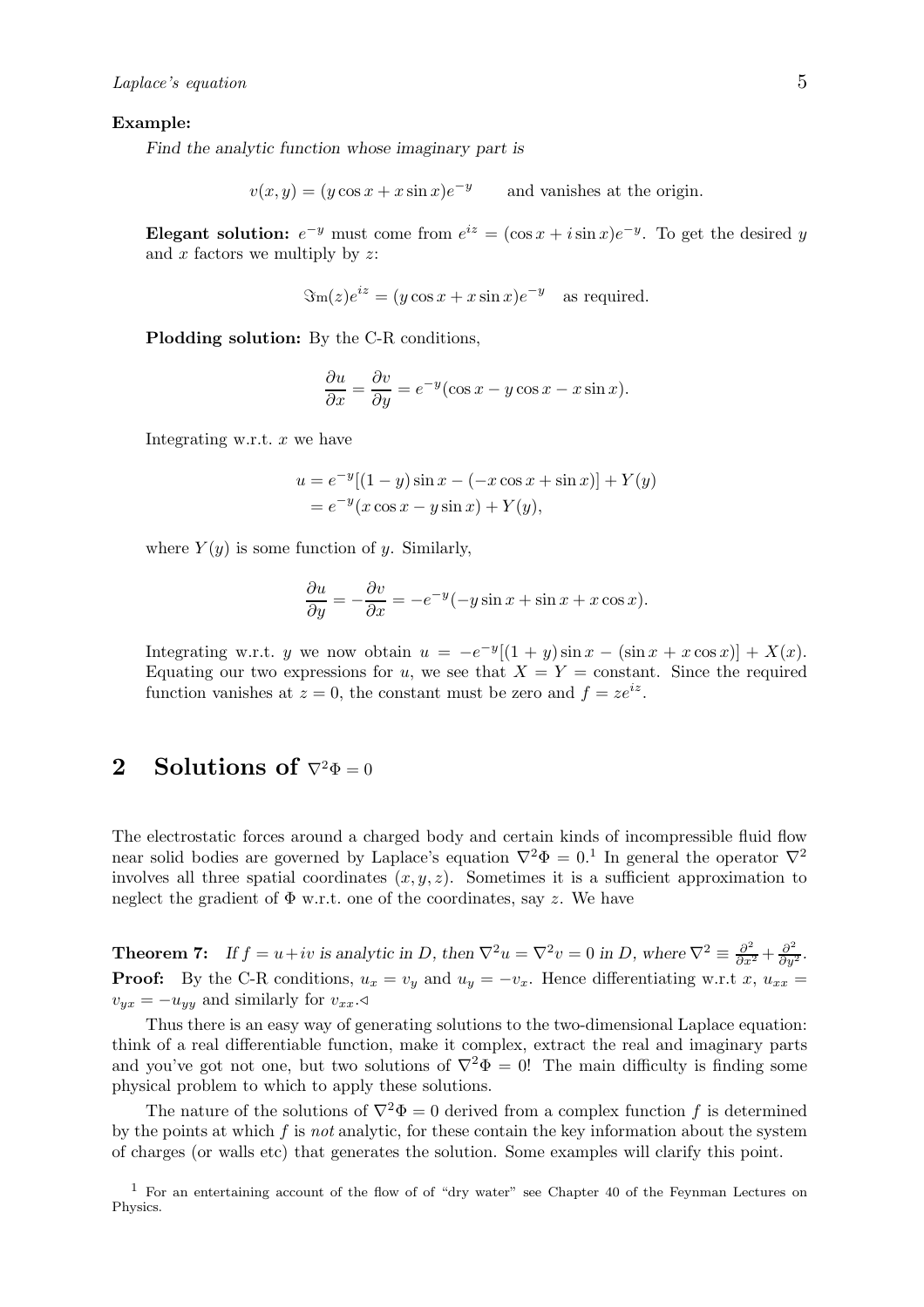**Example:**

*Find the analytic function whose imaginary part is*

$$v(x, y) = (y \cos x + x \sin x)e^{-y} \qquad \text{and vanishes at the origin.}$$

**Elegant solution:** $e^{-y}$ must come from $e^{iz} = (\cos x + i \sin x)e^{-y}$. To get the desired $y$ and $x$ factors we multiply by $z$:

$$\Im\mathrm{m}(z)e^{iz} = (y \cos x + x \sin x)e^{-y} \quad \text{as required.}$$

**Plodding solution:** By the C-R conditions,

$$\frac{\partial u}{\partial x} = \frac{\partial v}{\partial y} = e^{-y}(\cos x - y \cos x - x \sin x).$$

Integrating w.r.t. $x$ we have

$$\begin{aligned} u &= e^{-y}[(1 - y) \sin x - (-x \cos x + \sin x)] + Y(y) \\ &= e^{-y}(x \cos x - y \sin x) + Y(y), \end{aligned}$$

where $Y(y)$ is some function of $y$. Similarly,

$$\frac{\partial u}{\partial y} = -\frac{\partial v}{\partial x} = -e^{-y}(-y \sin x + \sin x + x \cos x).$$

Integrating w.r.t. $y$ we now obtain $u = -e^{-y}[(1 + y) \sin x - (\sin x + x \cos x)] + X(x)$. Equating our two expressions for $u$, we see that $X = Y = \text{constant}$. Since the required function vanishes at $z = 0$, the constant must be zero and $f = ze^{iz}$.

## 2 Solutions of $\nabla^2\Phi = 0$

The electrostatic forces around a charged body and certain kinds of incompressible fluid flow near solid bodies are governed by Laplace's equation $\nabla^2\Phi = 0$.[1] In general the operator $\nabla^2$ involves all three spatial coordinates $(x, y, z)$. Sometimes it is a sufficient approximation to neglect the gradient of $\Phi$ w.r.t. one of the coordinates, say $z$. We have

**Theorem 7:** *If $f = u + iv$ is analytic in $D$, then $\nabla^2 u = \nabla^2 v = 0$ in $D$, where $\nabla^2 \equiv \frac{\partial^2}{\partial x^2} + \frac{\partial^2}{\partial y^2}$.*
**Proof:** By the C-R conditions, $u_x = v_y$ and $u_y = -v_x$. Hence differentiating w.r.t $x$, $u_{xx} = v_{yx} = -u_{yy}$ and similarly for $v_{xx}$.◁

Thus there is an easy way of generating solutions to the two-dimensional Laplace equation: think of a real differentiable function, make it complex, extract the real and imaginary parts and you've got not one, but two solutions of $\nabla^2\Phi = 0$! The main difficulty is finding some physical problem to which to apply these solutions.

The nature of the solutions of $\nabla^2\Phi = 0$ derived from a complex function $f$ is determined by the points at which $f$ is *not* analytic, for these contain the key information about the system of charges (or walls etc) that generates the solution. Some examples will clarify this point.

[1] For an entertaining account of the flow of of "dry water" see Chapter 40 of the Feynman Lectures on Physics.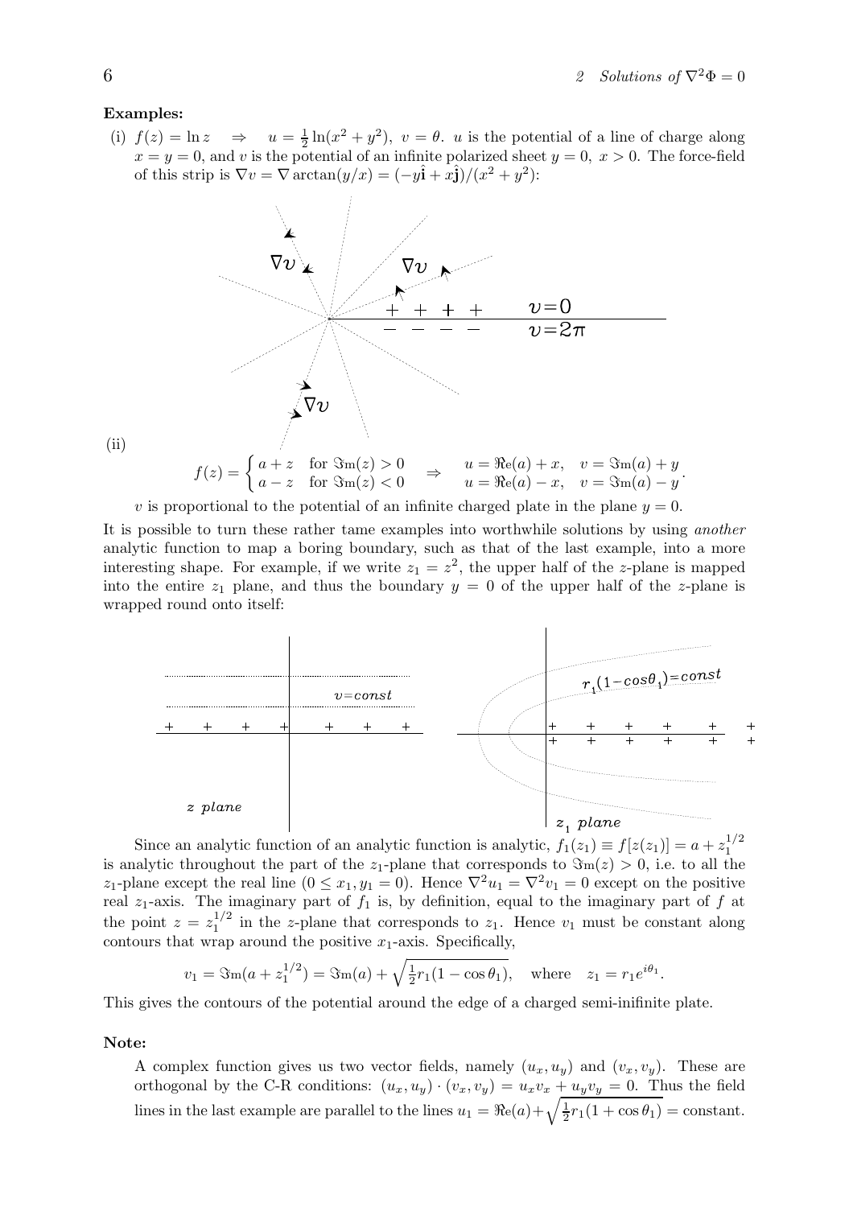**Examples:**

(i) $f(z) = \ln z \quad \Rightarrow \quad u = \frac{1}{2}\ln(x^2+y^2),\ v = \theta$. $u$ is the potential of a line of charge along $x = y = 0$, and $v$ is the potential of an infinite polarized sheet $y = 0,\ x > 0$. The force-field of this strip is $\nabla v = \nabla \arctan(y/x) = (-y\hat{\mathbf{i}} + x\hat{\mathbf{j}})/(x^2+y^2)$:

(ii)

$$f(z) = \begin{cases} a+z & \text{for } \Im\text{m}(z) > 0 \\ a-z & \text{for } \Im\text{m}(z) < 0 \end{cases} \quad \Rightarrow \quad \begin{array}{ll} u = \Re\text{e}(a) + x, & v = \Im\text{m}(a) + y \\ u = \Re\text{e}(a) - x, & v = \Im\text{m}(a) - y \end{array}.$$

$v$ is proportional to the potential of an infinite charged plate in the plane $y = 0$.

It is possible to turn these rather tame examples into worthwhile solutions by using *another* analytic function to map a boring boundary, such as that of the last example, into a more interesting shape. For example, if we write $z_1 = z^2$, the upper half of the $z$-plane is mapped into the entire $z_1$ plane, and thus the boundary $y = 0$ of the upper half of the $z$-plane is wrapped round onto itself:

Since an analytic function of an analytic function is analytic, $f_1(z_1) \equiv f[z(z_1)] = a + z_1^{1/2}$ is analytic throughout the part of the $z_1$-plane that corresponds to $\Im\text{m}(z) > 0$, i.e. to all the $z_1$-plane except the real line $(0 \le x_1, y_1 = 0)$. Hence $\nabla^2 u_1 = \nabla^2 v_1 = 0$ except on the positive real $z_1$-axis. The imaginary part of $f_1$ is, by definition, equal to the imaginary part of $f$ at the point $z = z_1^{1/2}$ in the $z$-plane that corresponds to $z_1$. Hence $v_1$ must be constant along contours that wrap around the positive $x_1$-axis. Specifically,

$$v_1 = \Im\text{m}(a + z_1^{1/2}) = \Im\text{m}(a) + \sqrt{\tfrac{1}{2} r_1 (1 - \cos\theta_1)}, \quad \text{where} \quad z_1 = r_1 e^{i\theta_1}.$$

This gives the contours of the potential around the edge of a charged semi-inifinite plate.

**Note:**

A complex function gives us two vector fields, namely $(u_x, u_y)$ and $(v_x, v_y)$. These are orthogonal by the C-R conditions: $(u_x, u_y) \cdot (v_x, v_y) = u_x v_x + u_y v_y = 0$. Thus the field lines in the last example are parallel to the lines $u_1 = \Re\text{e}(a) + \sqrt{\frac{1}{2} r_1 (1 + \cos\theta_1)} = \text{constant}$.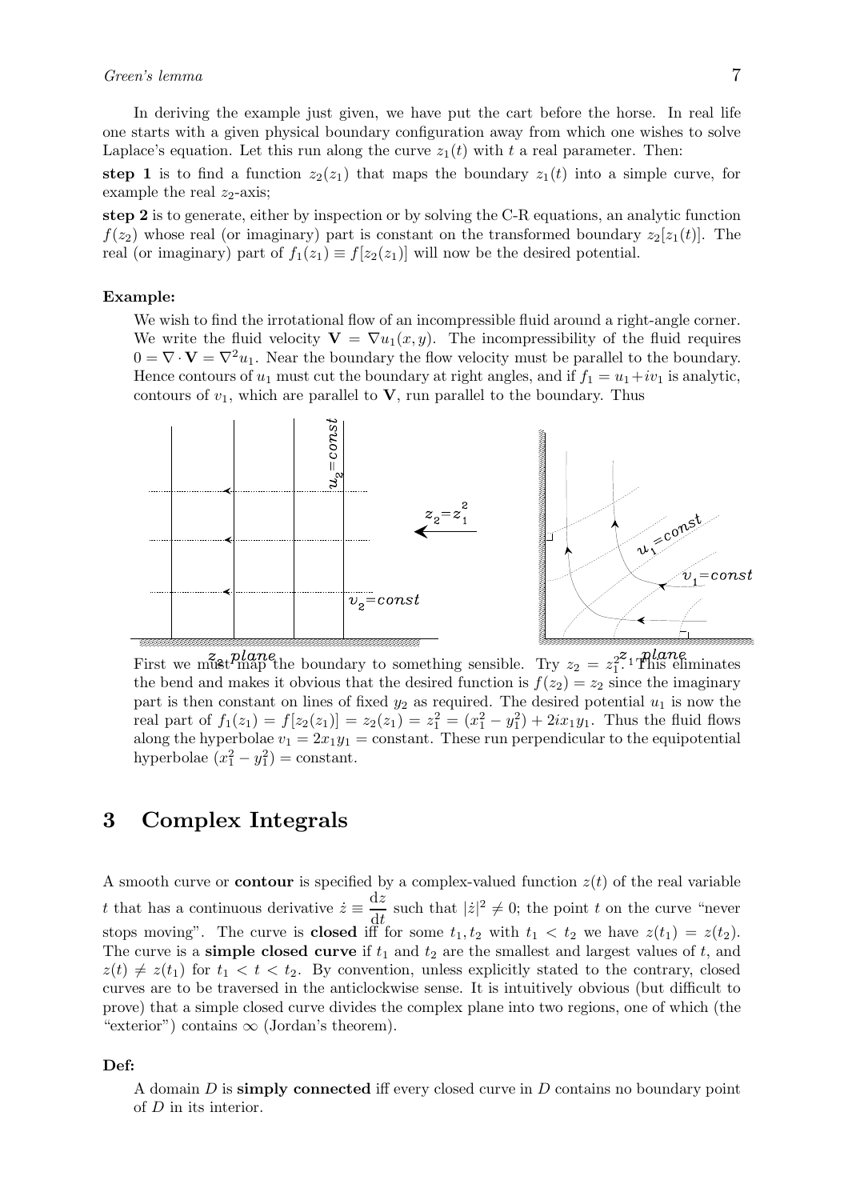In deriving the example just given, we have put the cart before the horse. In real life one starts with a given physical boundary configuration away from which one wishes to solve Laplace's equation. Let this run along the curve $z_1(t)$ with $t$ a real parameter. Then:

**step 1** is to find a function $z_2(z_1)$ that maps the boundary $z_1(t)$ into a simple curve, for example the real $z_2$-axis;

**step 2** is to generate, either by inspection or by solving the C-R equations, an analytic function $f(z_2)$ whose real (or imaginary) part is constant on the transformed boundary $z_2[z_1(t)]$. The real (or imaginary) part of $f_1(z_1) \equiv f[z_2(z_1)]$ will now be the desired potential.

**Example:**

We wish to find the irrotational flow of an incompressible fluid around a right-angle corner. We write the fluid velocity $\mathbf{V} = \nabla u_1(x, y)$. The incompressibility of the fluid requires $0 = \nabla \cdot \mathbf{V} = \nabla^2 u_1$. Near the boundary the flow velocity must be parallel to the boundary. Hence contours of $u_1$ must cut the boundary at right angles, and if $f_1 = u_1 + iv_1$ is analytic, contours of $v_1$, which are parallel to $\mathbf{V}$, run parallel to the boundary. Thus

$u_2$=const, $v_2$=const, $z_2 = z_1^2$, $u_1$=const, $v_1$=const, $z_2$ plane, $z_1$ plane

First we must map the boundary to something sensible. Try $z_2 = z_1^2$. This eliminates the bend and makes it obvious that the desired function is $f(z_2) = z_2$ since the imaginary part is then constant on lines of fixed $y_2$ as required. The desired potential $u_1$ is now the real part of $f_1(z_1) = f[z_2(z_1)] = z_2(z_1) = z_1^2 = (x_1^2 - y_1^2) + 2ix_1y_1$. Thus the fluid flows along the hyperbolae $v_1 = 2x_1y_1 = \text{constant}$. These run perpendicular to the equipotential hyperbolae $(x_1^2 - y_1^2) = \text{constant}$.

## 3 Complex Integrals

A smooth curve or **contour** is specified by a complex-valued function $z(t)$ of the real variable $t$ that has a continuous derivative $\dot{z} \equiv \frac{\mathrm{d}z}{\mathrm{d}t}$ such that $|\dot{z}|^2 \neq 0$; the point $t$ on the curve "never stops moving". The curve is **closed** iff for some $t_1, t_2$ with $t_1 < t_2$ we have $z(t_1) = z(t_2)$. The curve is a **simple closed curve** if $t_1$ and $t_2$ are the smallest and largest values of $t$, and $z(t) \neq z(t_1)$ for $t_1 < t < t_2$. By convention, unless explicitly stated to the contrary, closed curves are to be traversed in the anticlockwise sense. It is intuitively obvious (but difficult to prove) that a simple closed curve divides the complex plane into two regions, one of which (the "exterior") contains $\infty$ (Jordan's theorem).

**Def:**

A domain $D$ is **simply connected** iff every closed curve in $D$ contains no boundary point of $D$ in its interior.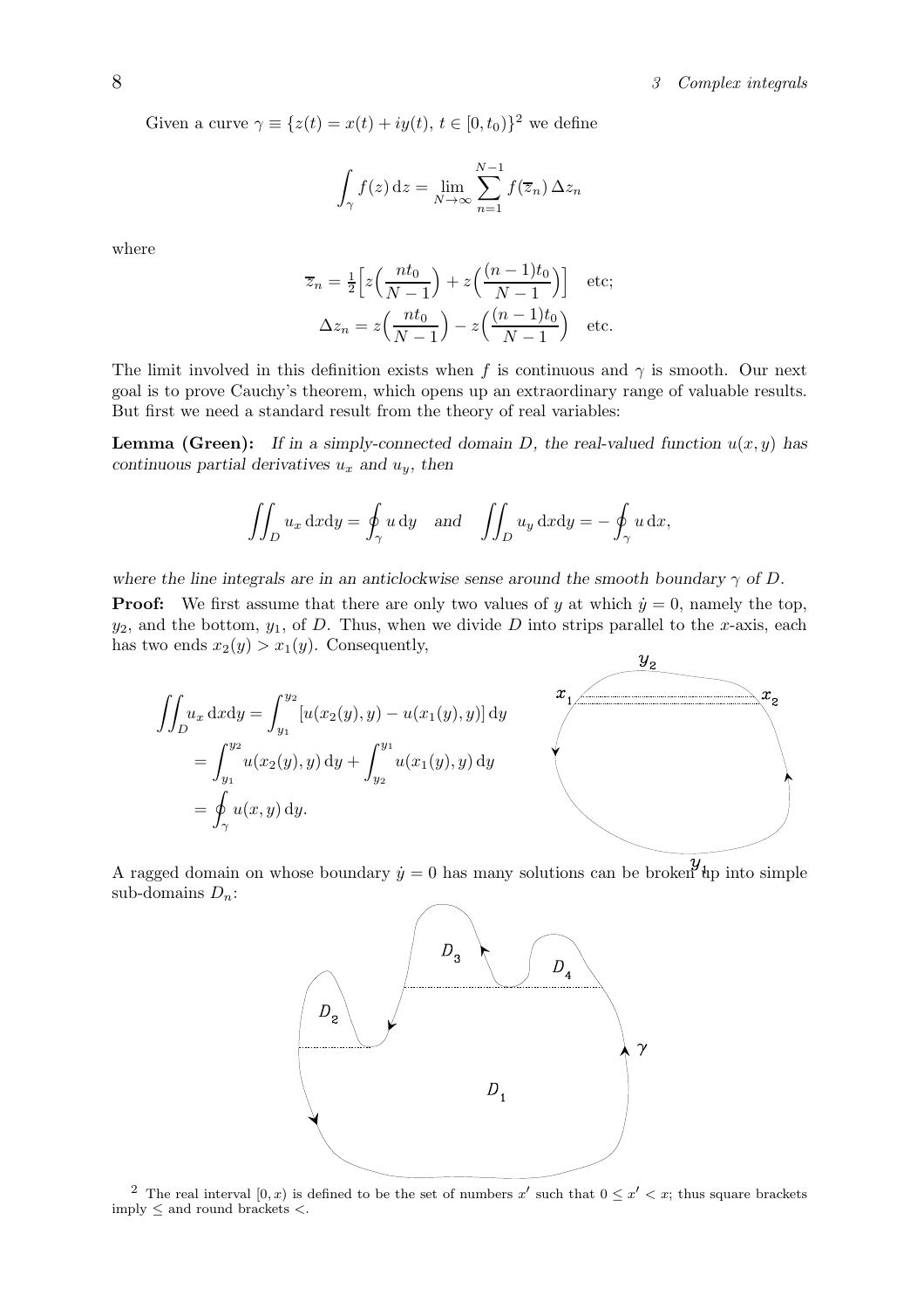Given a curve $\gamma \equiv \{z(t) = x(t) + iy(t),\, t \in [0, t_0)\}$[2] we define

$$\int_\gamma f(z)\,\mathrm{d}z = \lim_{N\to\infty} \sum_{n=1}^{N-1} f(\overline{z}_n)\,\Delta z_n$$

where

$$\overline{z}_n = \tfrac{1}{2}\Big[z\Big(\frac{nt_0}{N-1}\Big) + z\Big(\frac{(n-1)t_0}{N-1}\Big)\Big] \quad \text{etc;}$$

$$\Delta z_n = z\Big(\frac{nt_0}{N-1}\Big) - z\Big(\frac{(n-1)t_0}{N-1}\Big) \quad \text{etc.}$$

The limit involved in this definition exists when $f$ is continuous and $\gamma$ is smooth. Our next goal is to prove Cauchy's theorem, which opens up an extraordinary range of valuable results. But first we need a standard result from the theory of real variables:

**Lemma (Green):** *If in a simply-connected domain $D$, the real-valued function $u(x, y)$ has continuous partial derivatives $u_x$ and $u_y$, then*

$$\iint_D u_x\,\mathrm{d}x\mathrm{d}y = \oint_\gamma u\,\mathrm{d}y \quad \textit{and} \quad \iint_D u_y\,\mathrm{d}x\mathrm{d}y = -\oint_\gamma u\,\mathrm{d}x,$$

*where the line integrals are in an anticlockwise sense around the smooth boundary $\gamma$ of $D$.*

**Proof:** We first assume that there are only two values of $y$ at which $\dot{y} = 0$, namely the top, $y_2$, and the bottom, $y_1$, of $D$. Thus, when we divide $D$ into strips parallel to the $x$-axis, each has two ends $x_2(y) > x_1(y)$. Consequently,

$$\begin{aligned}
\iint_D u_x\,\mathrm{d}x\mathrm{d}y &= \int_{y_1}^{y_2} [u(x_2(y), y) - u(x_1(y), y)]\,\mathrm{d}y \\
&= \int_{y_1}^{y_2} u(x_2(y), y)\,\mathrm{d}y + \int_{y_2}^{y_1} u(x_1(y), y)\,\mathrm{d}y \\
&= \oint_\gamma u(x, y)\,\mathrm{d}y.
\end{aligned}$$

A ragged domain on whose boundary $\dot{y} = 0$ has many solutions can be broken up into simple sub-domains $D_n$:

[2] The real interval $[0, x)$ is defined to be the set of numbers $x'$ such that $0 \le x' < x$; thus square brackets imply $\le$ and round brackets $<$.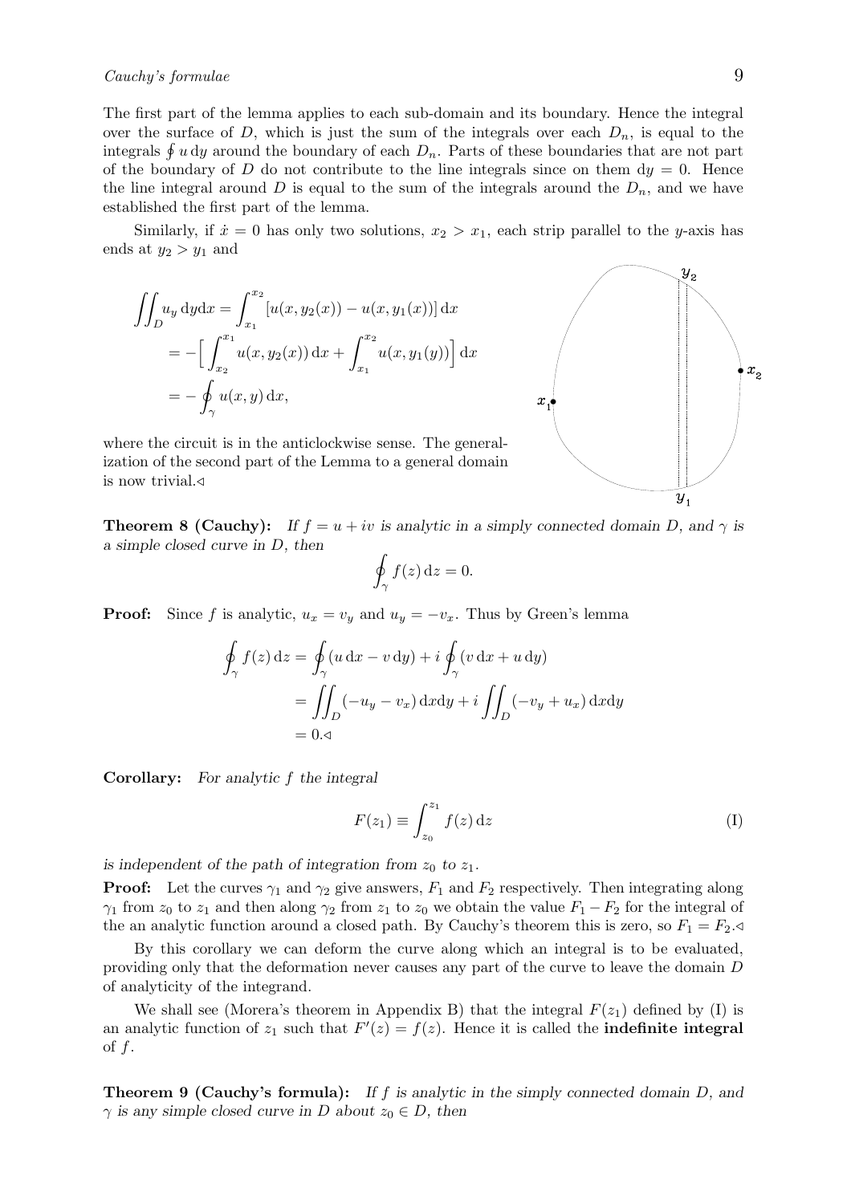The first part of the lemma applies to each sub-domain and its boundary. Hence the integral over the surface of $D$, which is just the sum of the integrals over each $D_n$, is equal to the integrals $\oint u \, \mathrm{d}y$ around the boundary of each $D_n$. Parts of these boundaries that are not part of the boundary of $D$ do not contribute to the line integrals since on them $\mathrm{d}y = 0$. Hence the line integral around $D$ is equal to the sum of the integrals around the $D_n$, and we have established the first part of the lemma.

Similarly, if $\dot{x} = 0$ has only two solutions, $x_2 > x_1$, each strip parallel to the $y$-axis has ends at $y_2 > y_1$ and

$$
\begin{aligned}
\iint_D u_y \, \mathrm{d}y\mathrm{d}x &= \int_{x_1}^{x_2} [u(x, y_2(x)) - u(x, y_1(x))] \, \mathrm{d}x \\
&= -\Big[ \int_{x_2}^{x_1} u(x, y_2(x)) \, \mathrm{d}x + \int_{x_1}^{x_2} u(x, y_1(y)) \Big] \, \mathrm{d}x \\
&= -\oint_\gamma u(x, y) \, \mathrm{d}x,
\end{aligned}
$$

where the circuit is in the anticlockwise sense. The generalization of the second part of the Lemma to a general domain is now trivial.◁

**Theorem 8 (Cauchy):** *If $f = u + iv$ is analytic in a simply connected domain $D$, and $\gamma$ is a simple closed curve in $D$, then*

$$\oint_\gamma f(z) \, \mathrm{d}z = 0.$$

**Proof:** Since $f$ is analytic, $u_x = v_y$ and $u_y = -v_x$. Thus by Green's lemma

$$
\begin{aligned}
\oint_\gamma f(z) \, \mathrm{d}z &= \oint_\gamma (u \, \mathrm{d}x - v \, \mathrm{d}y) + i \oint_\gamma (v \, \mathrm{d}x + u \, \mathrm{d}y) \\
&= \iint_D (-u_y - v_x) \, \mathrm{d}x\mathrm{d}y + i \iint_D (-v_y + u_x) \, \mathrm{d}x\mathrm{d}y \\
&= 0.◁
\end{aligned}
$$

**Corollary:** *For analytic $f$ the integral*

$$F(z_1) \equiv \int_{z_0}^{z_1} f(z) \, \mathrm{d}z \tag{I}$$

*is independent of the path of integration from $z_0$ to $z_1$.*

**Proof:** Let the curves $\gamma_1$ and $\gamma_2$ give answers, $F_1$ and $F_2$ respectively. Then integrating along $\gamma_1$ from $z_0$ to $z_1$ and then along $\gamma_2$ from $z_1$ to $z_0$ we obtain the value $F_1 - F_2$ for the integral of the an analytic function around a closed path. By Cauchy's theorem this is zero, so $F_1 = F_2$.◁

By this corollary we can deform the curve along which an integral is to be evaluated, providing only that the deformation never causes any part of the curve to leave the domain $D$ of analyticity of the integrand.

We shall see (Morera's theorem in Appendix B) that the integral $F(z_1)$ defined by (I) is an analytic function of $z_1$ such that $F'(z) = f(z)$. Hence it is called the **indefinite integral** of $f$.

**Theorem 9 (Cauchy's formula):** *If $f$ is analytic in the simply connected domain $D$, and $\gamma$ is any simple closed curve in $D$ about $z_0 \in D$, then*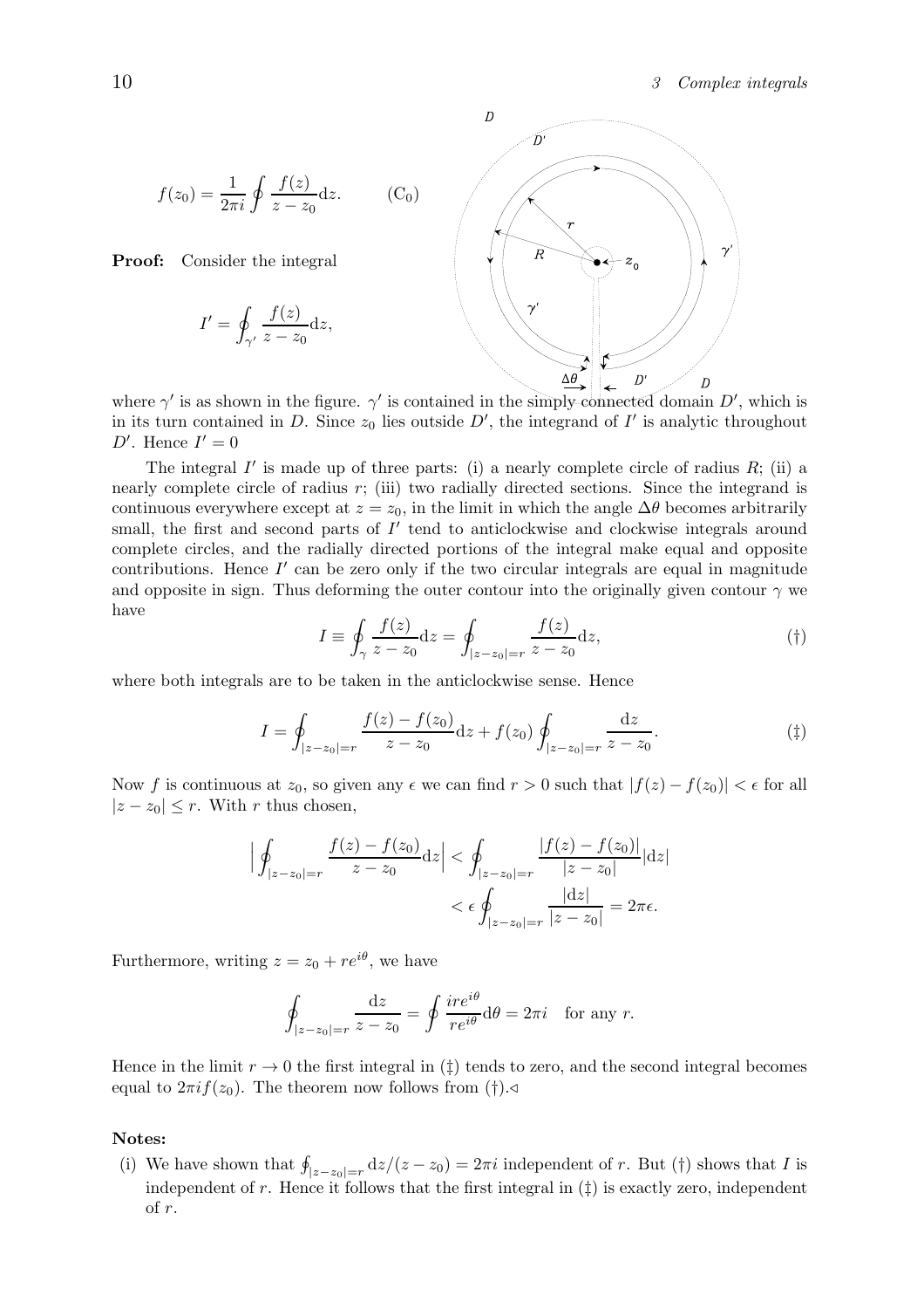$$f(z_0) = \frac{1}{2\pi i}\oint \frac{f(z)}{z - z_0}\mathrm{d}z. \qquad (\mathrm{C}_0)$$

**Proof:** Consider the integral

$$I' = \oint_{\gamma'} \frac{f(z)}{z - z_0}\mathrm{d}z,$$

where $\gamma'$ is as shown in the figure. $\gamma'$ is contained in the simply connected domain $D'$, which is in its turn contained in $D$. Since $z_0$ lies outside $D'$, the integrand of $I'$ is analytic throughout $D'$. Hence $I' = 0$

The integral $I'$ is made up of three parts: (i) a nearly complete circle of radius $R$; (ii) a nearly complete circle of radius $r$; (iii) two radially directed sections. Since the integrand is continuous everywhere except at $z = z_0$, in the limit in which the angle $\Delta\theta$ becomes arbitrarily small, the first and second parts of $I'$ tend to anticlockwise and clockwise integrals around complete circles, and the radially directed portions of the integral make equal and opposite contributions. Hence $I'$ can be zero only if the two circular integrals are equal in magnitude and opposite in sign. Thus deforming the outer contour into the originally given contour $\gamma$ we have

$$I \equiv \oint_{\gamma} \frac{f(z)}{z - z_0}\mathrm{d}z = \oint_{|z-z_0|=r} \frac{f(z)}{z - z_0}\mathrm{d}z, \qquad (\dagger)$$

where both integrals are to be taken in the anticlockwise sense. Hence

$$I = \oint_{|z-z_0|=r} \frac{f(z) - f(z_0)}{z - z_0}\mathrm{d}z + f(z_0)\oint_{|z-z_0|=r} \frac{\mathrm{d}z}{z - z_0}. \qquad (\ddagger)$$

Now $f$ is continuous at $z_0$, so given any $\epsilon$ we can find $r > 0$ such that $|f(z) - f(z_0)| < \epsilon$ for all $|z - z_0| \leq r$. With $r$ thus chosen,

$$\Big|\oint_{|z-z_0|=r} \frac{f(z) - f(z_0)}{z - z_0}\mathrm{d}z\Big| < \oint_{|z-z_0|=r} \frac{|f(z) - f(z_0)|}{|z - z_0|}|\mathrm{d}z|$$
$$< \epsilon \oint_{|z-z_0|=r} \frac{|\mathrm{d}z|}{|z - z_0|} = 2\pi\epsilon.$$

Furthermore, writing $z = z_0 + re^{i\theta}$, we have

$$\oint_{|z-z_0|=r} \frac{\mathrm{d}z}{z - z_0} = \oint \frac{ire^{i\theta}}{re^{i\theta}}\mathrm{d}\theta = 2\pi i \quad \text{for any } r.$$

Hence in the limit $r \to 0$ the first integral in ($\ddagger$) tends to zero, and the second integral becomes equal to $2\pi i f(z_0)$. The theorem now follows from ($\dagger$).◁

**Notes:**

(i) We have shown that $\oint_{|z-z_0|=r} \mathrm{d}z/(z - z_0) = 2\pi i$ independent of $r$. But ($\dagger$) shows that $I$ is independent of $r$. Hence it follows that the first integral in ($\ddagger$) is exactly zero, independent of $r$.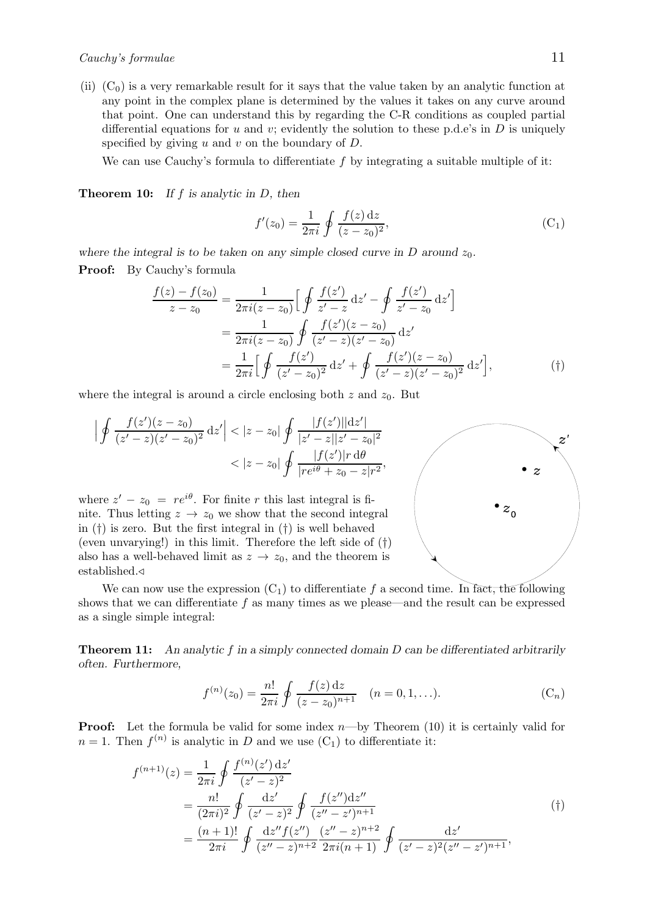(ii) $(C_0)$ is a very remarkable result for it says that the value taken by an analytic function at any point in the complex plane is determined by the values it takes on any curve around that point. One can understand this by regarding the C-R conditions as coupled partial differential equations for $u$ and $v$; evidently the solution to these p.d.e's in $D$ is uniquely specified by giving $u$ and $v$ on the boundary of $D$.

We can use Cauchy's formula to differentiate $f$ by integrating a suitable multiple of it:

**Theorem 10:** *If $f$ is analytic in $D$, then*

$$f'(z_0) = \frac{1}{2\pi i} \oint \frac{f(z)\,\mathrm{d}z}{(z-z_0)^2}, \tag{C$_1$}$$

*where the integral is to be taken on any simple closed curve in $D$ around $z_0$.*

**Proof:** By Cauchy's formula

$$\begin{aligned}
\frac{f(z)-f(z_0)}{z-z_0} &= \frac{1}{2\pi i(z-z_0)}\Big[\oint \frac{f(z')}{z'-z}\,\mathrm{d}z' - \oint \frac{f(z')}{z'-z_0}\,\mathrm{d}z'\Big] \\
&= \frac{1}{2\pi i(z-z_0)} \oint \frac{f(z')(z-z_0)}{(z'-z)(z'-z_0)}\,\mathrm{d}z' \\
&= \frac{1}{2\pi i}\Big[\oint \frac{f(z')}{(z'-z_0)^2}\,\mathrm{d}z' + \oint \frac{f(z')(z-z_0)}{(z'-z)(z'-z_0)^2}\,\mathrm{d}z'\Big],
\end{aligned} \tag{†}$$

where the integral is around a circle enclosing both $z$ and $z_0$. But

$$\begin{aligned}
\Big|\oint \frac{f(z')(z-z_0)}{(z'-z)(z'-z_0)^2}\,\mathrm{d}z'\Big| &< |z-z_0| \oint \frac{|f(z')||\mathrm{d}z'|}{|z'-z||z'-z_0|^2} \\
&< |z-z_0| \oint \frac{|f(z')| r\,\mathrm{d}\theta}{|re^{i\theta}+z_0-z|r^2},
\end{aligned}$$

where $z'-z_0 = re^{i\theta}$. For finite $r$ this last integral is finite. Thus letting $z \to z_0$ we show that the second integral in (†) is zero. But the first integral in (†) is well behaved (even unvarying!) in this limit. Therefore the left side of (†) also has a well-behaved limit as $z \to z_0$, and the theorem is established.◁

We can now use the expression $(C_1)$ to differentiate $f$ a second time. In fact, the following shows that we can differentiate $f$ as many times as we please—and the result can be expressed as a single simple integral:

**Theorem 11:** *An analytic $f$ in a simply connected domain $D$ can be differentiated arbitrarily often. Furthermore,*

$$f^{(n)}(z_0) = \frac{n!}{2\pi i} \oint \frac{f(z)\,\mathrm{d}z}{(z-z_0)^{n+1}} \quad (n = 0, 1, \ldots). \tag{C$_n$}$$

**Proof:** Let the formula be valid for some index $n$—by Theorem (10) it is certainly valid for $n = 1$. Then $f^{(n)}$ is analytic in $D$ and we use $(C_1)$ to differentiate it:

$$\begin{aligned}
f^{(n+1)}(z) &= \frac{1}{2\pi i} \oint \frac{f^{(n)}(z')\,\mathrm{d}z'}{(z'-z)^2} \\
&= \frac{n!}{(2\pi i)^2} \oint \frac{\mathrm{d}z'}{(z'-z)^2} \oint \frac{f(z'')\mathrm{d}z''}{(z''-z')^{n+1}} \\
&= \frac{(n+1)!}{2\pi i} \oint \frac{\mathrm{d}z'' f(z'')}{(z''-z)^{n+2}} \frac{(z''-z)^{n+2}}{2\pi i(n+1)} \oint \frac{\mathrm{d}z'}{(z'-z)^2(z''-z')^{n+1}},
\end{aligned} \tag{†}$$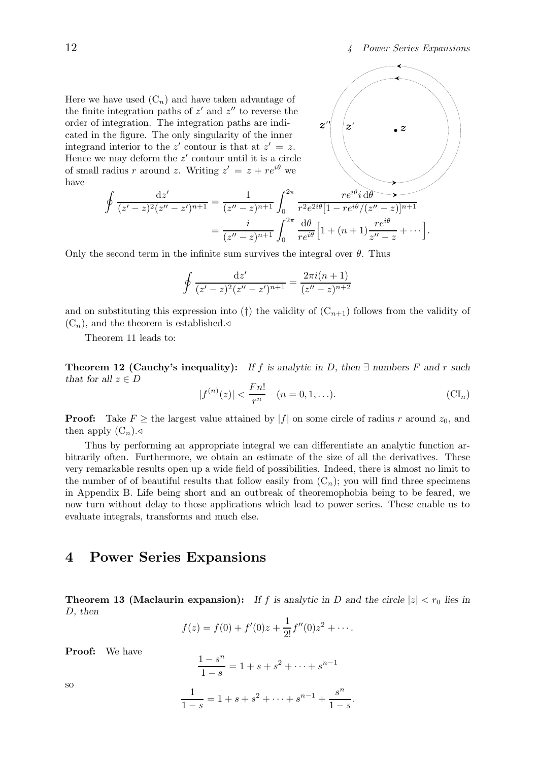Here we have used $(\mathrm{C}_n)$ and have taken advantage of the finite integration paths of $z'$ and $z''$ to reverse the order of integration. The integration paths are indicated in the figure. The only singularity of the inner integrand interior to the $z'$ contour is that at $z' = z$. Hence we may deform the $z'$ contour until it is a circle of small radius $r$ around $z$. Writing $z' = z + re^{i\theta}$ we have

$$\oint \frac{\mathrm{d}z'}{(z'-z)^2(z''-z')^{n+1}} = \frac{1}{(z''-z)^{n+1}} \int_0^{2\pi} \frac{re^{i\theta} i\,\mathrm{d}\theta}{r^2 e^{2i\theta}[1 - re^{i\theta}/(z''-z)]^{n+1}}$$
$$= \frac{i}{(z''-z)^{n+1}} \int_0^{2\pi} \frac{\mathrm{d}\theta}{re^{i\theta}} \Big[1 + (n+1)\frac{re^{i\theta}}{z''-z} + \cdots\Big].$$

Only the second term in the infinite sum survives the integral over $\theta$. Thus

$$\oint \frac{\mathrm{d}z'}{(z'-z)^2(z''-z')^{n+1}} = \frac{2\pi i(n+1)}{(z''-z)^{n+2}}$$

and on substituting this expression into (†) the validity of $(\mathrm{C}_{n+1})$ follows from the validity of $(\mathrm{C}_n)$, and the theorem is established.◁

Theorem 11 leads to:

**Theorem 12 (Cauchy's inequality):** *If $f$ is analytic in $D$, then $\exists$ numbers $F$ and $r$ such that for all $z \in D$*

$$|f^{(n)}(z)| < \frac{Fn!}{r^n} \quad (n = 0, 1, \ldots). \tag{CI$_n$}$$

**Proof:** Take $F \geq$ the largest value attained by $|f|$ on some circle of radius $r$ around $z_0$, and then apply $(\mathrm{C}_n)$.◁

Thus by performing an appropriate integral we can differentiate an analytic function arbitrarily often. Furthermore, we obtain an estimate of the size of all the derivatives. These very remarkable results open up a wide field of possibilities. Indeed, there is almost no limit to the number of of beautiful results that follow easily from $(\mathrm{C}_n)$; you will find three specimens in Appendix B. Life being short and an outbreak of theoremophobia being to be feared, we now turn without delay to those applications which lead to power series. These enable us to evaluate integrals, transforms and much else.

# 4 Power Series Expansions

**Theorem 13 (Maclaurin expansion):** *If $f$ is analytic in $D$ and the circle $|z| < r_0$ lies in $D$, then*

$$f(z) = f(0) + f'(0)z + \frac{1}{2!}f''(0)z^2 + \cdots.$$

**Proof:** We have

$$\frac{1-s^n}{1-s} = 1 + s + s^2 + \cdots + s^{n-1}$$

so

$$\frac{1}{1-s} = 1 + s + s^2 + \cdots + s^{n-1} + \frac{s^n}{1-s}.$$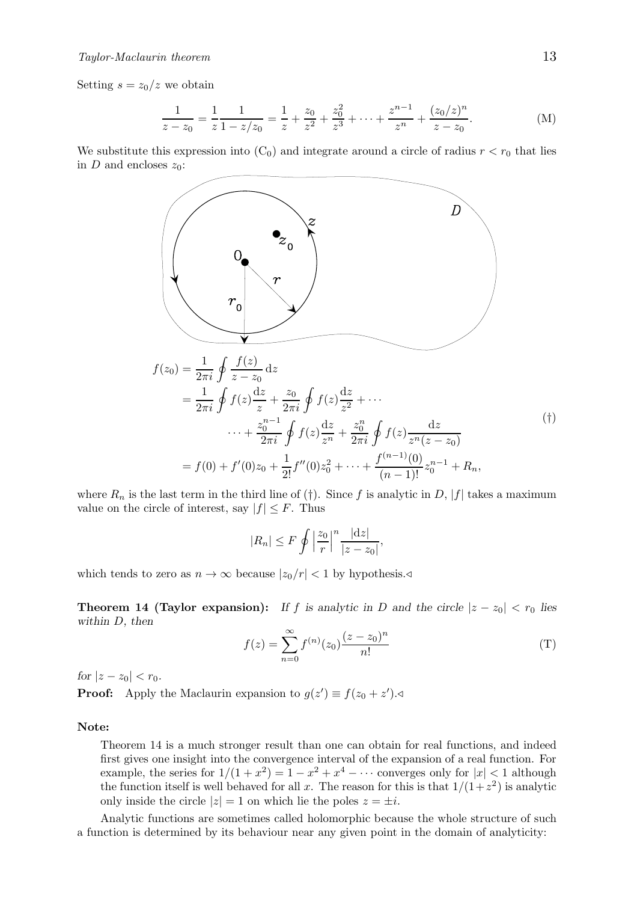Setting $s = z_0/z$ we obtain

$$\frac{1}{z - z_0} = \frac{1}{z}\frac{1}{1 - z/z_0} = \frac{1}{z} + \frac{z_0}{z^2} + \frac{z_0^2}{z^3} + \cdots + \frac{z^{n-1}}{z^n} + \frac{(z_0/z)^n}{z - z_0}. \tag{M}$$

We substitute this expression into ($C_0$) and integrate around a circle of radius $r < r_0$ that lies in $D$ and encloses $z_0$:

$$\begin{aligned}
f(z_0) &= \frac{1}{2\pi i}\oint \frac{f(z)}{z - z_0}\,\mathrm{d}z \\
&= \frac{1}{2\pi i}\oint f(z)\frac{\mathrm{d}z}{z} + \frac{z_0}{2\pi i}\oint f(z)\frac{\mathrm{d}z}{z^2} + \cdots \\
&\qquad \cdots + \frac{z_0^{n-1}}{2\pi i}\oint f(z)\frac{\mathrm{d}z}{z^n} + \frac{z_0^n}{2\pi i}\oint f(z)\frac{\mathrm{d}z}{z^n(z - z_0)} \\
&= f(0) + f'(0)z_0 + \frac{1}{2!}f''(0)z_0^2 + \cdots + \frac{f^{(n-1)}(0)}{(n-1)!}z_0^{n-1} + R_n,
\end{aligned} \tag{†}$$

where $R_n$ is the last term in the third line of (†). Since $f$ is analytic in $D$, $|f|$ takes a maximum value on the circle of interest, say $|f| \leq F$. Thus

$$|R_n| \leq F \oint \left|\frac{z_0}{r}\right|^n \frac{|\mathrm{d}z|}{|z - z_0|},$$

which tends to zero as $n \to \infty$ because $|z_0/r| < 1$ by hypothesis.◁

**Theorem 14 (Taylor expansion):** *If $f$ is analytic in $D$ and the circle $|z - z_0| < r_0$ lies within $D$, then*

$$f(z) = \sum_{n=0}^{\infty} f^{(n)}(z_0)\frac{(z - z_0)^n}{n!} \tag{T}$$

*for $|z - z_0| < r_0$.*

**Proof:** Apply the Maclaurin expansion to $g(z') \equiv f(z_0 + z')$.◁

**Note:**

Theorem 14 is a much stronger result than one can obtain for real functions, and indeed first gives one insight into the convergence interval of the expansion of a real function. For example, the series for $1/(1 + x^2) = 1 - x^2 + x^4 - \cdots$ converges only for $|x| < 1$ although the function itself is well behaved for all $x$. The reason for this is that $1/(1+z^2)$ is analytic only inside the circle $|z| = 1$ on which lie the poles $z = \pm i$.

Analytic functions are sometimes called holomorphic because the whole structure of such a function is determined by its behaviour near any given point in the domain of analyticity: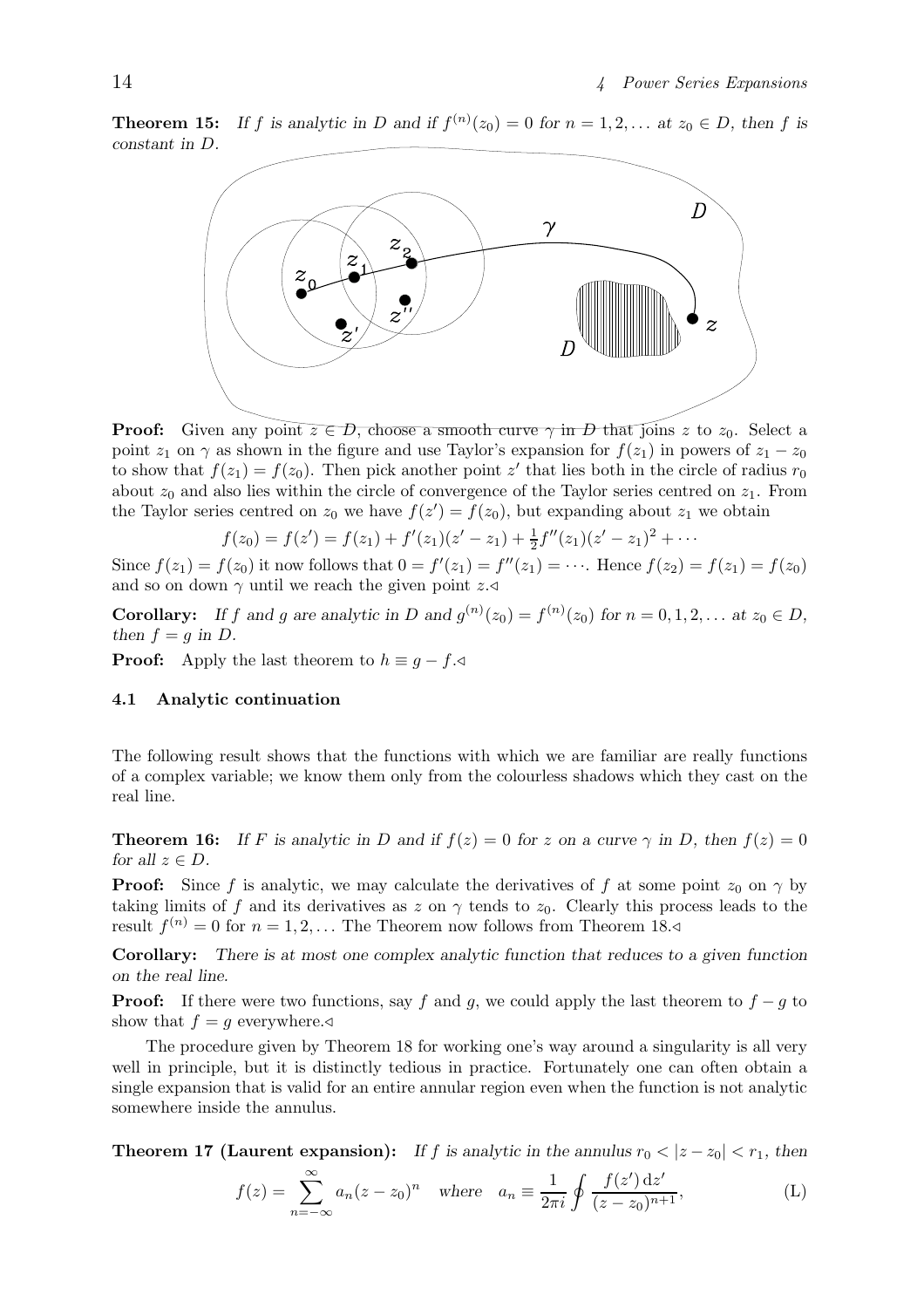**Theorem 15:** *If $f$ is analytic in $D$ and if $f^{(n)}(z_0) = 0$ for $n = 1, 2, \ldots$ at $z_0 \in D$, then $f$ is constant in $D$.*

**Proof:** Given any point $z \in D$, choose a smooth curve $\gamma$ in $D$ that joins $z$ to $z_0$. Select a point $z_1$ on $\gamma$ as shown in the figure and use Taylor's expansion for $f(z_1)$ in powers of $z_1 - z_0$ to show that $f(z_1) = f(z_0)$. Then pick another point $z'$ that lies both in the circle of radius $r_0$ about $z_0$ and also lies within the circle of convergence of the Taylor series centred on $z_1$. From the Taylor series centred on $z_0$ we have $f(z') = f(z_0)$, but expanding about $z_1$ we obtain

$$f(z_0) = f(z') = f(z_1) + f'(z_1)(z' - z_1) + \tfrac{1}{2} f''(z_1)(z' - z_1)^2 + \cdots$$

Since $f(z_1) = f(z_0)$ it now follows that $0 = f'(z_1) = f''(z_1) = \cdots$. Hence $f(z_2) = f(z_1) = f(z_0)$ and so on down $\gamma$ until we reach the given point $z$.◁

**Corollary:** *If $f$ and $g$ are analytic in $D$ and $g^{(n)}(z_0) = f^{(n)}(z_0)$ for $n = 0, 1, 2, \ldots$ at $z_0 \in D$, then $f = g$ in $D$.*

**Proof:** Apply the last theorem to $h \equiv g - f$.◁

### 4.1 Analytic continuation

The following result shows that the functions with which we are familiar are really functions of a complex variable; we know them only from the colourless shadows which they cast on the real line.

**Theorem 16:** *If $F$ is analytic in $D$ and if $f(z) = 0$ for $z$ on a curve $\gamma$ in $D$, then $f(z) = 0$ for all $z \in D$.*

**Proof:** Since $f$ is analytic, we may calculate the derivatives of $f$ at some point $z_0$ on $\gamma$ by taking limits of $f$ and its derivatives as $z$ on $\gamma$ tends to $z_0$. Clearly this process leads to the result $f^{(n)} = 0$ for $n = 1, 2, \ldots$ The Theorem now follows from Theorem 18.◁

**Corollary:** *There is at most one complex analytic function that reduces to a given function on the real line.*

**Proof:** If there were two functions, say $f$ and $g$, we could apply the last theorem to $f - g$ to show that $f = g$ everywhere.◁

The procedure given by Theorem 18 for working one's way around a singularity is all very well in principle, but it is distinctly tedious in practice. Fortunately one can often obtain a single expansion that is valid for an entire annular region even when the function is not analytic somewhere inside the annulus.

**Theorem 17 (Laurent expansion):** *If $f$ is analytic in the annulus $r_0 < |z - z_0| < r_1$, then*

$$f(z) = \sum_{n=-\infty}^{\infty} a_n (z - z_0)^n \quad \text{where} \quad a_n \equiv \frac{1}{2\pi i} \oint \frac{f(z')\,\mathrm{d}z'}{(z - z_0)^{n+1}}, \tag{L}$$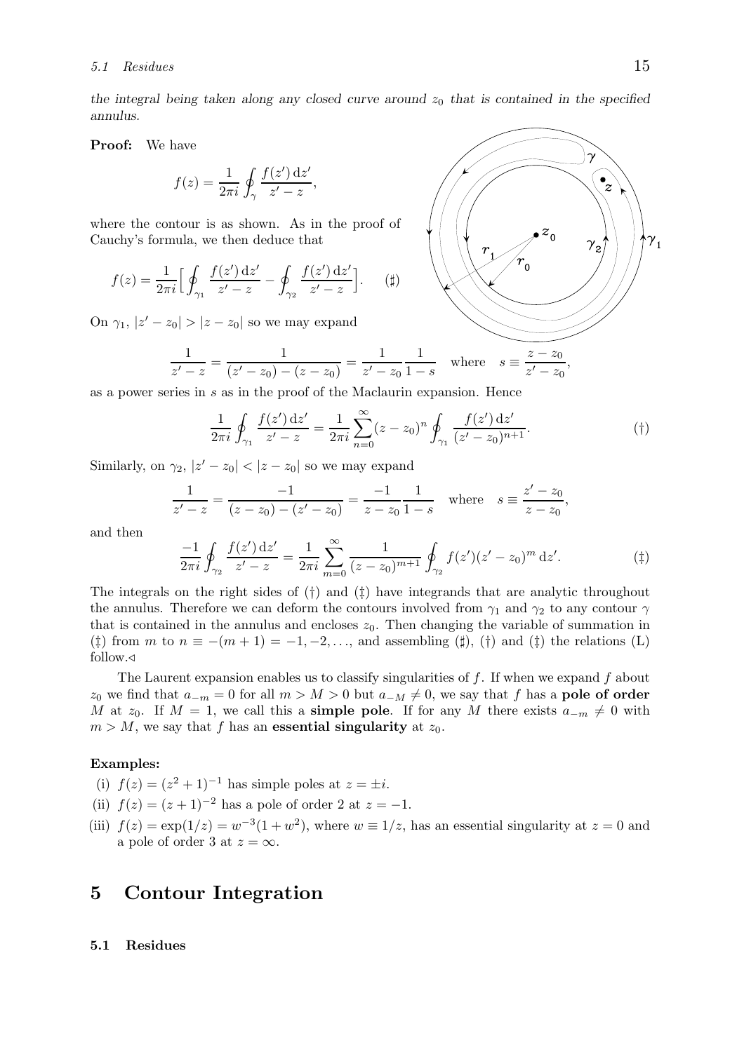*the integral being taken along any closed curve around $z_0$ that is contained in the specified annulus.*

**Proof:** We have

$$f(z) = \frac{1}{2\pi i}\oint_\gamma \frac{f(z')\,\mathrm{d}z'}{z'-z},$$

where the contour is as shown. As in the proof of Cauchy's formula, we then deduce that

$$f(z) = \frac{1}{2\pi i}\Big[\oint_{\gamma_1}\frac{f(z')\,\mathrm{d}z'}{z'-z} - \oint_{\gamma_2}\frac{f(z')\,\mathrm{d}z'}{z'-z}\Big]. \qquad (\sharp)$$

On $\gamma_1$, $|z'-z_0| > |z-z_0|$ so we may expand

$$\frac{1}{z'-z} = \frac{1}{(z'-z_0)-(z-z_0)} = \frac{1}{z'-z_0}\frac{1}{1-s} \quad \text{where} \quad s \equiv \frac{z-z_0}{z'-z_0},$$

as a power series in $s$ as in the proof of the Maclaurin expansion. Hence

$$\frac{1}{2\pi i}\oint_{\gamma_1}\frac{f(z')\,\mathrm{d}z'}{z'-z} = \frac{1}{2\pi i}\sum_{n=0}^{\infty}(z-z_0)^n\oint_{\gamma_1}\frac{f(z')\,\mathrm{d}z'}{(z'-z_0)^{n+1}}. \qquad (\dagger)$$

Similarly, on $\gamma_2$, $|z'-z_0| < |z-z_0|$ so we may expand

$$\frac{1}{z'-z} = \frac{-1}{(z-z_0)-(z'-z_0)} = \frac{-1}{z-z_0}\frac{1}{1-s} \quad \text{where} \quad s \equiv \frac{z'-z_0}{z-z_0},$$

and then

$$\frac{-1}{2\pi i}\oint_{\gamma_2}\frac{f(z')\,\mathrm{d}z'}{z'-z} = \frac{1}{2\pi i}\sum_{m=0}^{\infty}\frac{1}{(z-z_0)^{m+1}}\oint_{\gamma_2} f(z')(z'-z_0)^m\,\mathrm{d}z'. \qquad (\ddagger)$$

The integrals on the right sides of ($\dagger$) and ($\ddagger$) have integrands that are analytic throughout the annulus. Therefore we can deform the contours involved from $\gamma_1$ and $\gamma_2$ to any contour $\gamma$ that is contained in the annulus and encloses $z_0$. Then changing the variable of summation in ($\ddagger$) from $m$ to $n \equiv -(m+1) = -1, -2, \ldots$, and assembling ($\sharp$), ($\dagger$) and ($\ddagger$) the relations (L) follow.◁

The Laurent expansion enables us to classify singularities of $f$. If when we expand $f$ about $z_0$ we find that $a_{-m} = 0$ for all $m > M > 0$ but $a_{-M} \neq 0$, we say that $f$ has a **pole of order** $M$ at $z_0$. If $M = 1$, we call this a **simple pole**. If for any $M$ there exists $a_{-m} \neq 0$ with $m > M$, we say that $f$ has an **essential singularity** at $z_0$.

**Examples:**

(i) $f(z) = (z^2+1)^{-1}$ has simple poles at $z = \pm i$.

(ii) $f(z) = (z+1)^{-2}$ has a pole of order 2 at $z = -1$.

(iii) $f(z) = \exp(1/z) = w^{-3}(1+w^2)$, where $w \equiv 1/z$, has an essential singularity at $z = 0$ and a pole of order 3 at $z = \infty$.

# 5 Contour Integration

## 5.1 Residues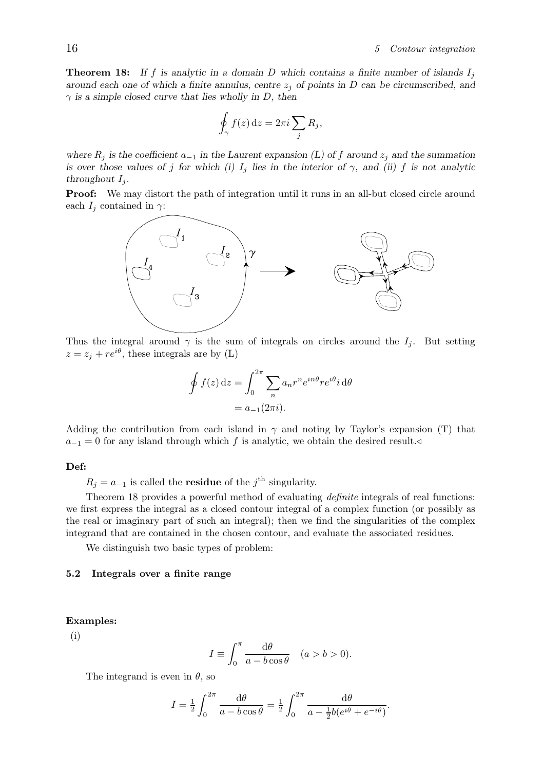**Theorem 18:** *If $f$ is analytic in a domain $D$ which contains a finite number of islands $I_j$ around each one of which a finite annulus, centre $z_j$ of points in $D$ can be circumscribed, and $\gamma$ is a simple closed curve that lies wholly in $D$, then*

$$\oint_\gamma f(z)\,\mathrm{d}z = 2\pi i \sum_j R_j,$$

*where $R_j$ is the coefficient $a_{-1}$ in the Laurent expansion (L) of $f$ around $z_j$ and the summation is over those values of $j$ for which (i) $I_j$ lies in the interior of $\gamma$, and (ii) $f$ is not analytic throughout $I_j$.*

**Proof:** We may distort the path of integration until it runs in an all-but closed circle around each $I_j$ contained in $\gamma$:

Thus the integral around $\gamma$ is the sum of integrals on circles around the $I_j$. But setting $z = z_j + re^{i\theta}$, these integrals are by (L)

$$\begin{aligned}\oint f(z)\,\mathrm{d}z &= \int_0^{2\pi} \sum_n a_n r^n e^{in\theta} re^{i\theta} i\,\mathrm{d}\theta \\ &= a_{-1}(2\pi i).\end{aligned}$$

Adding the contribution from each island in $\gamma$ and noting by Taylor's expansion (T) that $a_{-1} = 0$ for any island through which $f$ is analytic, we obtain the desired result.◁

**Def:**

$R_j = a_{-1}$ is called the **residue** of the $j^{\text{th}}$ singularity.

Theorem 18 provides a powerful method of evaluating *definite* integrals of real functions: we first express the integral as a closed contour integral of a complex function (or possibly as the real or imaginary part of such an integral); then we find the singularities of the complex integrand that are contained in the chosen contour, and evaluate the associated residues.

We distinguish two basic types of problem:

### 5.2 Integrals over a finite range

**Examples:**

(i)

$$I \equiv \int_0^\pi \frac{\mathrm{d}\theta}{a - b\cos\theta} \quad (a > b > 0).$$

The integrand is even in $\theta$, so

$$I = \tfrac{1}{2}\int_0^{2\pi} \frac{\mathrm{d}\theta}{a - b\cos\theta} = \tfrac{1}{2}\int_0^{2\pi} \frac{\mathrm{d}\theta}{a - \frac{1}{2}b(e^{i\theta} + e^{-i\theta})}.$$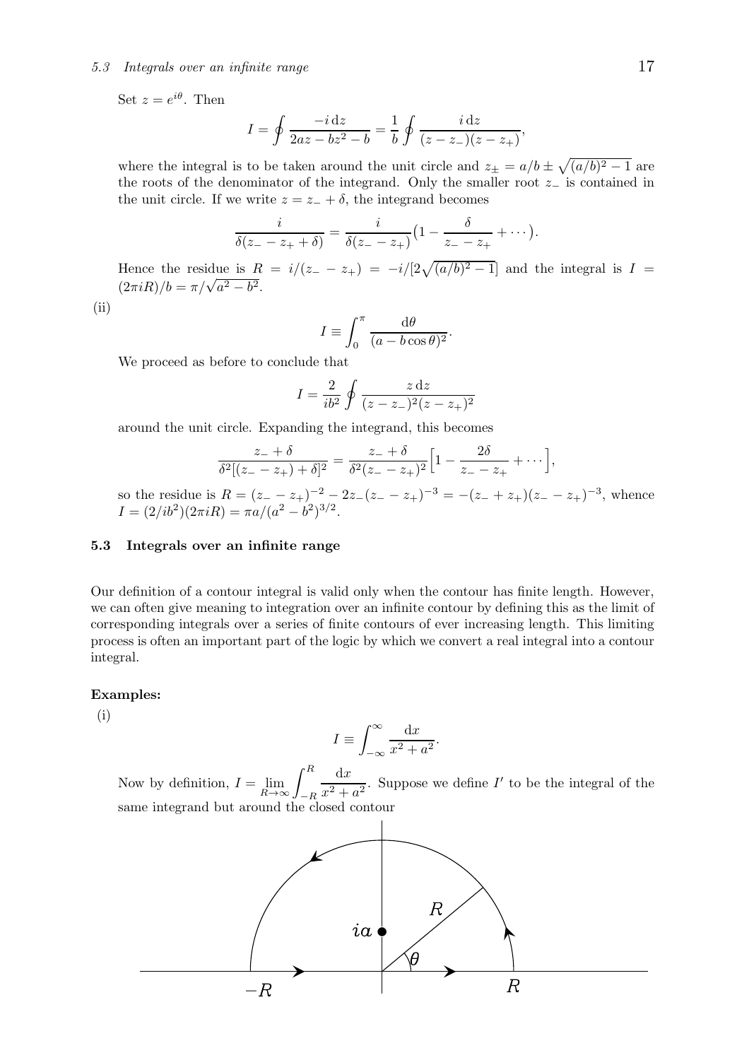Set $z = e^{i\theta}$. Then

$$I = \oint \frac{-i\,\mathrm{d}z}{2az - bz^2 - b} = \frac{1}{b}\oint \frac{i\,\mathrm{d}z}{(z - z_-)(z - z_+)},$$

where the integral is to be taken around the unit circle and $z_\pm = a/b \pm \sqrt{(a/b)^2 - 1}$ are the roots of the denominator of the integrand. Only the smaller root $z_-$ is contained in the unit circle. If we write $z = z_- + \delta$, the integrand becomes

$$\frac{i}{\delta(z_- - z_+ + \delta)} = \frac{i}{\delta(z_- - z_+)}\left(1 - \frac{\delta}{z_- - z_+} + \cdots\right).$$

Hence the residue is $R = i/(z_- - z_+) = -i/[2\sqrt{(a/b)^2 - 1}]$ and the integral is $I = (2\pi i R)/b = \pi/\sqrt{a^2 - b^2}$.

(ii)

$$I \equiv \int_0^\pi \frac{\mathrm{d}\theta}{(a - b\cos\theta)^2}.$$

We proceed as before to conclude that

$$I = \frac{2}{ib^2}\oint \frac{z\,\mathrm{d}z}{(z - z_-)^2(z - z_+)^2}$$

around the unit circle. Expanding the integrand, this becomes

$$\frac{z_- + \delta}{\delta^2[(z_- - z_+) + \delta]^2} = \frac{z_- + \delta}{\delta^2(z_- - z_+)^2}\left[1 - \frac{2\delta}{z_- - z_+} + \cdots\right],$$

so the residue is $R = (z_- - z_+)^{-2} - 2z_-(z_- - z_+)^{-3} = -(z_- + z_+)(z_- - z_+)^{-3}$, whence $I = (2/ib^2)(2\pi i R) = \pi a/(a^2 - b^2)^{3/2}$.

### 5.3 Integrals over an infinite range

Our definition of a contour integral is valid only when the contour has finite length. However, we can often give meaning to integration over an infinite contour by defining this as the limit of corresponding integrals over a series of finite contours of ever increasing length. This limiting process is often an important part of the logic by which we convert a real integral into a contour integral.

**Examples:**

(i)

$$I \equiv \int_{-\infty}^{\infty} \frac{\mathrm{d}x}{x^2 + a^2}.$$

Now by definition, $I = \lim_{R\to\infty} \int_{-R}^{R} \frac{\mathrm{d}x}{x^2 + a^2}$. Suppose we define $I'$ to be the integral of the same integrand but around the closed contour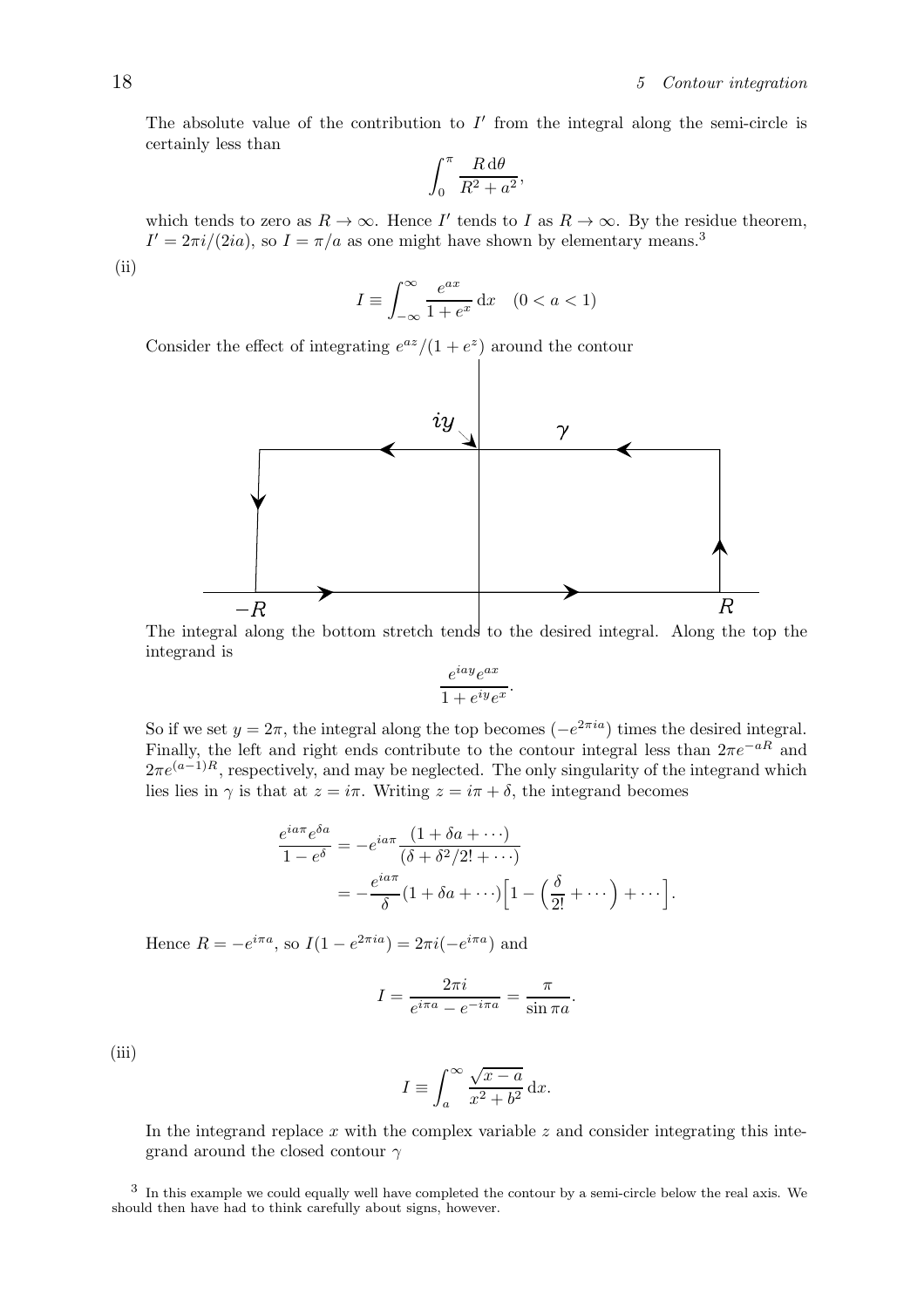The absolute value of the contribution to $I'$ from the integral along the semi-circle is certainly less than

$$\int_0^\pi \frac{R\,\mathrm{d}\theta}{R^2+a^2},$$

which tends to zero as $R \to \infty$. Hence $I'$ tends to $I$ as $R \to \infty$. By the residue theorem, $I' = 2\pi i/(2ia)$, so $I = \pi/a$ as one might have shown by elementary means.[3]

(ii)

$$I \equiv \int_{-\infty}^{\infty} \frac{e^{ax}}{1+e^x}\,\mathrm{d}x \quad (0 < a < 1)$$

Consider the effect of integrating $e^{az}/(1+e^z)$ around the contour

The integral along the bottom stretch tends to the desired integral. Along the top the integrand is

$$\frac{e^{iay}e^{ax}}{1+e^{iy}e^x}.$$

So if we set $y = 2\pi$, the integral along the top becomes $(-e^{2\pi i a})$ times the desired integral. Finally, the left and right ends contribute to the contour integral less than $2\pi e^{-aR}$ and $2\pi e^{(a-1)R}$, respectively, and may be neglected. The only singularity of the integrand which lies lies in $\gamma$ is that at $z = i\pi$. Writing $z = i\pi + \delta$, the integrand becomes

$$\begin{aligned}\frac{e^{ia\pi}e^{\delta a}}{1-e^\delta} &= -e^{ia\pi}\frac{(1+\delta a+\cdots)}{(\delta+\delta^2/2!+\cdots)} \\ &= -\frac{e^{ia\pi}}{\delta}(1+\delta a+\cdots)\Big[1-\Big(\frac{\delta}{2!}+\cdots\Big)+\cdots\Big].\end{aligned}$$

Hence $R = -e^{i\pi a}$, so $I(1-e^{2\pi i a}) = 2\pi i(-e^{i\pi a})$ and

$$I = \frac{2\pi i}{e^{i\pi a}-e^{-i\pi a}} = \frac{\pi}{\sin \pi a}.$$

(iii)

$$I \equiv \int_a^\infty \frac{\sqrt{x-a}}{x^2+b^2}\,\mathrm{d}x.$$

In the integrand replace $x$ with the complex variable $z$ and consider integrating this integrand around the closed contour $\gamma$

[3] In this example we could equally well have completed the contour by a semi-circle below the real axis. We should then have had to think carefully about signs, however.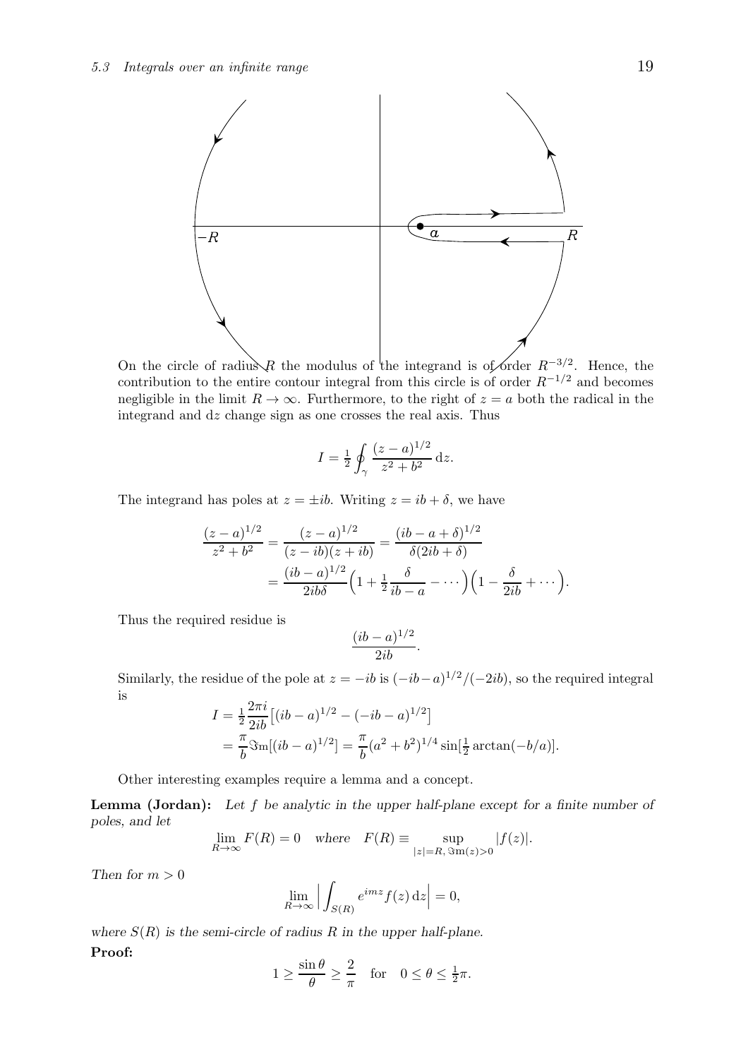On the circle of radius $R$ the modulus of the integrand is of order $R^{-3/2}$. Hence, the contribution to the entire contour integral from this circle is of order $R^{-1/2}$ and becomes negligible in the limit $R \to \infty$. Furthermore, to the right of $z = a$ both the radical in the integrand and $\mathrm{d}z$ change sign as one crosses the real axis. Thus

$$I = \tfrac{1}{2} \oint_\gamma \frac{(z-a)^{1/2}}{z^2 + b^2} \, \mathrm{d}z.$$

The integrand has poles at $z = \pm ib$. Writing $z = ib + \delta$, we have

$$\begin{aligned}
\frac{(z-a)^{1/2}}{z^2+b^2} &= \frac{(z-a)^{1/2}}{(z-ib)(z+ib)} = \frac{(ib-a+\delta)^{1/2}}{\delta(2ib+\delta)} \\
&= \frac{(ib-a)^{1/2}}{2ib\delta}\Big(1 + \tfrac{1}{2}\frac{\delta}{ib-a} - \cdots\Big)\Big(1 - \frac{\delta}{2ib} + \cdots\Big).
\end{aligned}$$

Thus the required residue is

$$\frac{(ib-a)^{1/2}}{2ib}.$$

Similarly, the residue of the pole at $z = -ib$ is $(-ib-a)^{1/2}/(-2ib)$, so the required integral is

$$\begin{aligned}
I &= \tfrac{1}{2}\frac{2\pi i}{2ib}\big[(ib-a)^{1/2} - (-ib-a)^{1/2}\big] \\
&= \frac{\pi}{b}\Im\mathrm{m}[(ib-a)^{1/2}] = \frac{\pi}{b}(a^2+b^2)^{1/4}\sin[\tfrac{1}{2}\arctan(-b/a)].
\end{aligned}$$

Other interesting examples require a lemma and a concept.

**Lemma (Jordan):** *Let $f$ be analytic in the upper half-plane except for a finite number of poles, and let*

$$\lim_{R\to\infty} F(R) = 0 \quad \textit{where} \quad F(R) \equiv \sup_{|z|=R,\, \Im\mathrm{m}(z)>0} |f(z)|.$$

*Then for $m > 0$*

$$\lim_{R\to\infty} \Big| \int_{S(R)} e^{imz} f(z) \, \mathrm{d}z \Big| = 0,$$

*where $S(R)$ is the semi-circle of radius $R$ in the upper half-plane.*

**Proof:**

$$1 \ge \frac{\sin\theta}{\theta} \ge \frac{2}{\pi} \quad \text{for} \quad 0 \le \theta \le \tfrac{1}{2}\pi.$$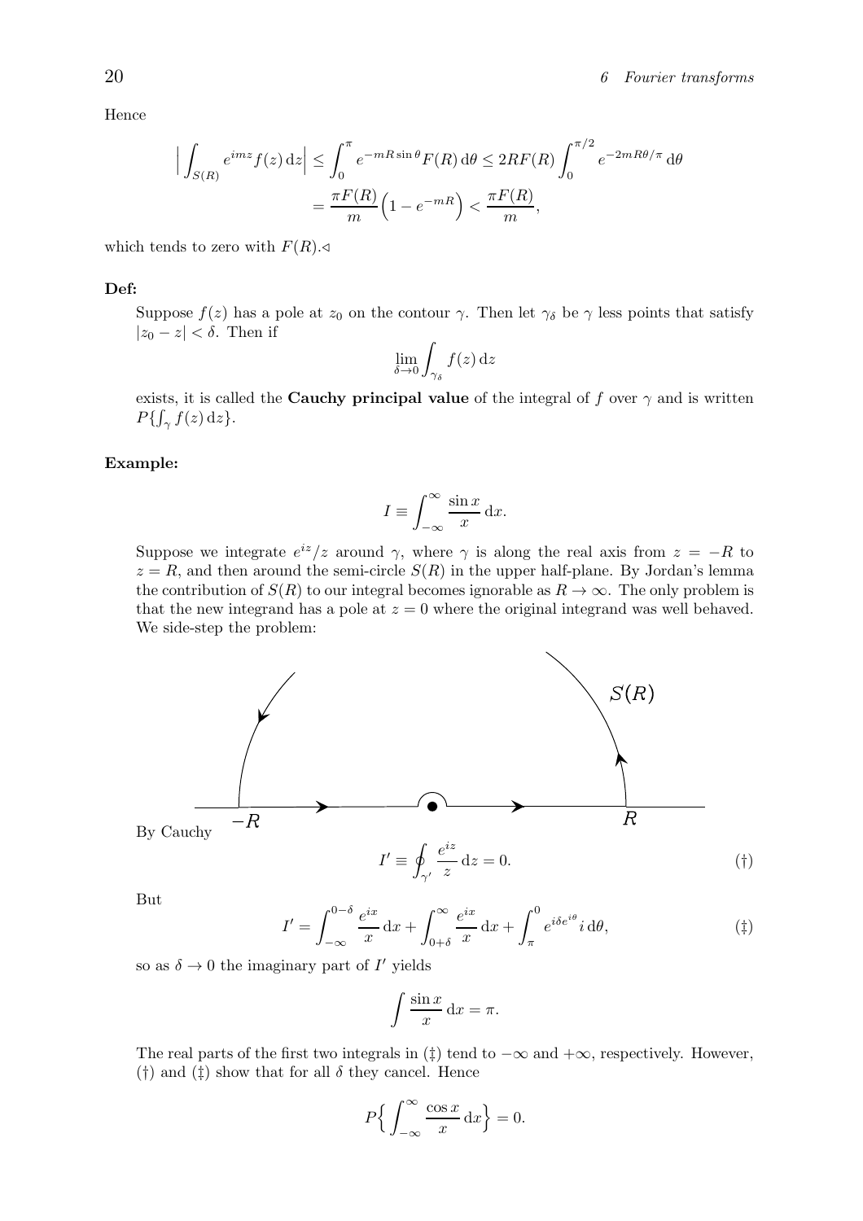Hence

$$\Big|\int_{S(R)} e^{imz} f(z)\,\mathrm{d}z\Big| \le \int_0^\pi e^{-mR\sin\theta} F(R)\,\mathrm{d}\theta \le 2RF(R)\int_0^{\pi/2} e^{-2mR\theta/\pi}\,\mathrm{d}\theta$$
$$= \frac{\pi F(R)}{m}\Big(1-e^{-mR}\Big) < \frac{\pi F(R)}{m},$$

which tends to zero with $F(R)$.◁

**Def:**

Suppose $f(z)$ has a pole at $z_0$ on the contour $\gamma$. Then let $\gamma_\delta$ be $\gamma$ less points that satisfy $|z_0 - z| < \delta$. Then if

$$\lim_{\delta\to 0}\int_{\gamma_\delta} f(z)\,\mathrm{d}z$$

exists, it is called the **Cauchy principal value** of the integral of $f$ over $\gamma$ and is written $P\{\int_\gamma f(z)\,\mathrm{d}z\}$.

**Example:**

$$I \equiv \int_{-\infty}^{\infty} \frac{\sin x}{x}\,\mathrm{d}x.$$

Suppose we integrate $e^{iz}/z$ around $\gamma$, where $\gamma$ is along the real axis from $z=-R$ to $z=R$, and then around the semi-circle $S(R)$ in the upper half-plane. By Jordan's lemma the contribution of $S(R)$ to our integral becomes ignorable as $R\to\infty$. The only problem is that the new integrand has a pole at $z=0$ where the original integrand was well behaved. We side-step the problem:

By Cauchy

$$I' \equiv \oint_{\gamma'} \frac{e^{iz}}{z}\,\mathrm{d}z = 0. \qquad (\dagger)$$

But

$$I' = \int_{-\infty}^{0-\delta} \frac{e^{ix}}{x}\,\mathrm{d}x + \int_{0+\delta}^{\infty} \frac{e^{ix}}{x}\,\mathrm{d}x + \int_\pi^0 e^{i\delta e^{i\theta}}\,i\,\mathrm{d}\theta, \qquad (\ddagger)$$

so as $\delta\to 0$ the imaginary part of $I'$ yields

$$\int \frac{\sin x}{x}\,\mathrm{d}x = \pi.$$

The real parts of the first two integrals in (‡) tend to $-\infty$ and $+\infty$, respectively. However, (†) and (‡) show that for all $\delta$ they cancel. Hence

$$P\Big\{\int_{-\infty}^{\infty} \frac{\cos x}{x}\,\mathrm{d}x\Big\} = 0.$$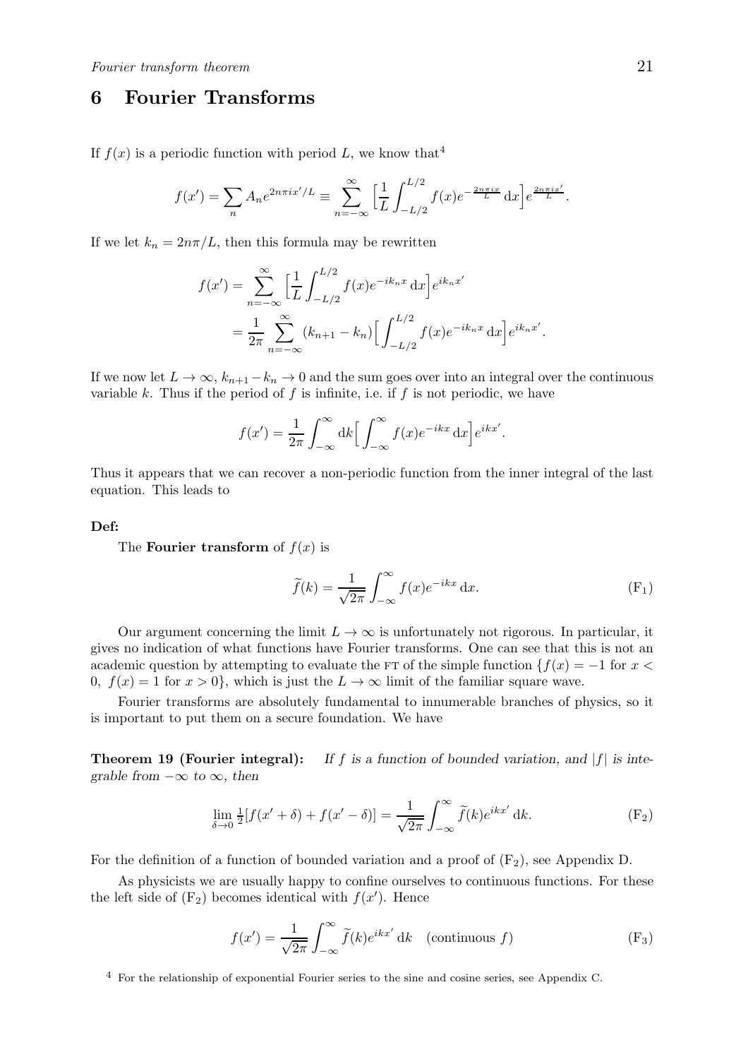## 6 Fourier Transforms

If $f(x)$ is a periodic function with period $L$, we know that[4]

$$f(x') = \sum_n A_n e^{2n\pi i x'/L} \equiv \sum_{n=-\infty}^{\infty} \Big[\frac{1}{L}\int_{-L/2}^{L/2} f(x) e^{-\frac{2n\pi i x}{L}}\,\mathrm{d}x\Big] e^{\frac{2n\pi i x'}{L}}.$$

If we let $k_n = 2n\pi/L$, then this formula may be rewritten

$$\begin{aligned} f(x') &= \sum_{n=-\infty}^{\infty} \Big[\frac{1}{L}\int_{-L/2}^{L/2} f(x) e^{-ik_n x}\,\mathrm{d}x\Big] e^{ik_n x'} \\ &= \frac{1}{2\pi}\sum_{n=-\infty}^{\infty} (k_{n+1}-k_n)\Big[\int_{-L/2}^{L/2} f(x) e^{-ik_n x}\,\mathrm{d}x\Big] e^{ik_n x'}. \end{aligned}$$

If we now let $L \to \infty$, $k_{n+1} - k_n \to 0$ and the sum goes over into an integral over the continuous variable $k$. Thus if the period of $f$ is infinite, i.e. if $f$ is not periodic, we have

$$f(x') = \frac{1}{2\pi}\int_{-\infty}^{\infty} \mathrm{d}k \Big[\int_{-\infty}^{\infty} f(x) e^{-ikx}\,\mathrm{d}x\Big] e^{ikx'}.$$

Thus it appears that we can recover a non-periodic function from the inner integral of the last equation. This leads to

**Def:**

The **Fourier transform** of $f(x)$ is

$$\widetilde{f}(k) = \frac{1}{\sqrt{2\pi}}\int_{-\infty}^{\infty} f(x) e^{-ikx}\,\mathrm{d}x. \tag{F$_1$}$$

Our argument concerning the limit $L \to \infty$ is unfortunately not rigorous. In particular, it gives no indication of what functions have Fourier transforms. One can see that this is not an academic question by attempting to evaluate the FT of the simple function $\{f(x) = -1$ for $x < 0$, $f(x) = 1$ for $x > 0\}$, which is just the $L \to \infty$ limit of the familiar square wave.

Fourier transforms are absolutely fundamental to innumerable branches of physics, so it is important to put them on a secure foundation. We have

**Theorem 19 (Fourier integral):** *If $f$ is a function of bounded variation, and $|f|$ is integrable from $-\infty$ to $\infty$, then*

$$\lim_{\delta\to 0} \tfrac{1}{2}[f(x'+\delta) + f(x'-\delta)] = \frac{1}{\sqrt{2\pi}}\int_{-\infty}^{\infty} \widetilde{f}(k) e^{ikx'}\,\mathrm{d}k. \tag{F$_2$}$$

For the definition of a function of bounded variation and a proof of (F$_2$), see Appendix D.

As physicists we are usually happy to confine ourselves to continuous functions. For these the left side of (F$_2$) becomes identical with $f(x')$. Hence

$$f(x') = \frac{1}{\sqrt{2\pi}}\int_{-\infty}^{\infty} \widetilde{f}(k) e^{ikx'}\,\mathrm{d}k \quad (\text{continuous } f) \tag{F$_3$}$$

[4] For the relationship of exponential Fourier series to the sine and cosine series, see Appendix C.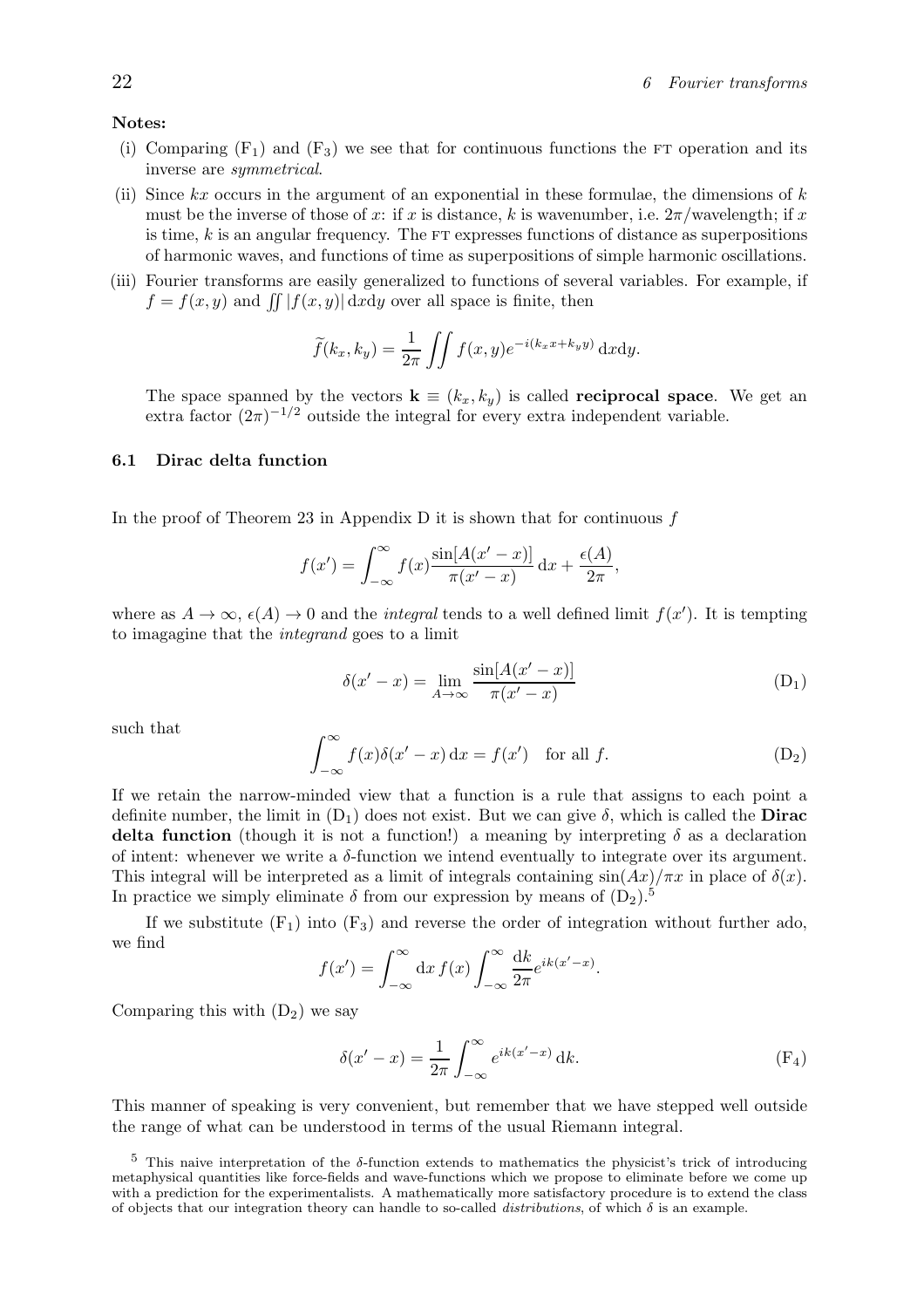**Notes:**

(i) Comparing ($F_1$) and ($F_3$) we see that for continuous functions the FT operation and its inverse are *symmetrical*.

(ii) Since $kx$ occurs in the argument of an exponential in these formulae, the dimensions of $k$ must be the inverse of those of $x$: if $x$ is distance, $k$ is wavenumber, i.e. $2\pi$/wavelength; if $x$ is time, $k$ is an angular frequency. The FT expresses functions of distance as superpositions of harmonic waves, and functions of time as superpositions of simple harmonic oscillations.

(iii) Fourier transforms are easily generalized to functions of several variables. For example, if $f = f(x, y)$ and $\iint |f(x, y)| \, \mathrm{d}x\mathrm{d}y$ over all space is finite, then

$$\widetilde{f}(k_x, k_y) = \frac{1}{2\pi} \iint f(x, y) e^{-i(k_x x + k_y y)} \, \mathrm{d}x\mathrm{d}y.$$

The space spanned by the vectors $\mathbf{k} \equiv (k_x, k_y)$ is called **reciprocal space**. We get an extra factor $(2\pi)^{-1/2}$ outside the integral for every extra independent variable.

### 6.1 Dirac delta function

In the proof of Theorem 23 in Appendix D it is shown that for continuous $f$

$$f(x') = \int_{-\infty}^{\infty} f(x) \frac{\sin[A(x' - x)]}{\pi(x' - x)} \, \mathrm{d}x + \frac{\epsilon(A)}{2\pi},$$

where as $A \to \infty$, $\epsilon(A) \to 0$ and the *integral* tends to a well defined limit $f(x')$. It is tempting to imagagine that the *integrand* goes to a limit

$$\delta(x' - x) = \lim_{A \to \infty} \frac{\sin[A(x' - x)]}{\pi(x' - x)} \qquad (\mathrm{D}_1)$$

such that

$$\int_{-\infty}^{\infty} f(x) \delta(x' - x) \, \mathrm{d}x = f(x') \quad \text{for all } f. \qquad (\mathrm{D}_2)$$

If we retain the narrow-minded view that a function is a rule that assigns to each point a definite number, the limit in ($D_1$) does not exist. But we can give $\delta$, which is called the **Dirac delta function** (though it is not a function!) a meaning by interpreting $\delta$ as a declaration of intent: whenever we write a $\delta$-function we intend eventually to integrate over its argument. This integral will be interpreted as a limit of integrals containing $\sin(Ax)/\pi x$ in place of $\delta(x)$. In practice we simply eliminate $\delta$ from our expression by means of ($D_2$).[5]

If we substitute ($F_1$) into ($F_3$) and reverse the order of integration without further ado, we find

$$f(x') = \int_{-\infty}^{\infty} \mathrm{d}x \, f(x) \int_{-\infty}^{\infty} \frac{\mathrm{d}k}{2\pi} e^{ik(x' - x)}.$$

Comparing this with ($D_2$) we say

$$\delta(x' - x) = \frac{1}{2\pi} \int_{-\infty}^{\infty} e^{ik(x' - x)} \, \mathrm{d}k. \qquad (\mathrm{F}_4)$$

This manner of speaking is very convenient, but remember that we have stepped well outside the range of what can be understood in terms of the usual Riemann integral.

[5] This naive interpretation of the $\delta$-function extends to mathematics the physicist's trick of introducing metaphysical quantities like force-fields and wave-functions which we propose to eliminate before we come up with a prediction for the experimentalists. A mathematically more satisfactory procedure is to extend the class of objects that our integration theory can handle to so-called *distributions*, of which $\delta$ is an example.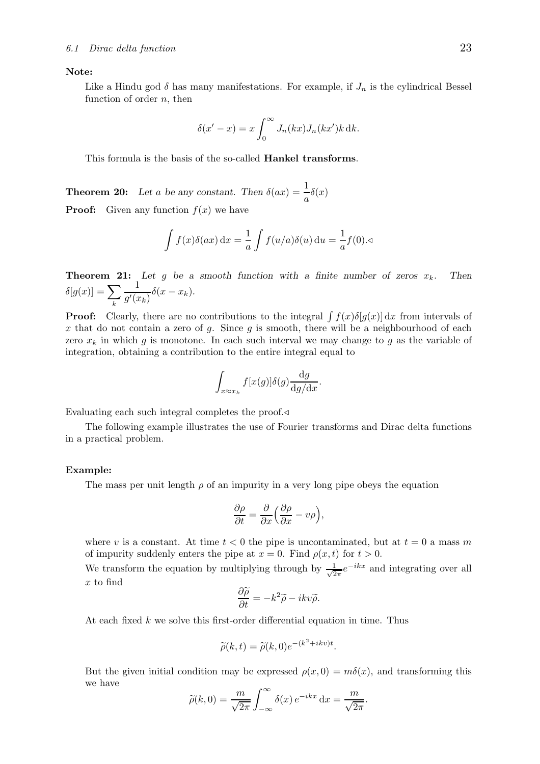**Note:**

Like a Hindu god $\delta$ has many manifestations. For example, if $J_n$ is the cylindrical Bessel function of order $n$, then

$$\delta(x' - x) = x \int_0^\infty J_n(kx) J_n(kx') k \, \mathrm{d}k.$$

This formula is the basis of the so-called **Hankel transforms**.

**Theorem 20:** *Let $a$ be any constant. Then $\delta(ax) = \dfrac{1}{a}\delta(x)$*

**Proof:** Given any function $f(x)$ we have

$$\int f(x)\delta(ax)\,\mathrm{d}x = \frac{1}{a}\int f(u/a)\delta(u)\,\mathrm{d}u = \frac{1}{a}f(0).\triangleleft$$

**Theorem 21:** *Let $g$ be a smooth function with a finite number of zeros $x_k$. Then $\delta[g(x)] = \displaystyle\sum_k \frac{1}{g'(x_k)}\delta(x - x_k)$.*

**Proof:** Clearly, there are no contributions to the integral $\int f(x)\delta[g(x)]\,\mathrm{d}x$ from intervals of $x$ that do not contain a zero of $g$. Since $g$ is smooth, there will be a neighbourhood of each zero $x_k$ in which $g$ is monotone. In each such interval we may change to $g$ as the variable of integration, obtaining a contribution to the entire integral equal to

$$\int_{x \approx x_k} f[x(g)]\delta(g)\frac{\mathrm{d}g}{\mathrm{d}g/\mathrm{d}x}.$$

Evaluating each such integral completes the proof.$\triangleleft$

The following example illustrates the use of Fourier transforms and Dirac delta functions in a practical problem.

**Example:**

The mass per unit length $\rho$ of an impurity in a very long pipe obeys the equation

$$\frac{\partial \rho}{\partial t} = \frac{\partial}{\partial x}\Big(\frac{\partial \rho}{\partial x} - v\rho\Big),$$

where $v$ is a constant. At time $t < 0$ the pipe is uncontaminated, but at $t = 0$ a mass $m$ of impurity suddenly enters the pipe at $x = 0$. Find $\rho(x, t)$ for $t > 0$.

We transform the equation by multiplying through by $\frac{1}{\sqrt{2\pi}}e^{-ikx}$ and integrating over all $x$ to find

$$\frac{\partial \widetilde{\rho}}{\partial t} = -k^2\widetilde{\rho} - ikv\widetilde{\rho}.$$

At each fixed $k$ we solve this first-order differential equation in time. Thus

$$\widetilde{\rho}(k, t) = \widetilde{\rho}(k, 0)e^{-(k^2 + ikv)t}.$$

But the given initial condition may be expressed $\rho(x, 0) = m\delta(x)$, and transforming this we have

$$\widetilde{\rho}(k, 0) = \frac{m}{\sqrt{2\pi}}\int_{-\infty}^{\infty}\delta(x)\,e^{-ikx}\,\mathrm{d}x = \frac{m}{\sqrt{2\pi}}.$$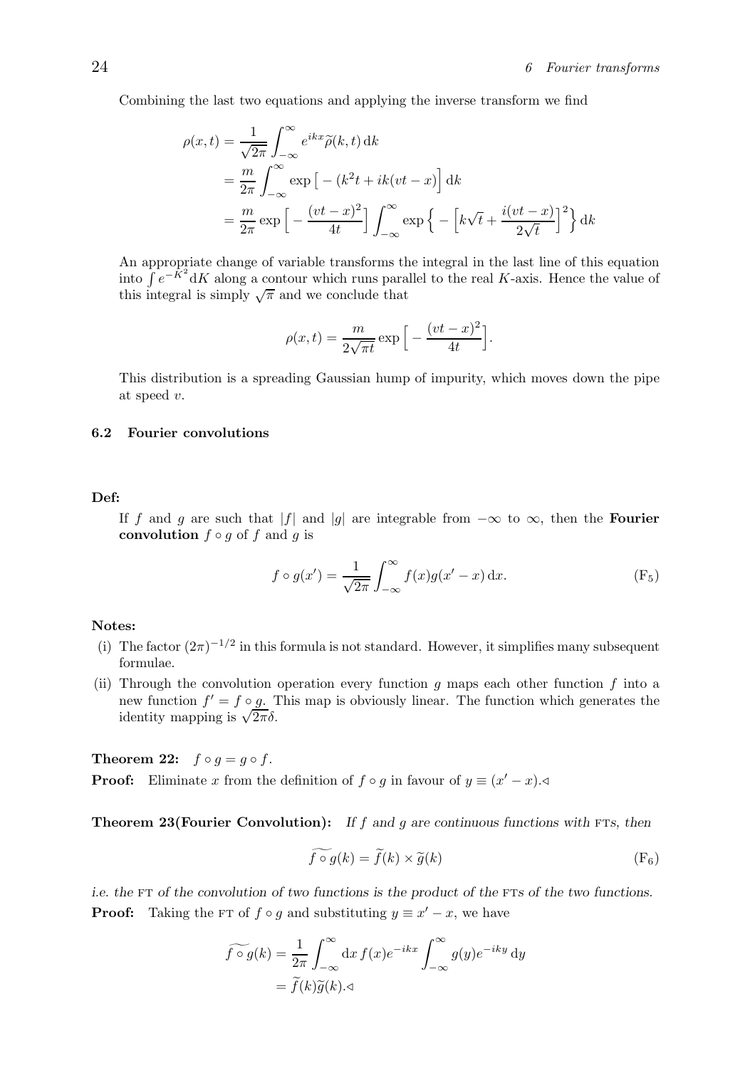Combining the last two equations and applying the inverse transform we find

$$
\begin{aligned}
\rho(x,t) &= \frac{1}{\sqrt{2\pi}}\int_{-\infty}^{\infty} e^{ikx}\widetilde{\rho}(k,t)\,\mathrm{d}k \\
&= \frac{m}{2\pi}\int_{-\infty}^{\infty}\exp\big[-(k^2t+ik(vt-x)\big]\,\mathrm{d}k \\
&= \frac{m}{2\pi}\exp\Big[-\frac{(vt-x)^2}{4t}\Big]\int_{-\infty}^{\infty}\exp\Big\{-\Big[k\sqrt{t}+\frac{i(vt-x)}{2\sqrt{t}}\Big]^2\Big\}\,\mathrm{d}k
\end{aligned}
$$

An appropriate change of variable transforms the integral in the last line of this equation into $\int e^{-K^2}\mathrm{d}K$ along a contour which runs parallel to the real $K$-axis. Hence the value of this integral is simply $\sqrt{\pi}$ and we conclude that

$$
\rho(x,t) = \frac{m}{2\sqrt{\pi t}}\exp\Big[-\frac{(vt-x)^2}{4t}\Big].
$$

This distribution is a spreading Gaussian hump of impurity, which moves down the pipe at speed $v$.

### 6.2 Fourier convolutions

**Def:**

If $f$ and $g$ are such that $|f|$ and $|g|$ are integrable from $-\infty$ to $\infty$, then the **Fourier convolution** $f\circ g$ of $f$ and $g$ is

$$
f\circ g(x') = \frac{1}{\sqrt{2\pi}}\int_{-\infty}^{\infty} f(x)g(x'-x)\,\mathrm{d}x. \tag{$\mathrm{F}_5$}
$$

**Notes:**

(i) The factor $(2\pi)^{-1/2}$ in this formula is not standard. However, it simplifies many subsequent formulae.

(ii) Through the convolution operation every function $g$ maps each other function $f$ into a new function $f' = f\circ g$. This map is obviously linear. The function which generates the identity mapping is $\sqrt{2\pi}\delta$.

**Theorem 22:** $f\circ g = g\circ f$.

**Proof:** Eliminate $x$ from the definition of $f\circ g$ in favour of $y\equiv(x'-x)$.◁

**Theorem 23(Fourier Convolution):** *If $f$ and $g$ are continuous functions with FTs, then*

$$
\widetilde{f\circ g}(k) = \widetilde{f}(k)\times\widetilde{g}(k) \tag{$\mathrm{F}_6$}
$$

*i.e. the FT of the convolution of two functions is the product of the FTs of the two functions.*

**Proof:** Taking the FT of $f\circ g$ and substituting $y\equiv x'-x$, we have

$$
\begin{aligned}
\widetilde{f\circ g}(k) &= \frac{1}{2\pi}\int_{-\infty}^{\infty}\mathrm{d}x\,f(x)e^{-ikx}\int_{-\infty}^{\infty}g(y)e^{-iky}\,\mathrm{d}y \\
&= \widetilde{f}(k)\widetilde{g}(k).◁
\end{aligned}
$$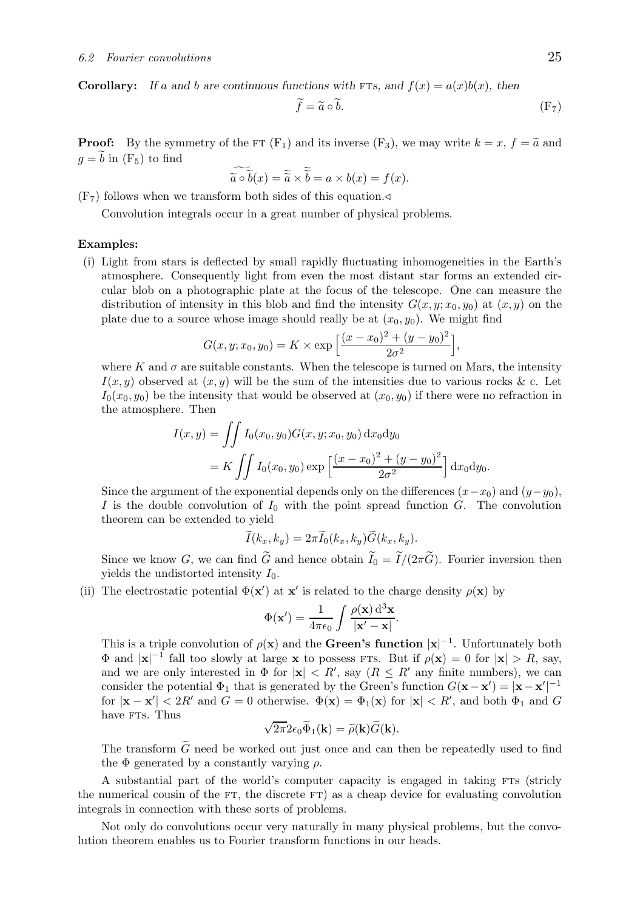**Corollary:** *If $a$ and $b$ are continuous functions with* FTs*, and $f(x) = a(x)b(x)$, then*

$$\widetilde{f} = \widetilde{a} \circ \widetilde{b}. \tag{F$_7$}$$

**Proof:** By the symmetry of the FT ($F_1$) and its inverse ($F_3$), we may write $k = x$, $f = \widetilde{a}$ and $g = \widetilde{b}$ in ($F_5$) to find

$$\widetilde{\widetilde{a} \circ \widetilde{b}}(x) = \widetilde{\widetilde{a}} \times \widetilde{\widetilde{b}} = a \times b(x) = f(x).$$

($F_7$) follows when we transform both sides of this equation.◁

Convolution integrals occur in a great number of physical problems.

**Examples:**

(i) Light from stars is deflected by small rapidly fluctuating inhomogeneities in the Earth's atmosphere. Consequently light from even the most distant star forms an extended circular blob on a photographic plate at the focus of the telescope. One can measure the distribution of intensity in this blob and find the intensity $G(x, y; x_0, y_0)$ at $(x, y)$ on the plate due to a source whose image should really be at $(x_0, y_0)$. We might find

$$G(x, y; x_0, y_0) = K \times \exp\Big[\frac{(x - x_0)^2 + (y - y_0)^2}{2\sigma^2}\Big],$$

where $K$ and $\sigma$ are suitable constants. When the telescope is turned on Mars, the intensity $I(x, y)$ observed at $(x, y)$ will be the sum of the intensities due to various rocks & c. Let $I_0(x_0, y_0)$ be the intensity that would be observed at $(x_0, y_0)$ if there were no refraction in the atmosphere. Then

$$\begin{aligned} I(x, y) &= \iint I_0(x_0, y_0) G(x, y; x_0, y_0)\, \mathrm{d}x_0 \mathrm{d}y_0 \\ &= K \iint I_0(x_0, y_0) \exp\Big[\frac{(x - x_0)^2 + (y - y_0)^2}{2\sigma^2}\Big]\, \mathrm{d}x_0 \mathrm{d}y_0. \end{aligned}$$

Since the argument of the exponential depends only on the differences $(x - x_0)$ and $(y - y_0)$, $I$ is the double convolution of $I_0$ with the point spread function $G$. The convolution theorem can be extended to yield

$$\widetilde{I}(k_x, k_y) = 2\pi \widetilde{I}_0(k_x, k_y) \widetilde{G}(k_x, k_y).$$

Since we know $G$, we can find $\widetilde{G}$ and hence obtain $\widetilde{I}_0 = \widetilde{I}/(2\pi\widetilde{G})$. Fourier inversion then yields the undistorted intensity $I_0$.

(ii) The electrostatic potential $\Phi(\mathbf{x}')$ at $\mathbf{x}'$ is related to the charge density $\rho(\mathbf{x})$ by

$$\Phi(\mathbf{x}') = \frac{1}{4\pi\epsilon_0} \int \frac{\rho(\mathbf{x})\, \mathrm{d}^3\mathbf{x}}{|\mathbf{x}' - \mathbf{x}|}.$$

This is a triple convolution of $\rho(\mathbf{x})$ and the **Green's function** $|\mathbf{x}|^{-1}$. Unfortunately both $\Phi$ and $|\mathbf{x}|^{-1}$ fall too slowly at large $\mathbf{x}$ to possess FTs. But if $\rho(\mathbf{x}) = 0$ for $|\mathbf{x}| > R$, say, and we are only interested in $\Phi$ for $|\mathbf{x}| < R'$, say ($R \le R'$ any finite numbers), we can consider the potential $\Phi_1$ that is generated by the Green's function $G(\mathbf{x} - \mathbf{x}') = |\mathbf{x} - \mathbf{x}'|^{-1}$ for $|\mathbf{x} - \mathbf{x}'| < 2R'$ and $G = 0$ otherwise. $\Phi(\mathbf{x}) = \Phi_1(\mathbf{x})$ for $|\mathbf{x}| < R'$, and both $\Phi_1$ and $G$ have FTs. Thus

$$\sqrt{2\pi} 2\epsilon_0 \widetilde{\Phi}_1(\mathbf{k}) = \widetilde{\rho}(\mathbf{k}) \widetilde{G}(\mathbf{k}).$$

The transform $\widetilde{G}$ need be worked out just once and can then be repeatedly used to find the $\Phi$ generated by a constantly varying $\rho$.

A substantial part of the world's computer capacity is engaged in taking FTs (stricly the numerical cousin of the FT, the discrete FT) as a cheap device for evaluating convolution integrals in connection with these sorts of problems.

Not only do convolutions occur very naturally in many physical problems, but the convolution theorem enables us to Fourier transform functions in our heads.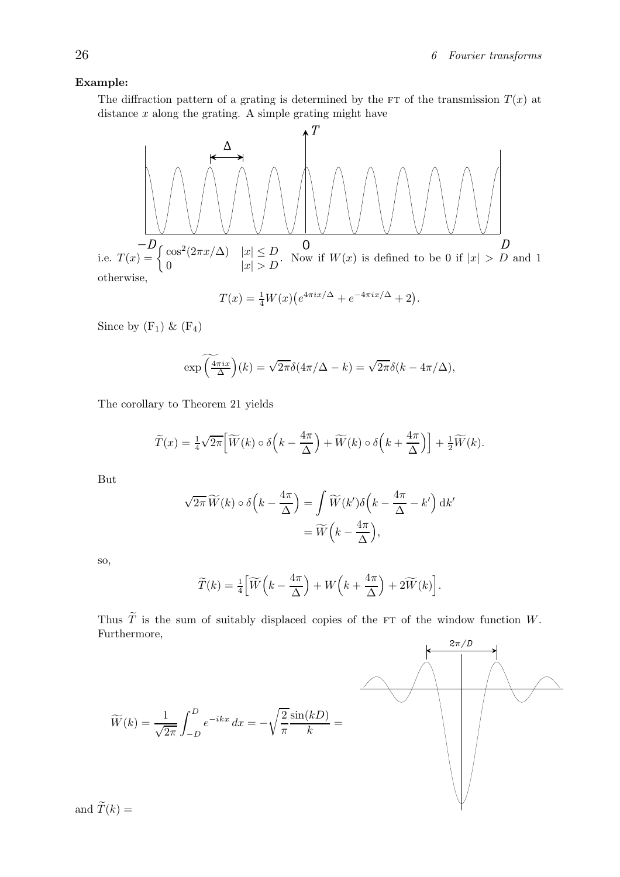**Example:**

The diffraction pattern of a grating is determined by the FT of the transmission $T(x)$ at distance $x$ along the grating. A simple grating might have

i.e. $T(x) = \begin{cases} \cos^2(2\pi x/\Delta) & |x| \le D \\ 0 & |x| > D \end{cases}$. Now if $W(x)$ is defined to be 0 if $|x| > D$ and 1 otherwise,

$$T(x) = \tfrac{1}{4}W(x)\big(e^{4\pi i x/\Delta} + e^{-4\pi i x/\Delta} + 2\big).$$

Since by ($\mathrm{F}_1$) & ($\mathrm{F}_4$)

$$\widetilde{\exp\left(\tfrac{4\pi i x}{\Delta}\right)}(k) = \sqrt{2\pi}\delta(4\pi/\Delta - k) = \sqrt{2\pi}\delta(k - 4\pi/\Delta),$$

The corollary to Theorem 21 yields

$$\widetilde{T}(x) = \tfrac{1}{4}\sqrt{2\pi}\Big[\widetilde{W}(k)\circ\delta\Big(k - \frac{4\pi}{\Delta}\Big) + \widetilde{W}(k)\circ\delta\Big(k + \frac{4\pi}{\Delta}\Big)\Big] + \tfrac{1}{2}\widetilde{W}(k).$$

But

$$\begin{aligned}\sqrt{2\pi}\,\widetilde{W}(k)\circ\delta\Big(k - \frac{4\pi}{\Delta}\Big) &= \int \widetilde{W}(k')\delta\Big(k - \frac{4\pi}{\Delta} - k'\Big)\,\mathrm{d}k' \\ &= \widetilde{W}\Big(k - \frac{4\pi}{\Delta}\Big),\end{aligned}$$

so,

$$\widetilde{T}(k) = \tfrac{1}{4}\Big[\widetilde{W}\Big(k - \frac{4\pi}{\Delta}\Big) + W\Big(k + \frac{4\pi}{\Delta}\Big) + 2\widetilde{W}(k)\Big].$$

Thus $\widetilde{T}$ is the sum of suitably displaced copies of the FT of the window function $W$. Furthermore,

$$\widetilde{W}(k) = \frac{1}{\sqrt{2\pi}}\int_{-D}^{D} e^{-ikx}\,dx = -\sqrt{\frac{2}{\pi}}\frac{\sin(kD)}{k} =$$

and $\widetilde{T}(k) =$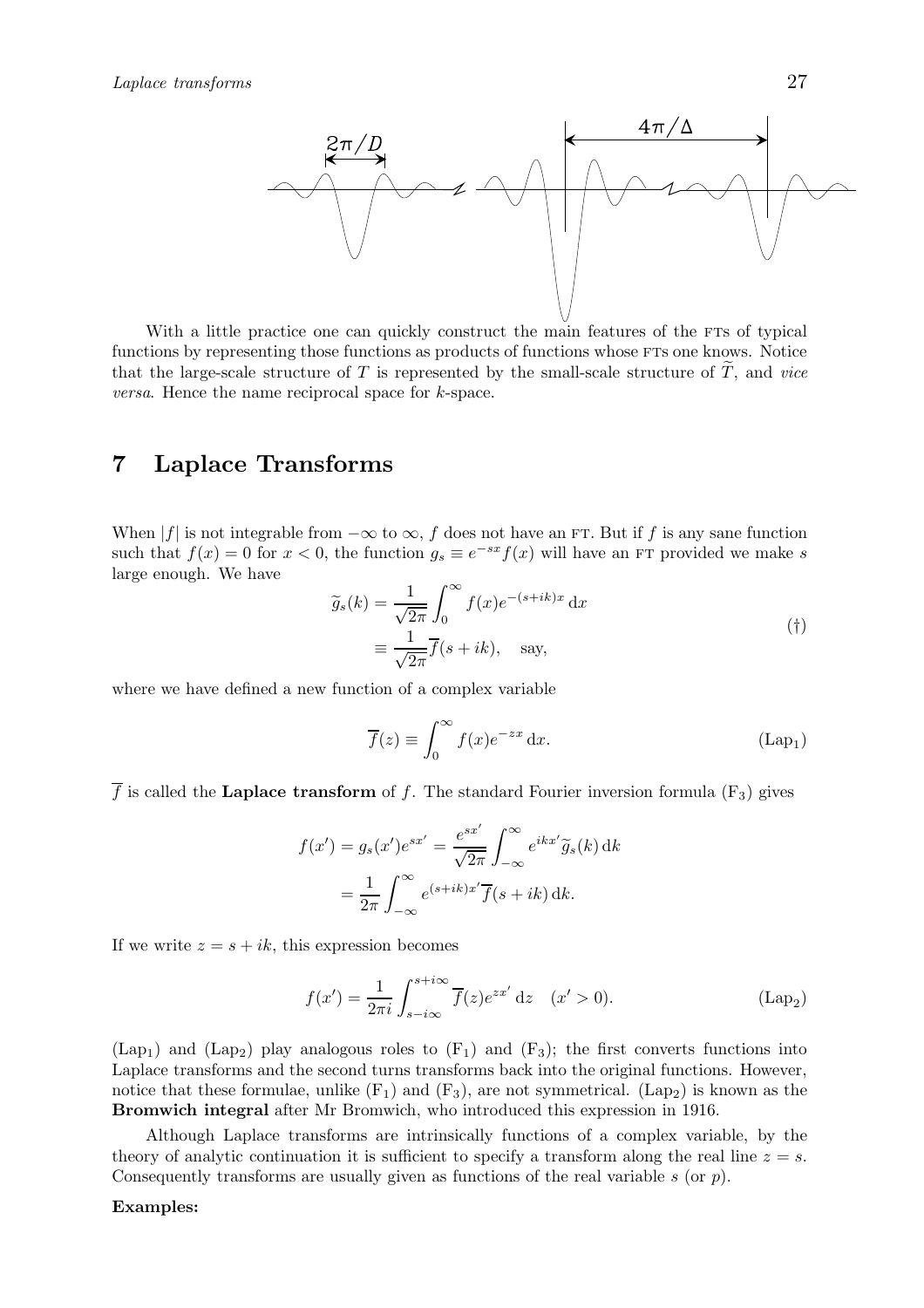With a little practice one can quickly construct the main features of the FTs of typical functions by representing those functions as products of functions whose FTs one knows. Notice that the large-scale structure of $T$ is represented by the small-scale structure of $\widetilde{T}$, and *vice versa*. Hence the name reciprocal space for $k$-space.

## 7 Laplace Transforms

When $|f|$ is not integrable from $-\infty$ to $\infty$, $f$ does not have an FT. But if $f$ is any sane function such that $f(x) = 0$ for $x < 0$, the function $g_s \equiv e^{-sx} f(x)$ will have an FT provided we make $s$ large enough. We have

$$\begin{aligned} \widetilde{g}_s(k) &= \frac{1}{\sqrt{2\pi}} \int_0^\infty f(x) e^{-(s+ik)x} \, \mathrm{d}x \\ &\equiv \frac{1}{\sqrt{2\pi}} \overline{f}(s+ik), \quad \text{say,} \end{aligned} \tag{†}$$

where we have defined a new function of a complex variable

$$\overline{f}(z) \equiv \int_0^\infty f(x) e^{-zx} \, \mathrm{d}x. \tag{Lap$_1$}$$

$\overline{f}$ is called the **Laplace transform** of $f$. The standard Fourier inversion formula ($\mathrm{F}_3$) gives

$$\begin{aligned} f(x') = g_s(x') e^{sx'} &= \frac{e^{sx'}}{\sqrt{2\pi}} \int_{-\infty}^\infty e^{ikx'} \widetilde{g}_s(k) \, \mathrm{d}k \\ &= \frac{1}{2\pi} \int_{-\infty}^\infty e^{(s+ik)x'} \overline{f}(s+ik) \, \mathrm{d}k. \end{aligned}$$

If we write $z = s + ik$, this expression becomes

$$f(x') = \frac{1}{2\pi i} \int_{s-i\infty}^{s+i\infty} \overline{f}(z) e^{zx'} \, \mathrm{d}z \quad (x' > 0). \tag{Lap$_2$}$$

($\mathrm{Lap}_1$) and ($\mathrm{Lap}_2$) play analogous roles to ($\mathrm{F}_1$) and ($\mathrm{F}_3$); the first converts functions into Laplace transforms and the second turns transforms back into the original functions. However, notice that these formulae, unlike ($\mathrm{F}_1$) and ($\mathrm{F}_3$), are not symmetrical. ($\mathrm{Lap}_2$) is known as the **Bromwich integral** after Mr Bromwich, who introduced this expression in 1916.

Although Laplace transforms are intrinsically functions of a complex variable, by the theory of analytic continuation it is sufficient to specify a transform along the real line $z = s$. Consequently transforms are usually given as functions of the real variable $s$ (or $p$).

**Examples:**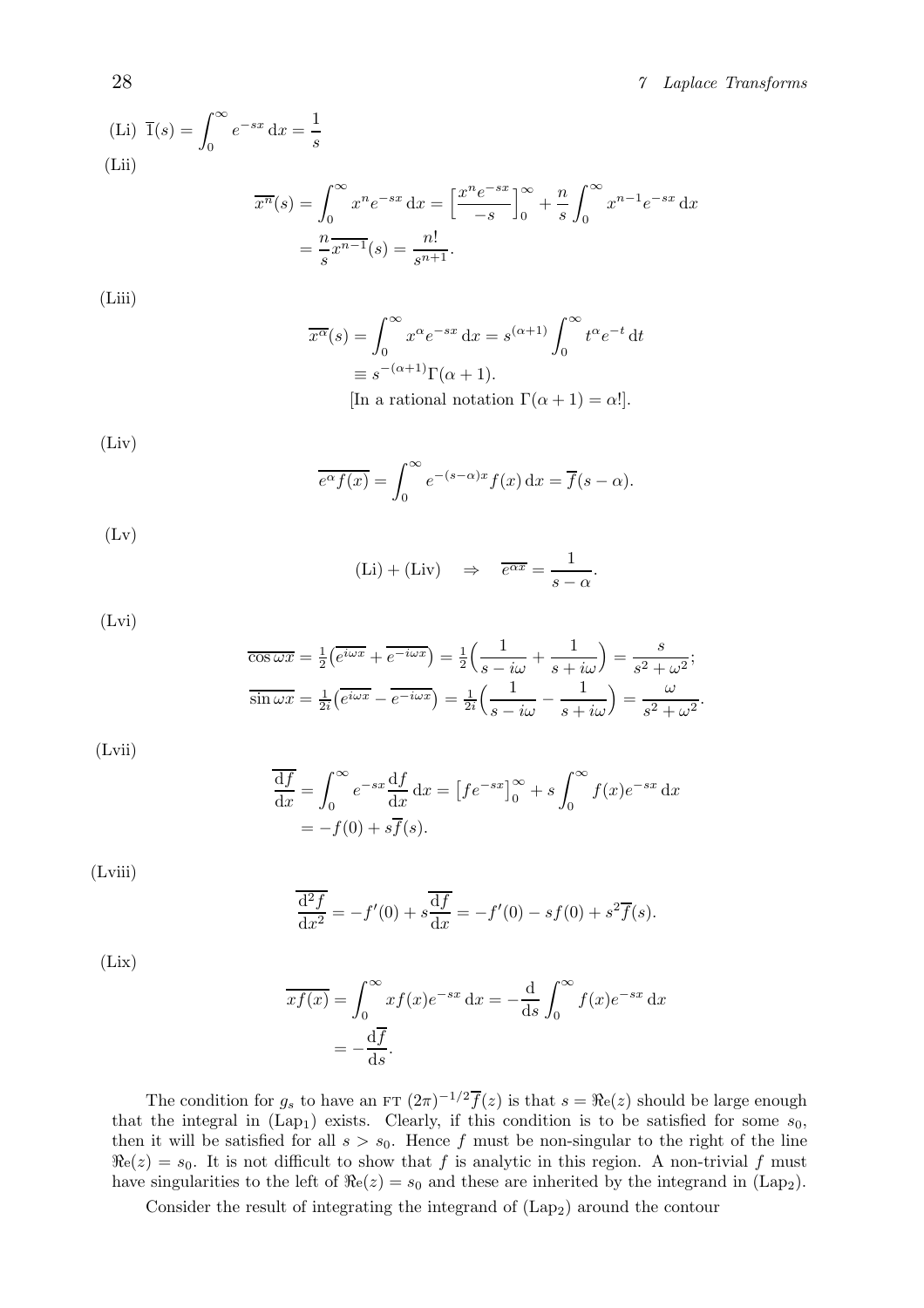(Li) $\overline{1}(s) = \int_0^\infty e^{-sx}\,\mathrm{d}x = \dfrac{1}{s}$

(Lii)

$$\begin{aligned}\overline{x^n}(s) &= \int_0^\infty x^n e^{-sx}\,\mathrm{d}x = \Big[\frac{x^n e^{-sx}}{-s}\Big]_0^\infty + \frac{n}{s}\int_0^\infty x^{n-1}e^{-sx}\,\mathrm{d}x \\ &= \frac{n}{s}\overline{x^{n-1}}(s) = \frac{n!}{s^{n+1}}.\end{aligned}$$

(Liii)

$$\begin{aligned}\overline{x^\alpha}(s) &= \int_0^\infty x^\alpha e^{-sx}\,\mathrm{d}x = s^{(\alpha+1)}\int_0^\infty t^\alpha e^{-t}\,\mathrm{d}t \\ &\equiv s^{-(\alpha+1)}\Gamma(\alpha+1). \\ &\text{[In a rational notation } \Gamma(\alpha+1) = \alpha!].\end{aligned}$$

(Liv)

$$\overline{e^\alpha f(x)} = \int_0^\infty e^{-(s-\alpha)x} f(x)\,\mathrm{d}x = \overline{f}(s-\alpha).$$

(Lv)

$$\text{(Li)} + \text{(Liv)} \quad \Rightarrow \quad \overline{e^{\alpha x}} = \frac{1}{s-\alpha}.$$

(Lvi)

$$\begin{aligned}\overline{\cos\omega x} &= \tfrac{1}{2}\big(\overline{e^{i\omega x}} + \overline{e^{-i\omega x}}\big) = \tfrac{1}{2}\Big(\frac{1}{s-i\omega} + \frac{1}{s+i\omega}\Big) = \frac{s}{s^2+\omega^2}; \\ \overline{\sin\omega x} &= \tfrac{1}{2i}\big(\overline{e^{i\omega x}} - \overline{e^{-i\omega x}}\big) = \tfrac{1}{2i}\Big(\frac{1}{s-i\omega} - \frac{1}{s+i\omega}\Big) = \frac{\omega}{s^2+\omega^2}.\end{aligned}$$

(Lvii)

$$\begin{aligned}\overline{\frac{\mathrm{d}f}{\mathrm{d}x}} &= \int_0^\infty e^{-sx}\frac{\mathrm{d}f}{\mathrm{d}x}\,\mathrm{d}x = \big[fe^{-sx}\big]_0^\infty + s\int_0^\infty f(x)e^{-sx}\,\mathrm{d}x \\ &= -f(0) + s\overline{f}(s).\end{aligned}$$

(Lviii)

$$\overline{\frac{\mathrm{d}^2 f}{\mathrm{d}x^2}} = -f'(0) + s\overline{\frac{\mathrm{d}f}{\mathrm{d}x}} = -f'(0) - sf(0) + s^2\overline{f}(s).$$

(Lix)

$$\begin{aligned}\overline{xf(x)} &= \int_0^\infty xf(x)e^{-sx}\,\mathrm{d}x = -\frac{\mathrm{d}}{\mathrm{d}s}\int_0^\infty f(x)e^{-sx}\,\mathrm{d}x \\ &= -\frac{\mathrm{d}\overline{f}}{\mathrm{d}s}.\end{aligned}$$

The condition for $g_s$ to have an FT $(2\pi)^{-1/2}\overline{f}(z)$ is that $s = \Re\mathrm{e}(z)$ should be large enough that the integral in (Lap$_1$) exists. Clearly, if this condition is to be satisfied for some $s_0$, then it will be satisfied for all $s > s_0$. Hence $f$ must be non-singular to the right of the line $\Re\mathrm{e}(z) = s_0$. It is not difficult to show that $f$ is analytic in this region. A non-trivial $f$ must have singularities to the left of $\Re\mathrm{e}(z) = s_0$ and these are inherited by the integrand in (Lap$_2$).

Consider the result of integrating the integrand of (Lap$_2$) around the contour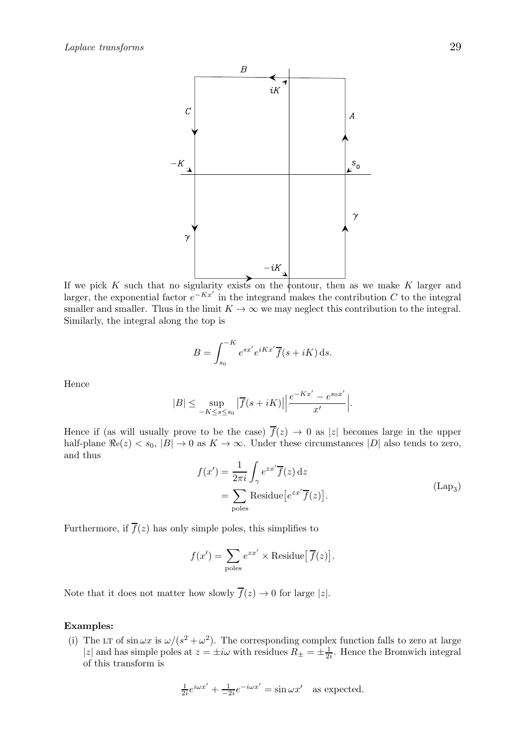If we pick $K$ such that no sigularity exists on the contour, then as we make $K$ larger and larger, the exponential factor $e^{-Kx'}$ in the integrand makes the contribution $C$ to the integral smaller and smaller. Thus in the limit $K \to \infty$ we may neglect this contribution to the integral. Similarly, the integral along the top is

$$B = \int_{s_0}^{-K} e^{sx'} e^{iKx'} \overline{f}(s + iK)\, \mathrm{d}s.$$

Hence

$$|B| \le \sup_{-K \le s \le s_0} \left|\overline{f}(s + iK)\right| \left|\frac{e^{-Kx'} - e^{s_0 x'}}{x'}\right|.$$

Hence if (as will usually prove to be the case) $\overline{f}(z) \to 0$ as $|z|$ becomes large in the upper half-plane $\Re\mathrm{e}(z) < s_0$, $|B| \to 0$ as $K \to \infty$. Under these circumstances $|D|$ also tends to zero, and thus

$$\begin{aligned} f(x') &= \frac{1}{2\pi i} \int_\gamma e^{zx'} \overline{f}(z)\, \mathrm{d}z \\ &= \sum_{\text{poles}} \text{Residue}\big[e^{zx'} \overline{f}(z)\big]. \end{aligned} \qquad (\text{Lap}_3)$$

Furthermore, if $\overline{f}(z)$ has only simple poles, this simplifies to

$$f(x') = \sum_{\text{poles}} e^{zx'} \times \text{Residue}\big[\,\overline{f}(z)\big].$$

Note that it does not matter how slowly $\overline{f}(z) \to 0$ for large $|z|$.

**Examples:**

(i) The LT of $\sin \omega x$ is $\omega/(s^2 + \omega^2)$. The corresponding complex function falls to zero at large $|z|$ and has simple poles at $z = \pm i\omega$ with residues $R_\pm = \pm\frac{1}{2i}$. Hence the Bromwich integral of this transform is

$$\tfrac{1}{2i} e^{i\omega x'} + \tfrac{1}{-2i} e^{-i\omega x'} = \sin \omega x' \quad \text{as expected.}$$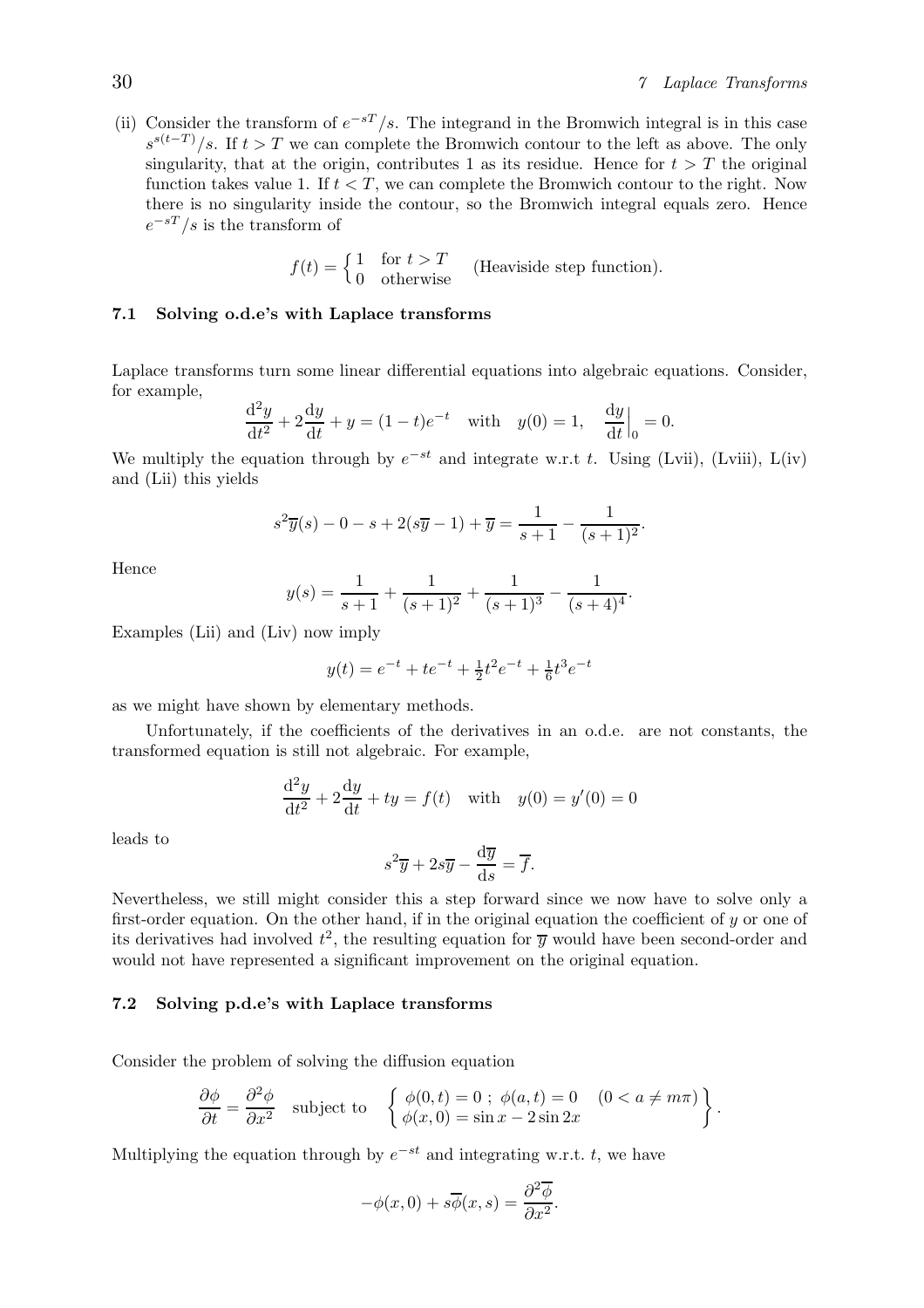(ii) Consider the transform of $e^{-sT}/s$. The integrand in the Bromwich integral is in this case $s^{s(t-T)}/s$. If $t > T$ we can complete the Bromwich contour to the left as above. The only singularity, that at the origin, contributes 1 as its residue. Hence for $t > T$ the original function takes value 1. If $t < T$, we can complete the Bromwich contour to the right. Now there is no singularity inside the contour, so the Bromwich integral equals zero. Hence $e^{-sT}/s$ is the transform of

$$f(t) = \begin{cases} 1 & \text{for } t > T \\ 0 & \text{otherwise} \end{cases} \quad \text{(Heaviside step function).}$$

### 7.1 Solving o.d.e's with Laplace transforms

Laplace transforms turn some linear differential equations into algebraic equations. Consider, for example,

$$\frac{\mathrm{d}^2 y}{\mathrm{d}t^2} + 2\frac{\mathrm{d}y}{\mathrm{d}t} + y = (1-t)e^{-t} \quad \text{with} \quad y(0) = 1, \quad \left.\frac{\mathrm{d}y}{\mathrm{d}t}\right|_0 = 0.$$

We multiply the equation through by $e^{-st}$ and integrate w.r.t $t$. Using (Lvii), (Lviii), L(iv) and (Lii) this yields

$$s^2\overline{y}(s) - 0 - s + 2(s\overline{y} - 1) + \overline{y} = \frac{1}{s+1} - \frac{1}{(s+1)^2}.$$

Hence

$$y(s) = \frac{1}{s+1} + \frac{1}{(s+1)^2} + \frac{1}{(s+1)^3} - \frac{1}{(s+4)^4}.$$

Examples (Lii) and (Liv) now imply

$$y(t) = e^{-t} + te^{-t} + \tfrac{1}{2}t^2 e^{-t} + \tfrac{1}{6}t^3 e^{-t}$$

as we might have shown by elementary methods.

Unfortunately, if the coefficients of the derivatives in an o.d.e. are not constants, the transformed equation is still not algebraic. For example,

$$\frac{\mathrm{d}^2 y}{\mathrm{d}t^2} + 2\frac{\mathrm{d}y}{\mathrm{d}t} + ty = f(t) \quad \text{with} \quad y(0) = y'(0) = 0$$

leads to

$$s^2\overline{y} + 2s\overline{y} - \frac{\mathrm{d}\overline{y}}{\mathrm{d}s} = \overline{f}.$$

Nevertheless, we still might consider this a step forward since we now have to solve only a first-order equation. On the other hand, if in the original equation the coefficient of $y$ or one of its derivatives had involved $t^2$, the resulting equation for $\overline{y}$ would have been second-order and would not have represented a significant improvement on the original equation.

### 7.2 Solving p.d.e's with Laplace transforms

Consider the problem of solving the diffusion equation

$$\frac{\partial \phi}{\partial t} = \frac{\partial^2 \phi}{\partial x^2} \quad \text{subject to} \quad \left\{ \begin{array}{l} \phi(0,t) = 0 \; ; \; \phi(a,t) = 0 \quad (0 < a \neq m\pi) \\ \phi(x,0) = \sin x - 2\sin 2x \end{array} \right\}.$$

Multiplying the equation through by $e^{-st}$ and integrating w.r.t. $t$, we have

$$-\phi(x,0) + s\overline{\phi}(x,s) = \frac{\partial^2 \overline{\phi}}{\partial x^2}.$$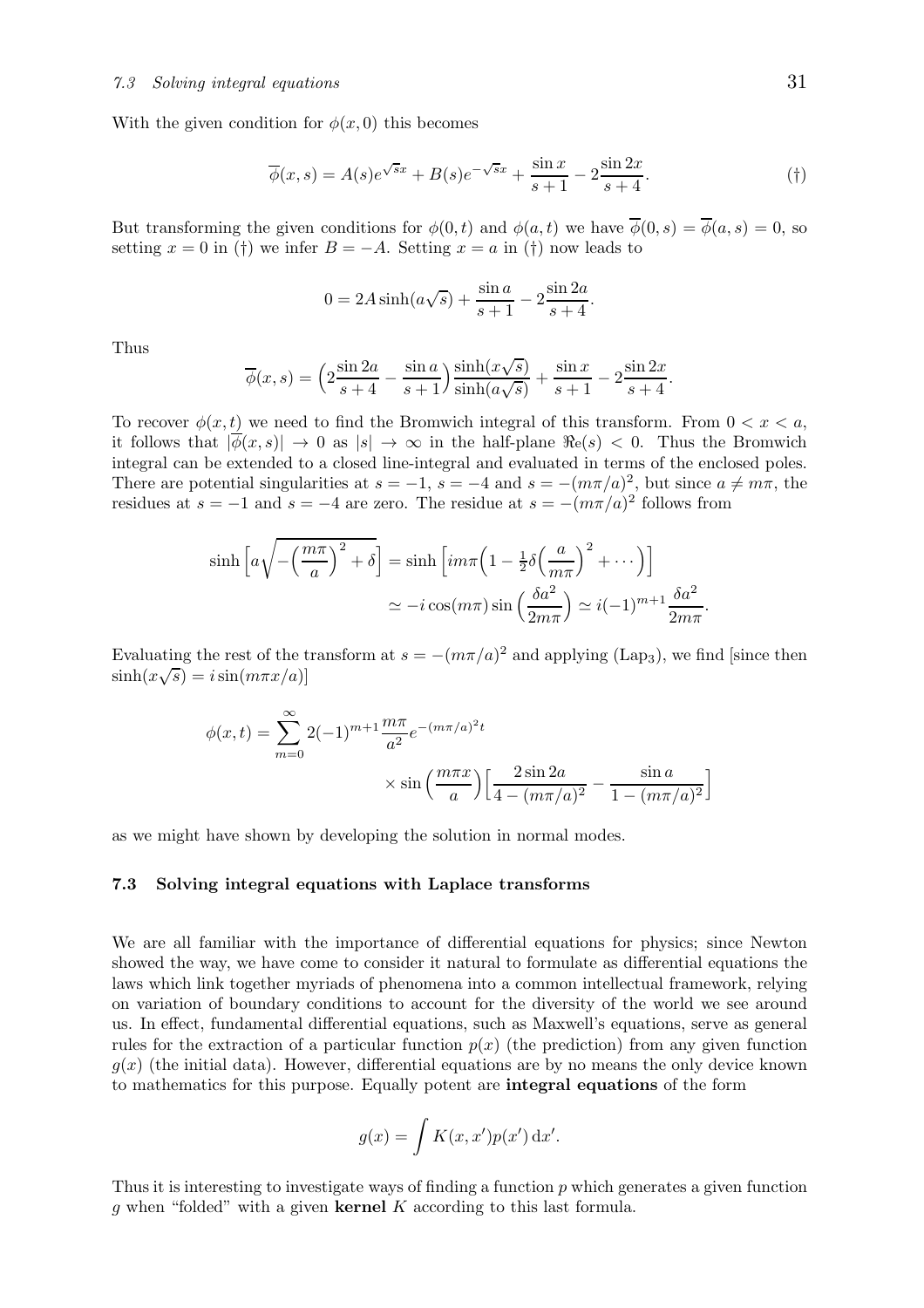With the given condition for $\phi(x,0)$ this becomes

$$\overline{\phi}(x,s) = A(s)e^{\sqrt{s}x} + B(s)e^{-\sqrt{s}x} + \frac{\sin x}{s+1} - 2\frac{\sin 2x}{s+4}. \qquad (\dagger)$$

But transforming the given conditions for $\phi(0,t)$ and $\phi(a,t)$ we have $\overline{\phi}(0,s) = \overline{\phi}(a,s) = 0$, so setting $x = 0$ in (†) we infer $B = -A$. Setting $x = a$ in (†) now leads to

$$0 = 2A\sinh(a\sqrt{s}) + \frac{\sin a}{s+1} - 2\frac{\sin 2a}{s+4}.$$

Thus

$$\overline{\phi}(x,s) = \Big(2\frac{\sin 2a}{s+4} - \frac{\sin a}{s+1}\Big)\frac{\sinh(x\sqrt{s})}{\sinh(a\sqrt{s})} + \frac{\sin x}{s+1} - 2\frac{\sin 2x}{s+4}.$$

To recover $\phi(x,t)$ we need to find the Bromwich integral of this transform. From $0 < x < a$, it follows that $|\overline{\phi}(x,s)| \to 0$ as $|s| \to \infty$ in the half-plane $\Re\mathrm{e}(s) < 0$. Thus the Bromwich integral can be extended to a closed line-integral and evaluated in terms of the enclosed poles. There are potential singularities at $s = -1$, $s = -4$ and $s = -(m\pi/a)^2$, but since $a \neq m\pi$, the residues at $s = -1$ and $s = -4$ are zero. The residue at $s = -(m\pi/a)^2$ follows from

$$\begin{aligned}\sinh\Big[a\sqrt{-\Big(\frac{m\pi}{a}\Big)^2 + \delta}\Big] &= \sinh\Big[im\pi\Big(1 - \tfrac{1}{2}\delta\Big(\frac{a}{m\pi}\Big)^2 + \cdots\Big)\Big] \\ &\simeq -i\cos(m\pi)\sin\Big(\frac{\delta a^2}{2m\pi}\Big) \simeq i(-1)^{m+1}\frac{\delta a^2}{2m\pi}.\end{aligned}$$

Evaluating the rest of the transform at $s = -(m\pi/a)^2$ and applying (Lap$_3$), we find [since then $\sinh(x\sqrt{s}) = i\sin(m\pi x/a)$]

$$\begin{aligned}\phi(x,t) = \sum_{m=0}^{\infty} 2(-1)^{m+1}\frac{m\pi}{a^2}e^{-(m\pi/a)^2 t} \\ \times \sin\Big(\frac{m\pi x}{a}\Big)\Big[\frac{2\sin 2a}{4-(m\pi/a)^2} - \frac{\sin a}{1-(m\pi/a)^2}\Big]\end{aligned}$$

as we might have shown by developing the solution in normal modes.

### 7.3 Solving integral equations with Laplace transforms

We are all familiar with the importance of differential equations for physics; since Newton showed the way, we have come to consider it natural to formulate as differential equations the laws which link together myriads of phenomena into a common intellectual framework, relying on variation of boundary conditions to account for the diversity of the world we see around us. In effect, fundamental differential equations, such as Maxwell's equations, serve as general rules for the extraction of a particular function $p(x)$ (the prediction) from any given function $g(x)$ (the initial data). However, differential equations are by no means the only device known to mathematics for this purpose. Equally potent are **integral equations** of the form

$$g(x) = \int K(x,x')p(x')\,\mathrm{d}x'.$$

Thus it is interesting to investigate ways of finding a function $p$ which generates a given function $g$ when "folded" with a given **kernel** $K$ according to this last formula.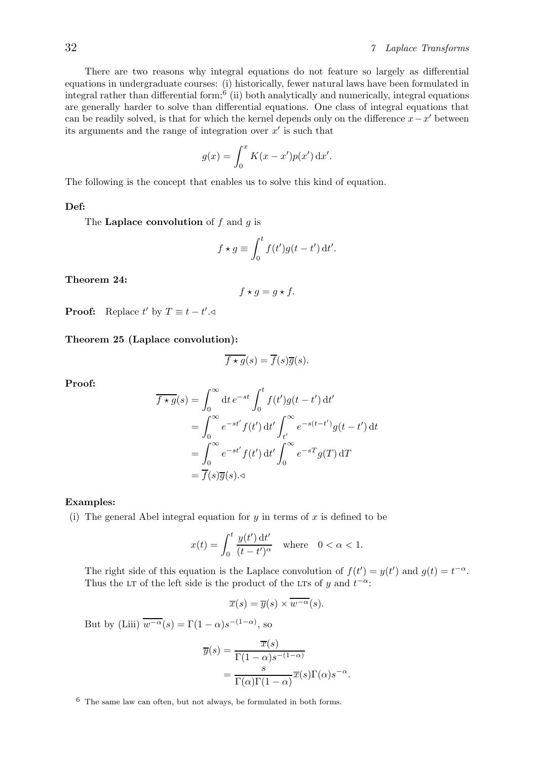There are two reasons why integral equations do not feature so largely as differential equations in undergraduate courses: (i) historically, fewer natural laws have been formulated in integral rather than differential form;[6] (ii) both analytically and numerically, integral equations are generally harder to solve than differential equations. One class of integral equations that can be readily solved, is that for which the kernel depends only on the difference $x - x'$ between its arguments and the range of integration over $x'$ is such that

$$g(x) = \int_0^x K(x - x')p(x')\,\mathrm{d}x'.$$

The following is the concept that enables us to solve this kind of equation.

**Def:**

The **Laplace convolution** of $f$ and $g$ is

$$f \star g \equiv \int_0^t f(t')g(t - t')\,\mathrm{d}t'.$$

**Theorem 24:**

$$f \star g = g \star f.$$

**Proof:** Replace $t'$ by $T \equiv t - t'$.◁

**Theorem 25 (Laplace convolution):**

$$\overline{f \star g}(s) = \overline{f}(s)\overline{g}(s).$$

**Proof:**

$$\begin{aligned}
\overline{f \star g}(s) &= \int_0^\infty \mathrm{d}t\, e^{-st} \int_0^t f(t')g(t - t')\,\mathrm{d}t' \\
&= \int_0^\infty e^{-st'} f(t')\,\mathrm{d}t' \int_{t'}^\infty e^{-s(t-t')} g(t - t')\,\mathrm{d}t \\
&= \int_0^\infty e^{-st'} f(t')\,\mathrm{d}t' \int_0^\infty e^{-sT} g(T)\,\mathrm{d}T \\
&= \overline{f}(s)\overline{g}(s).◁
\end{aligned}$$

**Examples:**

(i) The general Abel integral equation for $y$ in terms of $x$ is defined to be

$$x(t) = \int_0^t \frac{y(t')\,\mathrm{d}t'}{(t - t')^\alpha} \quad \text{where} \quad 0 < \alpha < 1.$$

The right side of this equation is the Laplace convolution of $f(t') = y(t')$ and $g(t) = t^{-\alpha}$. Thus the LT of the left side is the product of the LTs of $y$ and $t^{-\alpha}$:

$$\overline{x}(s) = \overline{y}(s) \times \overline{w^{-\alpha}}(s).$$

But by (Liii) $\overline{w^{-\alpha}}(s) = \Gamma(1 - \alpha)s^{-(1-\alpha)}$, so

$$\begin{aligned}
\overline{y}(s) &= \frac{\overline{x}(s)}{\Gamma(1 - \alpha)s^{-(1-\alpha)}} \\
&= \frac{s}{\Gamma(\alpha)\Gamma(1 - \alpha)}\overline{x}(s)\Gamma(\alpha)s^{-\alpha}.
\end{aligned}$$

[6] The same law can often, but not always, be formulated in both forms.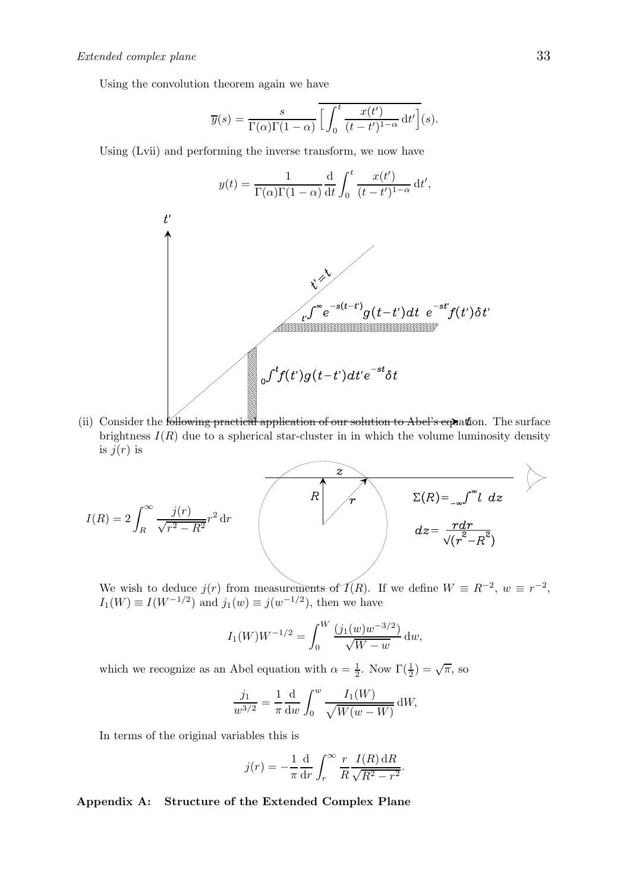Using the convolution theorem again we have

$$\overline{y}(s) = \frac{s}{\Gamma(\alpha)\Gamma(1-\alpha)} \overline{\Big[\int_0^t \frac{x(t')}{(t-t')^{1-\alpha}}\,\mathrm{d}t'\Big]}(s).$$

Using (Lvii) and performing the inverse transform, we now have

$$y(t) = \frac{1}{\Gamma(\alpha)\Gamma(1-\alpha)} \frac{\mathrm{d}}{\mathrm{d}t} \int_0^t \frac{x(t')}{(t-t')^{1-\alpha}}\,\mathrm{d}t',$$

(ii) Consider the following practical application of our solution to Abel's equation. The surface brightness $I(R)$ due to a spherical star-cluster in in which the volume luminosity density is $j(r)$ is

$$I(R) = 2\int_R^\infty \frac{j(r)}{\sqrt{r^2-R^2}} r^2\,\mathrm{d}r$$

We wish to deduce $j(r)$ from measurements of $I(R)$. If we define $W \equiv R^{-2}$, $w \equiv r^{-2}$, $I_1(W) \equiv I(W^{-1/2})$ and $j_1(w) \equiv j(w^{-1/2})$, then we have

$$I_1(W)W^{-1/2} = \int_0^W \frac{(j_1(w)w^{-3/2})}{\sqrt{W-w}}\,\mathrm{d}w,$$

which we recognize as an Abel equation with $\alpha = \frac{1}{2}$. Now $\Gamma(\frac{1}{2}) = \sqrt{\pi}$, so

$$\frac{j_1}{w^{3/2}} = \frac{1}{\pi}\frac{\mathrm{d}}{\mathrm{d}w}\int_0^w \frac{I_1(W)}{\sqrt{W(w-W)}}\,\mathrm{d}W,$$

In terms of the original variables this is

$$j(r) = -\frac{1}{\pi}\frac{\mathrm{d}}{\mathrm{d}r}\int_r^\infty \frac{r}{R}\frac{I(R)\,\mathrm{d}R}{\sqrt{R^2-r^2}}.$$

**Appendix A: Structure of the Extended Complex Plane**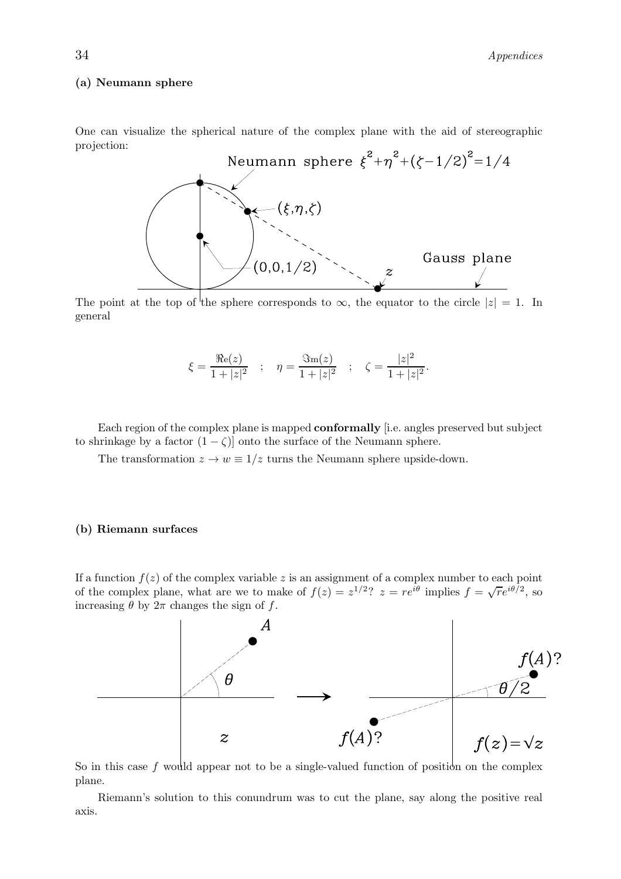**(a) Neumann sphere**

One can visualize the spherical nature of the complex plane with the aid of stereographic projection:

The point at the top of the sphere corresponds to $\infty$, the equator to the circle $|z| = 1$. In general

$$\xi = \frac{\Re\mathrm{e}(z)}{1+|z|^2} \quad ; \quad \eta = \frac{\Im\mathrm{m}(z)}{1+|z|^2} \quad ; \quad \zeta = \frac{|z|^2}{1+|z|^2}.$$

Each region of the complex plane is mapped **conformally** [i.e. angles preserved but subject to shrinkage by a factor $(1-\zeta)$] onto the surface of the Neumann sphere.

The transformation $z \to w \equiv 1/z$ turns the Neumann sphere upside-down.

**(b) Riemann surfaces**

If a function $f(z)$ of the complex variable $z$ is an assignment of a complex number to each point of the complex plane, what are we to make of $f(z) = z^{1/2}$? $z = re^{i\theta}$ implies $f = \sqrt{r}e^{i\theta/2}$, so increasing $\theta$ by $2\pi$ changes the sign of $f$.

So in this case $f$ would appear not to be a single-valued function of position on the complex plane.

Riemann's solution to this conundrum was to cut the plane, say along the positive real axis.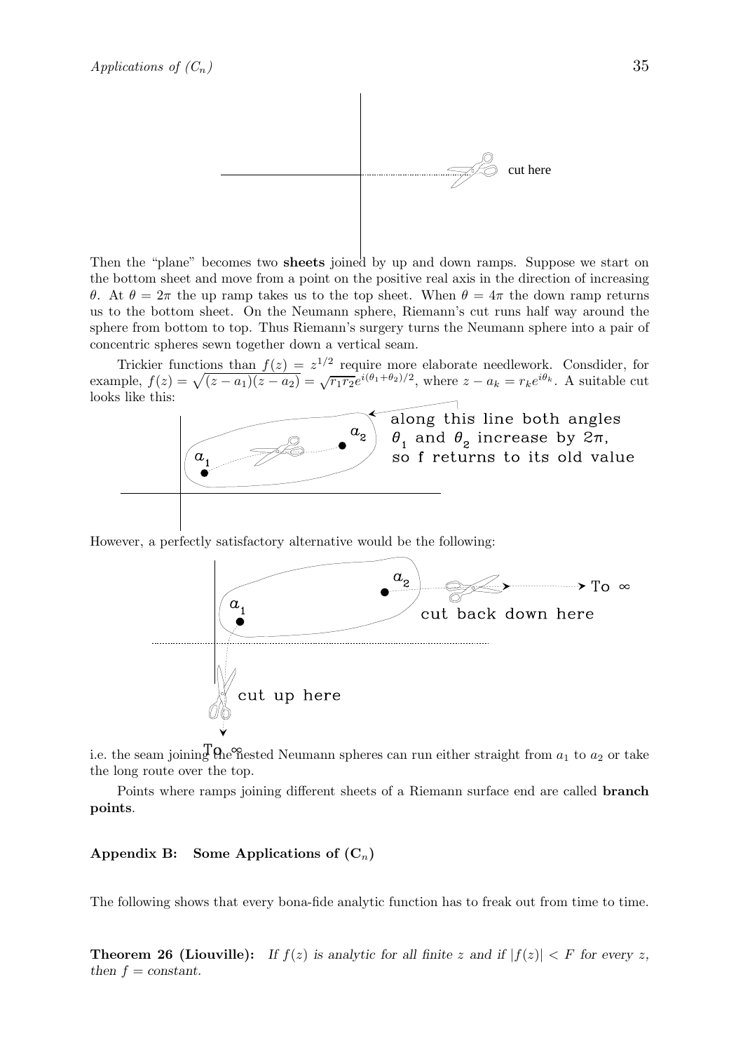Then the "plane" becomes two **sheets** joined by up and down ramps. Suppose we start on the bottom sheet and move from a point on the positive real axis in the direction of increasing $\theta$. At $\theta = 2\pi$ the up ramp takes us to the top sheet. When $\theta = 4\pi$ the down ramp returns us to the bottom sheet. On the Neumann sphere, Riemann's cut runs half way around the sphere from bottom to top. Thus Riemann's surgery turns the Neumann sphere into a pair of concentric spheres sewn together down a vertical seam.

Trickier functions than $f(z) = z^{1/2}$ require more elaborate needlework. Consdider, for example, $f(z) = \sqrt{(z-a_1)(z-a_2)} = \sqrt{r_1 r_2} e^{i(\theta_1+\theta_2)/2}$, where $z - a_k = r_k e^{i\theta_k}$. A suitable cut looks like this:

However, a perfectly satisfactory alternative would be the following:

i.e. the seam joining the nested Neumann spheres can run either straight from $a_1$ to $a_2$ or take the long route over the top.

Points where ramps joining different sheets of a Riemann surface end are called **branch points**.

## Appendix B: Some Applications of ($\mathbf{C}_n$)

The following shows that every bona-fide analytic function has to freak out from time to time.

**Theorem 26 (Liouville):** *If $f(z)$ is analytic for all finite $z$ and if $|f(z)| < F$ for every $z$, then $f =$ constant.*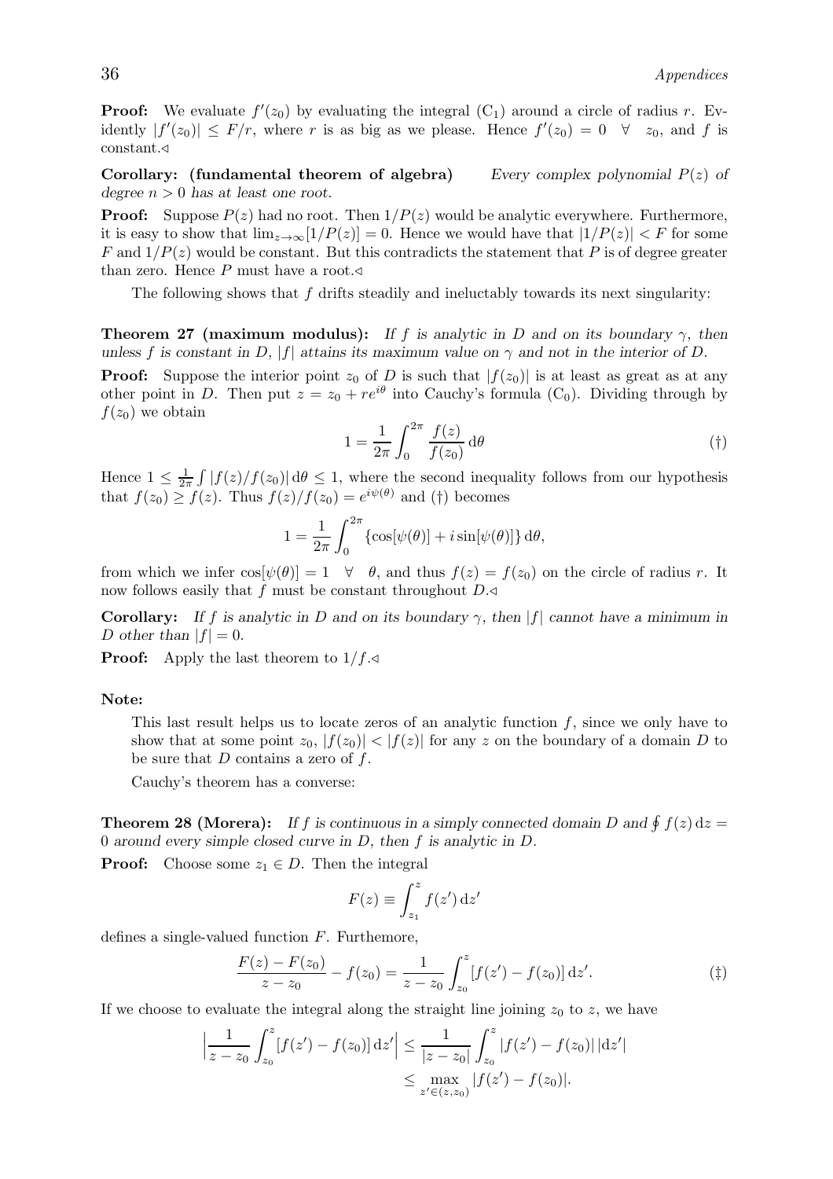**Proof:** We evaluate $f'(z_0)$ by evaluating the integral ($C_1$) around a circle of radius $r$. Evidently $|f'(z_0)| \le F/r$, where $r$ is as big as we please. Hence $f'(z_0) = 0 \quad \forall \quad z_0$, and $f$ is constant.◁

**Corollary: (fundamental theorem of algebra)** *Every complex polynomial $P(z)$ of degree $n > 0$ has at least one root.*

**Proof:** Suppose $P(z)$ had no root. Then $1/P(z)$ would be analytic everywhere. Furthermore, it is easy to show that $\lim_{z\to\infty}[1/P(z)] = 0$. Hence we would have that $|1/P(z)| < F$ for some $F$ and $1/P(z)$ would be constant. But this contradicts the statement that $P$ is of degree greater than zero. Hence $P$ must have a root.◁

The following shows that $f$ drifts steadily and ineluctably towards its next singularity:

**Theorem 27 (maximum modulus):** *If $f$ is analytic in $D$ and on its boundary $\gamma$, then unless $f$ is constant in $D$, $|f|$ attains its maximum value on $\gamma$ and not in the interior of $D$.*

**Proof:** Suppose the interior point $z_0$ of $D$ is such that $|f(z_0)|$ is at least as great as at any other point in $D$. Then put $z = z_0 + re^{i\theta}$ into Cauchy's formula ($C_0$). Dividing through by $f(z_0)$ we obtain

$$1 = \frac{1}{2\pi}\int_0^{2\pi} \frac{f(z)}{f(z_0)}\,\mathrm{d}\theta \tag{†}$$

Hence $1 \le \frac{1}{2\pi}\int |f(z)/f(z_0)|\,\mathrm{d}\theta \le 1$, where the second inequality follows from our hypothesis that $f(z_0) \ge f(z)$. Thus $f(z)/f(z_0) = e^{i\psi(\theta)}$ and (†) becomes

$$1 = \frac{1}{2\pi}\int_0^{2\pi} \{\cos[\psi(\theta)] + i\sin[\psi(\theta)]\}\,\mathrm{d}\theta,$$

from which we infer $\cos[\psi(\theta)] = 1 \quad \forall \quad \theta$, and thus $f(z) = f(z_0)$ on the circle of radius $r$. It now follows easily that $f$ must be constant throughout $D$.◁

**Corollary:** *If $f$ is analytic in $D$ and on its boundary $\gamma$, then $|f|$ cannot have a minimum in $D$ other than $|f| = 0$.*

**Proof:** Apply the last theorem to $1/f$.◁

**Note:**

This last result helps us to locate zeros of an analytic function $f$, since we only have to show that at some point $z_0$, $|f(z_0)| < |f(z)|$ for any $z$ on the boundary of a domain $D$ to be sure that $D$ contains a zero of $f$.

Cauchy's theorem has a converse:

**Theorem 28 (Morera):** *If $f$ is continuous in a simply connected domain $D$ and $\oint f(z)\,\mathrm{d}z = 0$ around every simple closed curve in $D$, then $f$ is analytic in $D$.*

**Proof:** Choose some $z_1 \in D$. Then the integral

$$F(z) \equiv \int_{z_1}^{z} f(z')\,\mathrm{d}z'$$

defines a single-valued function $F$. Furthemore,

$$\frac{F(z) - F(z_0)}{z - z_0} - f(z_0) = \frac{1}{z - z_0}\int_{z_0}^{z} [f(z') - f(z_0)]\,\mathrm{d}z'. \tag{‡}$$

If we choose to evaluate the integral along the straight line joining $z_0$ to $z$, we have

$$\begin{aligned}\Big|\frac{1}{z - z_0}\int_{z_0}^{z} [f(z') - f(z_0)]\,\mathrm{d}z'\Big| &\le \frac{1}{|z - z_0|}\int_{z_0}^{z} |f(z') - f(z_0)|\,|\mathrm{d}z'| \\ &\le \max_{z' \in (z, z_0)} |f(z') - f(z_0)|.\end{aligned}$$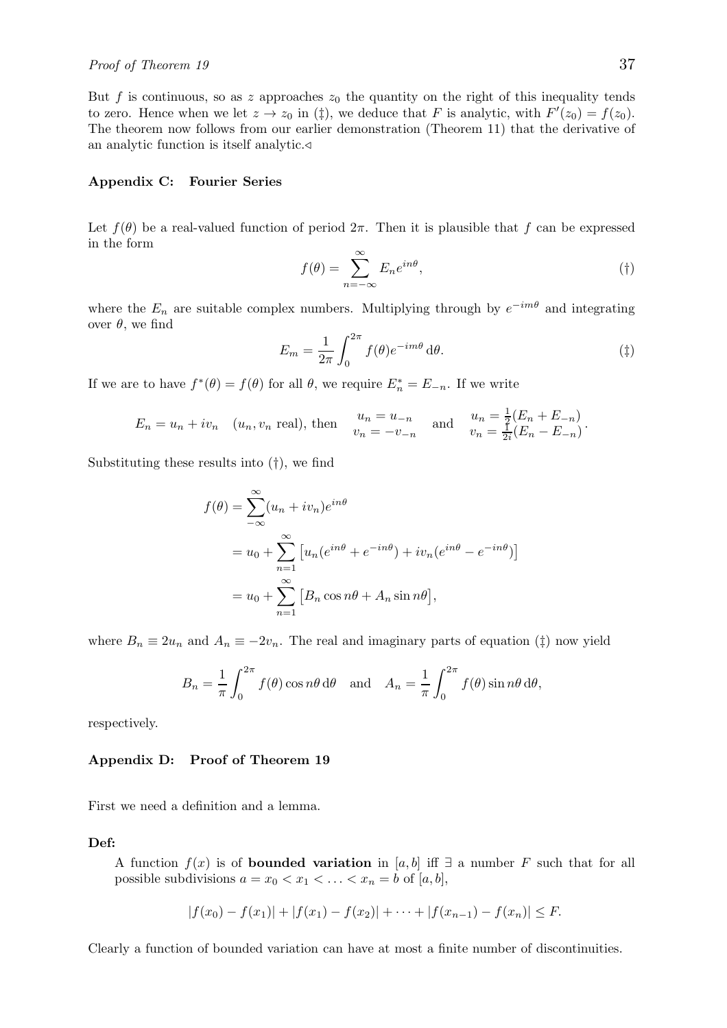But $f$ is continuous, so as $z$ approaches $z_0$ the quantity on the right of this inequality tends to zero. Hence when we let $z \to z_0$ in (‡), we deduce that $F$ is analytic, with $F'(z_0) = f(z_0)$. The theorem now follows from our earlier demonstration (Theorem 11) that the derivative of an analytic function is itself analytic.◁

### Appendix C: Fourier Series

Let $f(\theta)$ be a real-valued function of period $2\pi$. Then it is plausible that $f$ can be expressed in the form

$$f(\theta) = \sum_{n=-\infty}^{\infty} E_n e^{in\theta}, \tag{†}$$

where the $E_n$ are suitable complex numbers. Multiplying through by $e^{-im\theta}$ and integrating over $\theta$, we find

$$E_m = \frac{1}{2\pi} \int_0^{2\pi} f(\theta) e^{-im\theta} \, d\theta. \tag{‡}$$

If we are to have $f^*(\theta) = f(\theta)$ for all $\theta$, we require $E_n^* = E_{-n}$. If we write

$$E_n = u_n + iv_n \quad (u_n, v_n \text{ real}), \text{ then } \quad \begin{array}{c} u_n = u_{-n} \\ v_n = -v_{-n} \end{array} \quad \text{and} \quad \begin{array}{l} u_n = \frac{1}{2}(E_n + E_{-n}) \\ v_n = \frac{1}{2i}(E_n - E_{-n}) \end{array}.$$

Substituting these results into (†), we find

$$\begin{aligned} f(\theta) &= \sum_{-\infty}^{\infty} (u_n + iv_n) e^{in\theta} \\ &= u_0 + \sum_{n=1}^{\infty} \left[ u_n (e^{in\theta} + e^{-in\theta}) + iv_n (e^{in\theta} - e^{-in\theta}) \right] \\ &= u_0 + \sum_{n=1}^{\infty} \left[ B_n \cos n\theta + A_n \sin n\theta \right], \end{aligned}$$

where $B_n \equiv 2u_n$ and $A_n \equiv -2v_n$. The real and imaginary parts of equation (‡) now yield

$$B_n = \frac{1}{\pi} \int_0^{2\pi} f(\theta) \cos n\theta \, d\theta \quad \text{and} \quad A_n = \frac{1}{\pi} \int_0^{2\pi} f(\theta) \sin n\theta \, d\theta,$$

respectively.

### Appendix D: Proof of Theorem 19

First we need a definition and a lemma.

**Def:**

A function $f(x)$ is of **bounded variation** in $[a, b]$ iff $\exists$ a number $F$ such that for all possible subdivisions $a = x_0 < x_1 < \ldots < x_n = b$ of $[a, b]$,

$$|f(x_0) - f(x_1)| + |f(x_1) - f(x_2)| + \cdots + |f(x_{n-1}) - f(x_n)| \leq F.$$

Clearly a function of bounded variation can have at most a finite number of discontinuities.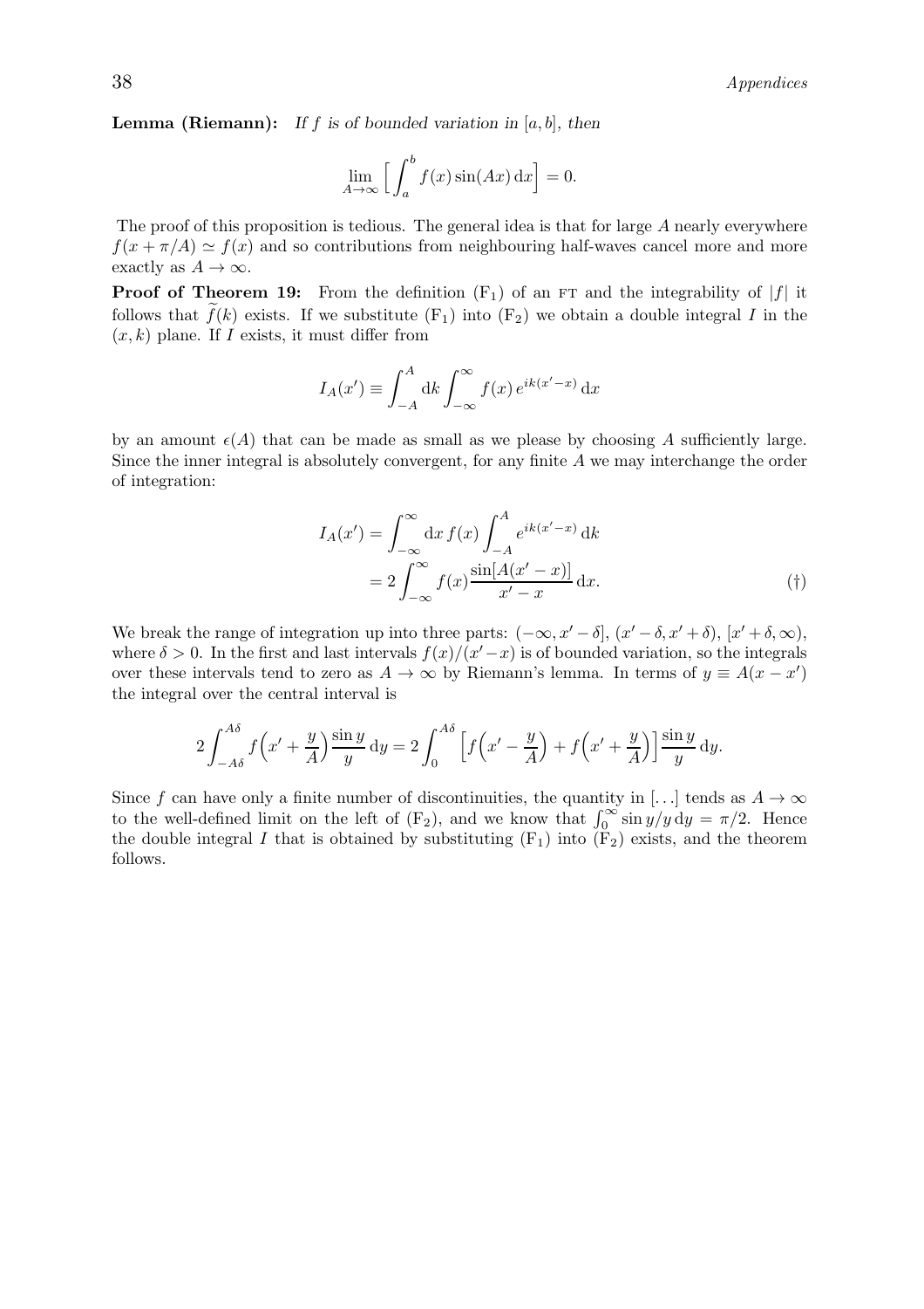**Lemma (Riemann):** *If $f$ is of bounded variation in $[a,b]$, then*

$$\lim_{A\to\infty}\Big[\int_a^b f(x)\sin(Ax)\,\mathrm{d}x\Big]=0.$$

The proof of this proposition is tedious. The general idea is that for large $A$ nearly everywhere $f(x+\pi/A)\simeq f(x)$ and so contributions from neighbouring half-waves cancel more and more exactly as $A\to\infty$.

**Proof of Theorem 19:** From the definition ($\mathrm{F}_1$) of an FT and the integrability of $|f|$ it follows that $\widetilde{f}(k)$ exists. If we substitute ($\mathrm{F}_1$) into ($\mathrm{F}_2$) we obtain a double integral $I$ in the $(x,k)$ plane. If $I$ exists, it must differ from

$$I_A(x')\equiv\int_{-A}^{A}\mathrm{d}k\int_{-\infty}^{\infty}f(x)\,e^{ik(x'-x)}\,\mathrm{d}x$$

by an amount $\epsilon(A)$ that can be made as small as we please by choosing $A$ sufficiently large. Since the inner integral is absolutely convergent, for any finite $A$ we may interchange the order of integration:

$$\begin{aligned}I_A(x')&=\int_{-\infty}^{\infty}\mathrm{d}x\,f(x)\int_{-A}^{A}e^{ik(x'-x)}\,\mathrm{d}k\\&=2\int_{-\infty}^{\infty}f(x)\frac{\sin[A(x'-x)]}{x'-x}\,\mathrm{d}x.\end{aligned}\tag{†}$$

We break the range of integration up into three parts: $(-\infty,x'-\delta]$, $(x'-\delta,x'+\delta)$, $[x'+\delta,\infty)$, where $\delta>0$. In the first and last intervals $f(x)/(x'-x)$ is of bounded variation, so the integrals over these intervals tend to zero as $A\to\infty$ by Riemann's lemma. In terms of $y\equiv A(x-x')$ the integral over the central interval is

$$2\int_{-A\delta}^{A\delta}f\Big(x'+\frac{y}{A}\Big)\frac{\sin y}{y}\,\mathrm{d}y=2\int_0^{A\delta}\Big[f\Big(x'-\frac{y}{A}\Big)+f\Big(x'+\frac{y}{A}\Big)\Big]\frac{\sin y}{y}\,\mathrm{d}y.$$

Since $f$ can have only a finite number of discontinuities, the quantity in $[\ldots]$ tends as $A\to\infty$ to the well-defined limit on the left of ($\mathrm{F}_2$), and we know that $\int_0^\infty \sin y/y\,\mathrm{d}y=\pi/2$. Hence the double integral $I$ that is obtained by substituting ($\mathrm{F}_1$) into ($\mathrm{F}_2$) exists, and the theorem follows.